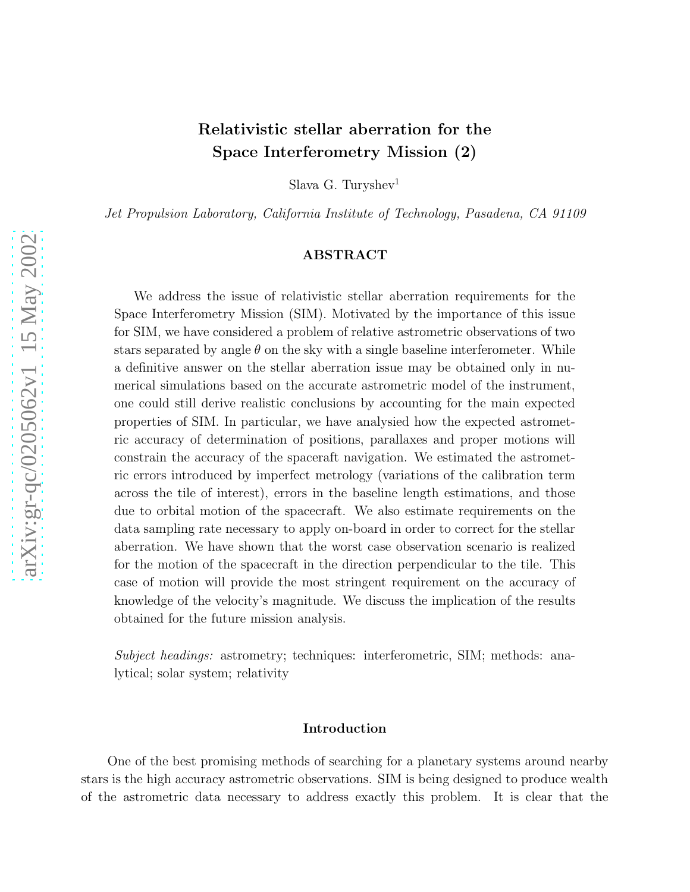# Relativistic stellar aberration for the Space Interferometry Mission (2)

Slava G. Turyshev[1]

*Jet Propulsion Laboratory, California Institute of Technology, Pasadena, CA 91109*

## ABSTRACT

We address the issue of relativistic stellar aberration requirements for the Space Interferometry Mission (SIM). Motivated by the importance of this issue for SIM, we have considered a problem of relative astrometric observations of two stars separated by angle $\theta$ on the sky with a single baseline interferometer. While a definitive answer on the stellar aberration issue may be obtained only in numerical simulations based on the accurate astrometric model of the instrument, one could still derive realistic conclusions by accounting for the main expected properties of SIM. In particular, we have analysied how the expected astrometric accuracy of determination of positions, parallaxes and proper motions will constrain the accuracy of the spaceraft navigation. We estimated the astrometric errors introduced by imperfect metrology (variations of the calibration term across the tile of interest), errors in the baseline length estimations, and those due to orbital motion of the spacecraft. We also estimate requirements on the data sampling rate necessary to apply on-board in order to correct for the stellar aberration. We have shown that the worst case observation scenario is realized for the motion of the spacecraft in the direction perpendicular to the tile. This case of motion will provide the most stringent requirement on the accuracy of knowledge of the velocity's magnitude. We discuss the implication of the results obtained for the future mission analysis.

*Subject headings:* astrometry; techniques: interferometric, SIM; methods: analytical; solar system; relativity

## Introduction

One of the best promising methods of searching for a planetary systems around nearby stars is the high accuracy astrometric observations. SIM is being designed to produce wealth of the astrometric data necessary to address exactly this problem. It is clear that the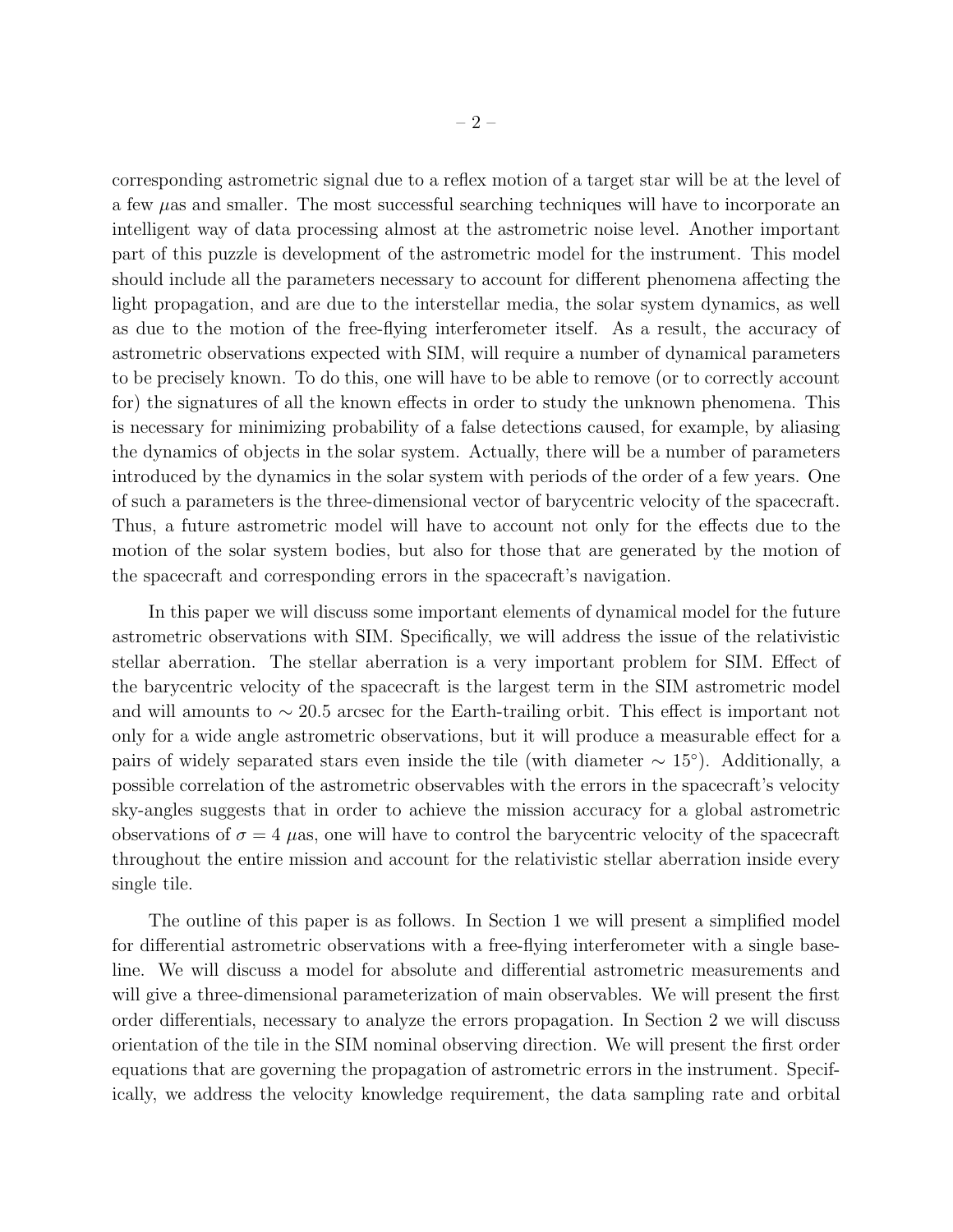corresponding astrometric signal due to a reflex motion of a target star will be at the level of a few $\mu$as and smaller. The most successful searching techniques will have to incorporate an intelligent way of data processing almost at the astrometric noise level. Another important part of this puzzle is development of the astrometric model for the instrument. This model should include all the parameters necessary to account for different phenomena affecting the light propagation, and are due to the interstellar media, the solar system dynamics, as well as due to the motion of the free-flying interferometer itself. As a result, the accuracy of astrometric observations expected with SIM, will require a number of dynamical parameters to be precisely known. To do this, one will have to be able to remove (or to correctly account for) the signatures of all the known effects in order to study the unknown phenomena. This is necessary for minimizing probability of a false detections caused, for example, by aliasing the dynamics of objects in the solar system. Actually, there will be a number of parameters introduced by the dynamics in the solar system with periods of the order of a few years. One of such a parameters is the three-dimensional vector of barycentric velocity of the spacecraft. Thus, a future astrometric model will have to account not only for the effects due to the motion of the solar system bodies, but also for those that are generated by the motion of the spacecraft and corresponding errors in the spacecraft's navigation.

In this paper we will discuss some important elements of dynamical model for the future astrometric observations with SIM. Specifically, we will address the issue of the relativistic stellar aberration. The stellar aberration is a very important problem for SIM. Effect of the barycentric velocity of the spacecraft is the largest term in the SIM astrometric model and will amounts to $\sim 20.5$ arcsec for the Earth-trailing orbit. This effect is important not only for a wide angle astrometric observations, but it will produce a measurable effect for a pairs of widely separated stars even inside the tile (with diameter $\sim 15^\circ$). Additionally, a possible correlation of the astrometric observables with the errors in the spacecraft's velocity sky-angles suggests that in order to achieve the mission accuracy for a global astrometric observations of $\sigma = 4$ $\mu$as, one will have to control the barycentric velocity of the spacecraft throughout the entire mission and account for the relativistic stellar aberration inside every single tile.

The outline of this paper is as follows. In Section 1 we will present a simplified model for differential astrometric observations with a free-flying interferometer with a single baseline. We will discuss a model for absolute and differential astrometric measurements and will give a three-dimensional parameterization of main observables. We will present the first order differentials, necessary to analyze the errors propagation. In Section 2 we will discuss orientation of the tile in the SIM nominal observing direction. We will present the first order equations that are governing the propagation of astrometric errors in the instrument. Specifically, we address the velocity knowledge requirement, the data sampling rate and orbital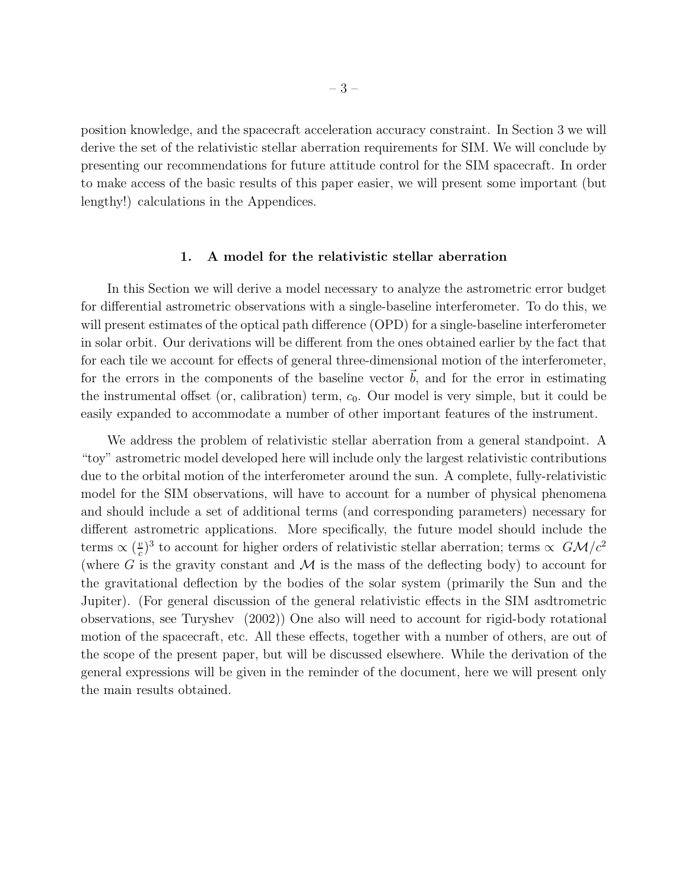position knowledge, and the spacecraft acceleration accuracy constraint. In Section 3 we will derive the set of the relativistic stellar aberration requirements for SIM. We will conclude by presenting our recommendations for future attitude control for the SIM spacecraft. In order to make access of the basic results of this paper easier, we will present some important (but lengthy!) calculations in the Appendices.

## 1. A model for the relativistic stellar aberration

In this Section we will derive a model necessary to analyze the astrometric error budget for differential astrometric observations with a single-baseline interferometer. To do this, we will present estimates of the optical path difference (OPD) for a single-baseline interferometer in solar orbit. Our derivations will be different from the ones obtained earlier by the fact that for each tile we account for effects of general three-dimensional motion of the interferometer, for the errors in the components of the baseline vector $\vec{b}$, and for the error in estimating the instrumental offset (or, calibration) term, $c_0$. Our model is very simple, but it could be easily expanded to accommodate a number of other important features of the instrument.

We address the problem of relativistic stellar aberration from a general standpoint. A "toy" astrometric model developed here will include only the largest relativistic contributions due to the orbital motion of the interferometer around the sun. A complete, fully-relativistic model for the SIM observations, will have to account for a number of physical phenomena and should include a set of additional terms (and corresponding parameters) necessary for different astrometric applications. More specifically, the future model should include the terms $\propto (\frac{v}{c})^3$ to account for higher orders of relativistic stellar aberration; terms $\propto\ G\mathcal{M}/c^2$ (where $G$ is the gravity constant and $\mathcal{M}$ is the mass of the deflecting body) to account for the gravitational deflection by the bodies of the solar system (primarily the Sun and the Jupiter). (For general discussion of the general relativistic effects in the SIM asdtrometric observations, see Turyshev (2002)) One also will need to account for rigid-body rotational motion of the spacecraft, etc. All these effects, together with a number of others, are out of the scope of the present paper, but will be discussed elsewhere. While the derivation of the general expressions will be given in the reminder of the document, here we will present only the main results obtained.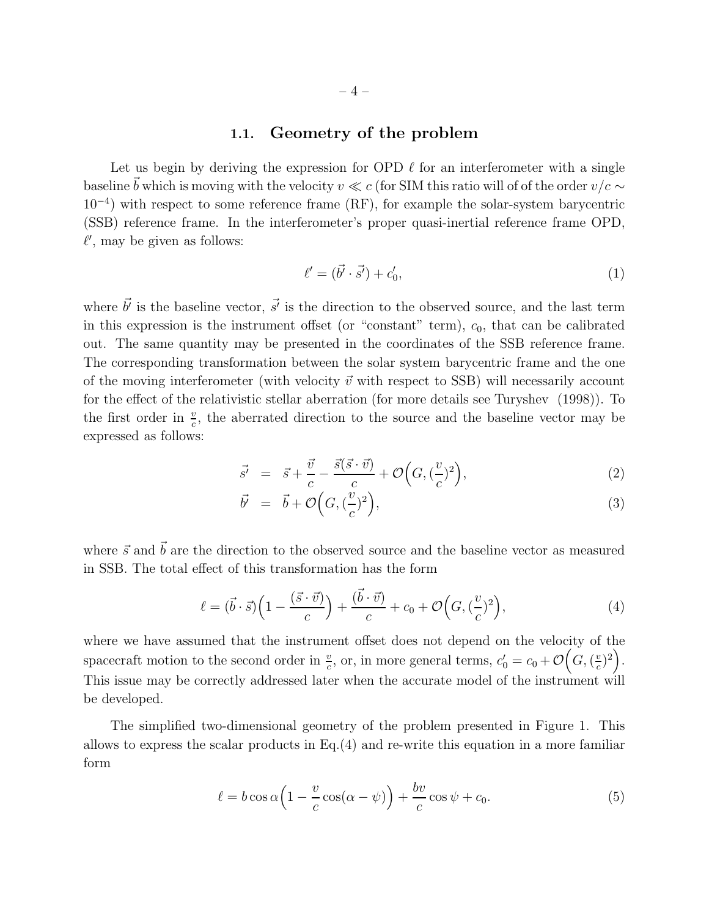### 1.1. Geometry of the problem

Let us begin by deriving the expression for OPD $\ell$ for an interferometer with a single baseline $\vec{b}$ which is moving with the velocity $v \ll c$ (for SIM this ratio will of of the order $v/c \sim 10^{-4}$) with respect to some reference frame (RF), for example the solar-system barycentric (SSB) reference frame. In the interferometer's proper quasi-inertial reference frame OPD, $\ell'$, may be given as follows:

$$
\ell' = (\vec{b'} \cdot \vec{s'}) + c'_0, \tag{1}
$$

where $\vec{b'}$ is the baseline vector, $\vec{s'}$ is the direction to the observed source, and the last term in this expression is the instrument offset (or "constant" term), $c_0$, that can be calibrated out. The same quantity may be presented in the coordinates of the SSB reference frame. The corresponding transformation between the solar system barycentric frame and the one of the moving interferometer (with velocity $\vec{v}$ with respect to SSB) will necessarily account for the effect of the relativistic stellar aberration (for more details see Turyshev (1998)). To the first order in $\frac{v}{c}$, the aberrated direction to the source and the baseline vector may be expressed as follows:

$$
\vec{s'} = \vec{s} + \frac{\vec{v}}{c} - \frac{\vec{s}(\vec{s} \cdot \vec{v})}{c} + \mathcal{O}\Big(G, (\frac{v}{c})^2\Big), \tag{2}
$$

$$
\vec{b'} = \vec{b} + \mathcal{O}\Big(G, (\frac{v}{c})^2\Big), \tag{3}
$$

where $\vec{s}$ and $\vec{b}$ are the direction to the observed source and the baseline vector as measured in SSB. The total effect of this transformation has the form

$$
\ell = (\vec{b} \cdot \vec{s})\Big(1 - \frac{(\vec{s} \cdot \vec{v})}{c}\Big) + \frac{(\vec{b} \cdot \vec{v})}{c} + c_0 + \mathcal{O}\Big(G, (\frac{v}{c})^2\Big), \tag{4}
$$

where we have assumed that the instrument offset does not depend on the velocity of the spacecraft motion to the second order in $\frac{v}{c}$, or, in more general terms, $c'_0 = c_0 + \mathcal{O}\Big(G, (\frac{v}{c})^2\Big)$. This issue may be correctly addressed later when the accurate model of the instrument will be developed.

The simplified two-dimensional geometry of the problem presented in Figure 1. This allows to express the scalar products in Eq.(4) and re-write this equation in a more familiar form

$$
\ell = b \cos\alpha \Big(1 - \frac{v}{c}\cos(\alpha - \psi)\Big) + \frac{bv}{c}\cos\psi + c_0. \tag{5}
$$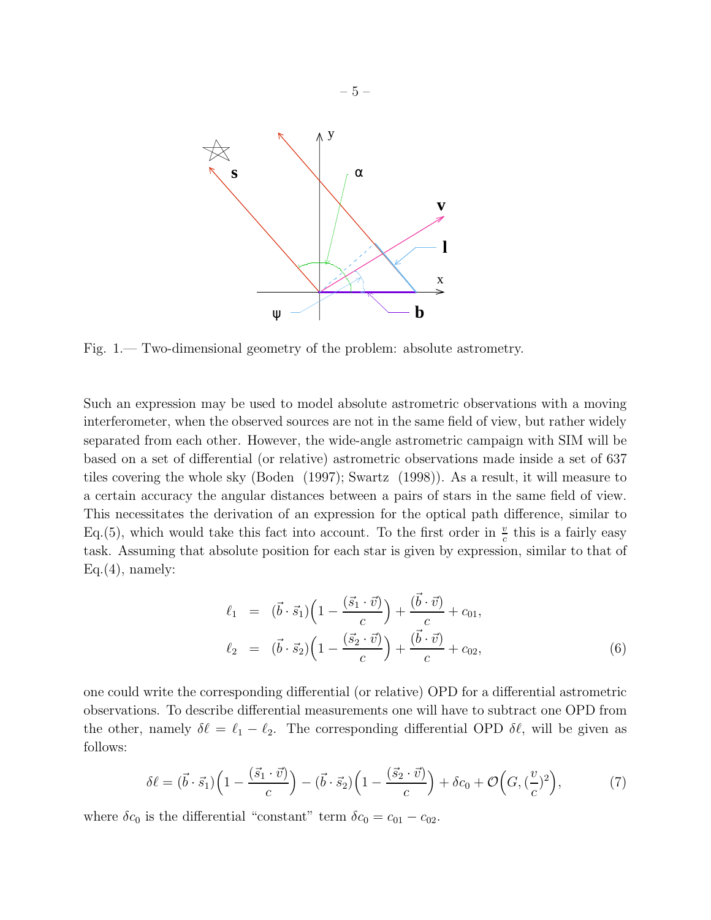Fig. 1.— Two-dimensional geometry of the problem: absolute astrometry.

Such an expression may be used to model absolute astrometric observations with a moving interferometer, when the observed sources are not in the same field of view, but rather widely separated from each other. However, the wide-angle astrometric campaign with SIM will be based on a set of differential (or relative) astrometric observations made inside a set of 637 tiles covering the whole sky (Boden (1997); Swartz (1998)). As a result, it will measure to a certain accuracy the angular distances between a pairs of stars in the same field of view. This necessitates the derivation of an expression for the optical path difference, similar to Eq.(5), which would take this fact into account. To the first order in $\frac{v}{c}$ this is a fairly easy task. Assuming that absolute position for each star is given by expression, similar to that of Eq.(4), namely:

$$
\begin{aligned}
\ell_1 &= (\vec{b}\cdot\vec{s}_1)\Big(1-\frac{(\vec{s}_1\cdot\vec{v})}{c}\Big)+\frac{(\vec{b}\cdot\vec{v})}{c}+c_{01}, \\
\ell_2 &= (\vec{b}\cdot\vec{s}_2)\Big(1-\frac{(\vec{s}_2\cdot\vec{v})}{c}\Big)+\frac{(\vec{b}\cdot\vec{v})}{c}+c_{02},
\end{aligned}
\tag{6}
$$

one could write the corresponding differential (or relative) OPD for a differential astrometric observations. To describe differential measurements one will have to subtract one OPD from the other, namely $\delta\ell = \ell_1 - \ell_2$. The corresponding differential OPD $\delta\ell$, will be given as follows:

$$
\delta\ell = (\vec{b}\cdot\vec{s}_1)\Big(1-\frac{(\vec{s}_1\cdot\vec{v})}{c}\Big)-(\vec{b}\cdot\vec{s}_2)\Big(1-\frac{(\vec{s}_2\cdot\vec{v})}{c}\Big)+\delta c_0+\mathcal{O}\Big(G,(\frac{v}{c})^2\Big),
\tag{7}
$$

where $\delta c_0$ is the differential "constant" term $\delta c_0 = c_{01} - c_{02}$.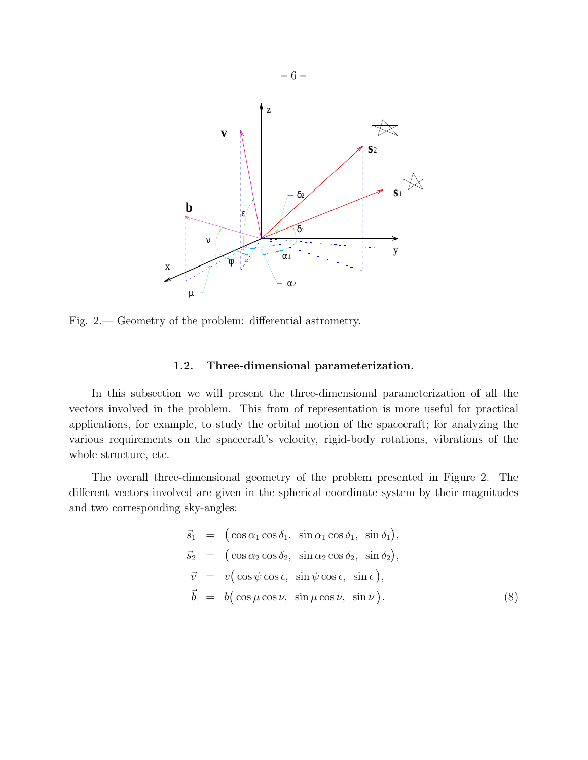Fig. 2.— Geometry of the problem: differential astrometry.

### 1.2. Three-dimensional parameterization.

In this subsection we will present the three-dimensional parameterization of all the vectors involved in the problem. This from of representation is more useful for practical applications, for example, to study the orbital motion of the spacecraft; for analyzing the various requirements on the spacecraft's velocity, rigid-body rotations, vibrations of the whole structure, etc.

The overall three-dimensional geometry of the problem presented in Figure 2. The different vectors involved are given in the spherical coordinate system by their magnitudes and two corresponding sky-angles:

$$
\begin{aligned}
\vec{s}_1 &= \big(\cos\alpha_1\cos\delta_1,\ \ \sin\alpha_1\cos\delta_1,\ \ \sin\delta_1\big), \\
\vec{s}_2 &= \big(\cos\alpha_2\cos\delta_2,\ \ \sin\alpha_2\cos\delta_2,\ \ \sin\delta_2\big), \\
\vec{v} &= v\big(\cos\psi\cos\epsilon,\ \ \sin\psi\cos\epsilon,\ \ \sin\epsilon\big), \\
\vec{b} &= b\big(\cos\mu\cos\nu,\ \ \sin\mu\cos\nu,\ \ \sin\nu\big).
\end{aligned}
\tag{8}
$$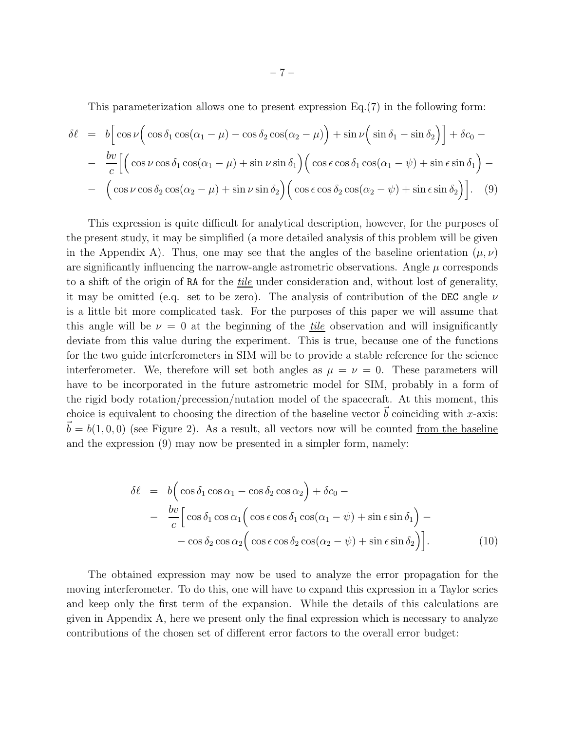This parameterization allows one to present expression Eq.(7) in the following form:

$$
\begin{aligned}
\delta\ell &= b\Big[\cos\nu\Big(\cos\delta_1\cos(\alpha_1-\mu)-\cos\delta_2\cos(\alpha_2-\mu)\Big)+\sin\nu\Big(\sin\delta_1-\sin\delta_2\Big)\Big]+\delta c_0 - \\
&- \frac{bv}{c}\Big[\Big(\cos\nu\cos\delta_1\cos(\alpha_1-\mu)+\sin\nu\sin\delta_1\Big)\Big(\cos\epsilon\cos\delta_1\cos(\alpha_1-\psi)+\sin\epsilon\sin\delta_1\Big) - \\
&- \Big(\cos\nu\cos\delta_2\cos(\alpha_2-\mu)+\sin\nu\sin\delta_2\Big)\Big(\cos\epsilon\cos\delta_2\cos(\alpha_2-\psi)+\sin\epsilon\sin\delta_2\Big)\Big]. \qquad (9)
\end{aligned}
$$

This expression is quite difficult for analytical description, however, for the purposes of the present study, it may be simplified (a more detailed analysis of this problem will be given in the Appendix A). Thus, one may see that the angles of the baseline orientation $(\mu,\nu)$ are significantly influencing the narrow-angle astrometric observations. Angle $\mu$ corresponds to a shift of the origin of RA for the *tile* under consideration and, without lost of generality, it may be omitted (e.g. set to be zero). The analysis of contribution of the DEC angle $\nu$ is a little bit more complicated task. For the purposes of this paper we will assume that this angle will be $\nu = 0$ at the beginning of the *tile* observation and will insignificantly deviate from this value during the experiment. This is true, because one of the functions for the two guide interferometers in SIM will be to provide a stable reference for the science interferometer. We, therefore will set both angles as $\mu = \nu = 0$. These parameters will have to be incorporated in the future astrometric model for SIM, probably in a form of the rigid body rotation/precession/nutation model of the spacecraft. At this moment, this choice is equivalent to choosing the direction of the baseline vector $\vec{b}$ coinciding with $x$-axis: $\vec{b} = b(1,0,0)$ (see Figure 2). As a result, all vectors now will be counted from the baseline and the expression (9) may now be presented in a simpler form, namely:

$$
\begin{aligned}
\delta\ell &= b\Big(\cos\delta_1\cos\alpha_1-\cos\delta_2\cos\alpha_2\Big)+\delta c_0 - \\
&- \frac{bv}{c}\Big[\cos\delta_1\cos\alpha_1\Big(\cos\epsilon\cos\delta_1\cos(\alpha_1-\psi)+\sin\epsilon\sin\delta_1\Big) - \\
&\qquad -\cos\delta_2\cos\alpha_2\Big(\cos\epsilon\cos\delta_2\cos(\alpha_2-\psi)+\sin\epsilon\sin\delta_2\Big)\Big]. \qquad (10)
\end{aligned}
$$

The obtained expression may now be used to analyze the error propagation for the moving interferometer. To do this, one will have to expand this expression in a Taylor series and keep only the first term of the expansion. While the details of this calculations are given in Appendix A, here we present only the final expression which is necessary to analyze contributions of the chosen set of different error factors to the overall error budget: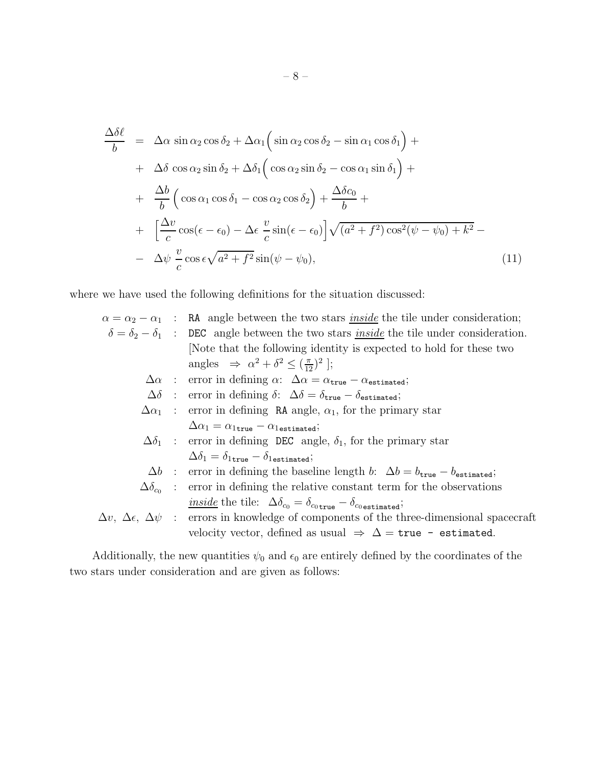$$
\begin{aligned}
\frac{\Delta\delta\ell}{b} &= \Delta\alpha\,\sin\alpha_2\cos\delta_2 + \Delta\alpha_1\Big(\sin\alpha_2\cos\delta_2 - \sin\alpha_1\cos\delta_1\Big) + \\
&+ \Delta\delta\,\cos\alpha_2\sin\delta_2 + \Delta\delta_1\Big(\cos\alpha_2\sin\delta_2 - \cos\alpha_1\sin\delta_1\Big) + \\
&+ \frac{\Delta b}{b}\Big(\cos\alpha_1\cos\delta_1 - \cos\alpha_2\cos\delta_2\Big) + \frac{\Delta\delta c_0}{b} + \\
&+ \Big[\frac{\Delta v}{c}\cos(\epsilon-\epsilon_0) - \Delta\epsilon\,\frac{v}{c}\sin(\epsilon-\epsilon_0)\Big]\sqrt{(a^2+f^2)\cos^2(\psi-\psi_0)+k^2} - \\
&- \Delta\psi\,\frac{v}{c}\cos\epsilon\sqrt{a^2+f^2}\sin(\psi-\psi_0),
\end{aligned}
\tag{11}
$$

where we have used the following definitions for the situation discussed:

- $\alpha = \alpha_2 - \alpha_1$ : RA angle between the two stars *inside* the tile under consideration;
- $\delta = \delta_2 - \delta_1$ : DEC angle between the two stars *inside* the tile under consideration. [Note that the following identity is expected to hold for these two angles $\Rightarrow\ \alpha^2 + \delta^2 \leq (\frac{\pi}{12})^2$ ];
- $\Delta\alpha$ : error in defining $\alpha$: $\Delta\alpha = \alpha_{\tt true} - \alpha_{\tt estimated}$;
- $\Delta\delta$ : error in defining $\delta$: $\Delta\delta = \delta_{\tt true} - \delta_{\tt estimated}$;
- $\Delta\alpha_1$ : error in defining RA angle, $\alpha_1$, for the primary star $\Delta\alpha_1 = \alpha_{1\tt true} - \alpha_{1\tt estimated}$;
- $\Delta\delta_1$ : error in defining DEC angle, $\delta_1$, for the primary star $\Delta\delta_1 = \delta_{1\tt true} - \delta_{1\tt estimated}$;
- $\Delta b$ : error in defining the baseline length $b$: $\Delta b = b_{\tt true} - b_{\tt estimated}$;
- $\Delta\delta_{c_0}$ : error in defining the relative constant term for the observations *inside* the tile: $\Delta\delta_{c_0} = \delta_{c_0\tt true} - \delta_{c_0\tt estimated}$;
- $\Delta v,\ \Delta\epsilon,\ \Delta\psi$ : errors in knowledge of components of the three-dimensional spacecraft velocity vector, defined as usual $\Rightarrow\ \Delta =$ `true - estimated`.

Additionally, the new quantities $\psi_0$ and $\epsilon_0$ are entirely defined by the coordinates of the two stars under consideration and are given as follows: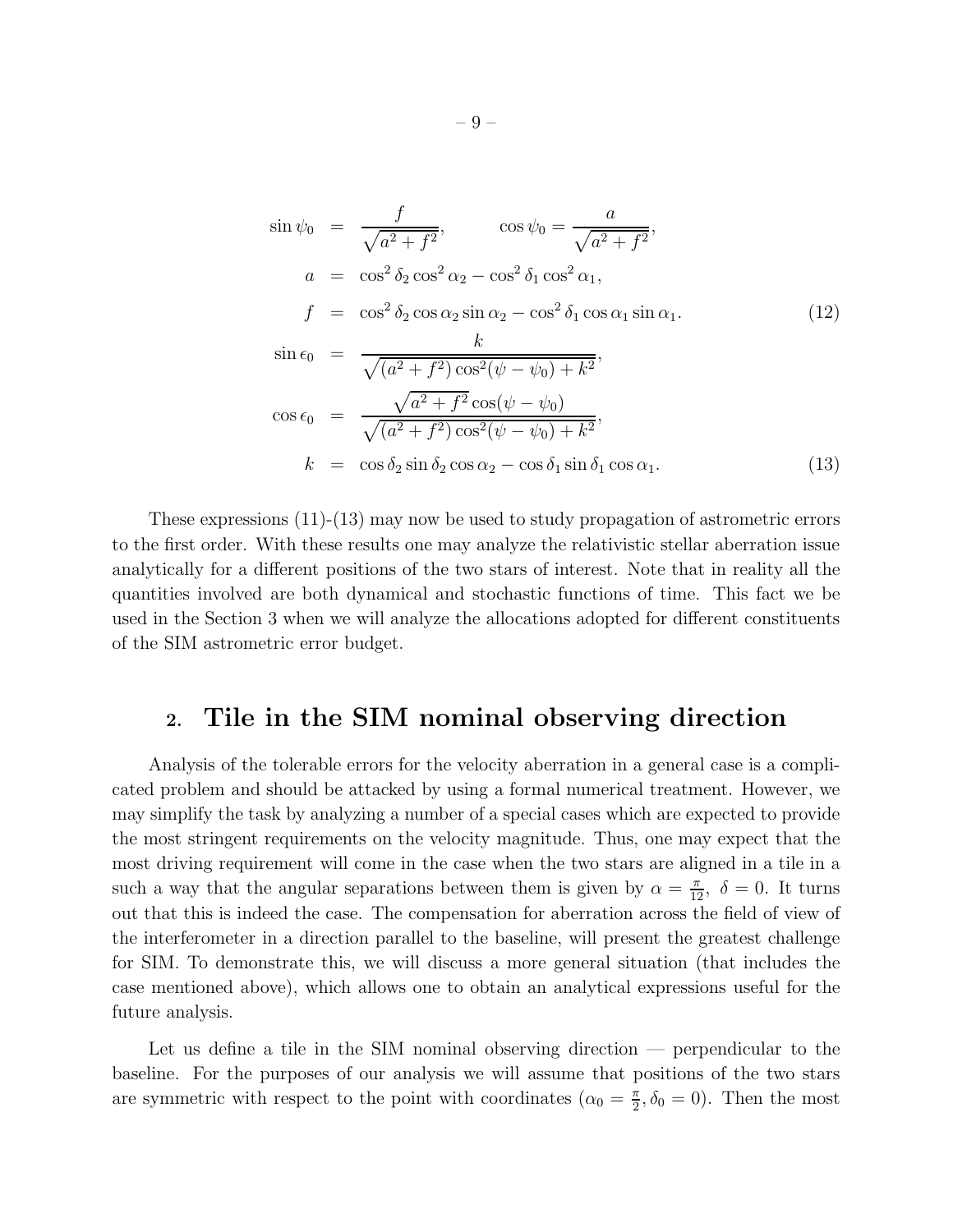$$
\begin{aligned}
\sin\psi_0 &= \frac{f}{\sqrt{a^2+f^2}}, \qquad \cos\psi_0 = \frac{a}{\sqrt{a^2+f^2}}, \\
a &= \cos^2\delta_2\cos^2\alpha_2 - \cos^2\delta_1\cos^2\alpha_1, \\
f &= \cos^2\delta_2\cos\alpha_2\sin\alpha_2 - \cos^2\delta_1\cos\alpha_1\sin\alpha_1.
\end{aligned} \tag{12}
$$

$$
\begin{aligned}
\sin\epsilon_0 &= \frac{k}{\sqrt{(a^2+f^2)\cos^2(\psi-\psi_0)+k^2}}, \\
\cos\epsilon_0 &= \frac{\sqrt{a^2+f^2}\cos(\psi-\psi_0)}{\sqrt{(a^2+f^2)\cos^2(\psi-\psi_0)+k^2}}, \\
k &= \cos\delta_2\sin\delta_2\cos\alpha_2 - \cos\delta_1\sin\delta_1\cos\alpha_1.
\end{aligned} \tag{13}
$$

These expressions (11)-(13) may now be used to study propagation of astrometric errors to the first order. With these results one may analyze the relativistic stellar aberration issue analytically for a different positions of the two stars of interest. Note that in reality all the quantities involved are both dynamical and stochastic functions of time. This fact we be used in the Section 3 when we will analyze the allocations adopted for different constituents of the SIM astrometric error budget.

## 2. Tile in the SIM nominal observing direction

Analysis of the tolerable errors for the velocity aberration in a general case is a complicated problem and should be attacked by using a formal numerical treatment. However, we may simplify the task by analyzing a number of a special cases which are expected to provide the most stringent requirements on the velocity magnitude. Thus, one may expect that the most driving requirement will come in the case when the two stars are aligned in a tile in a such a way that the angular separations between them is given by $\alpha = \frac{\pi}{12},\ \delta = 0$. It turns out that this is indeed the case. The compensation for aberration across the field of view of the interferometer in a direction parallel to the baseline, will present the greatest challenge for SIM. To demonstrate this, we will discuss a more general situation (that includes the case mentioned above), which allows one to obtain an analytical expressions useful for the future analysis.

Let us define a tile in the SIM nominal observing direction — perpendicular to the baseline. For the purposes of our analysis we will assume that positions of the two stars are symmetric with respect to the point with coordinates ($\alpha_0 = \frac{\pi}{2}, \delta_0 = 0$). Then the most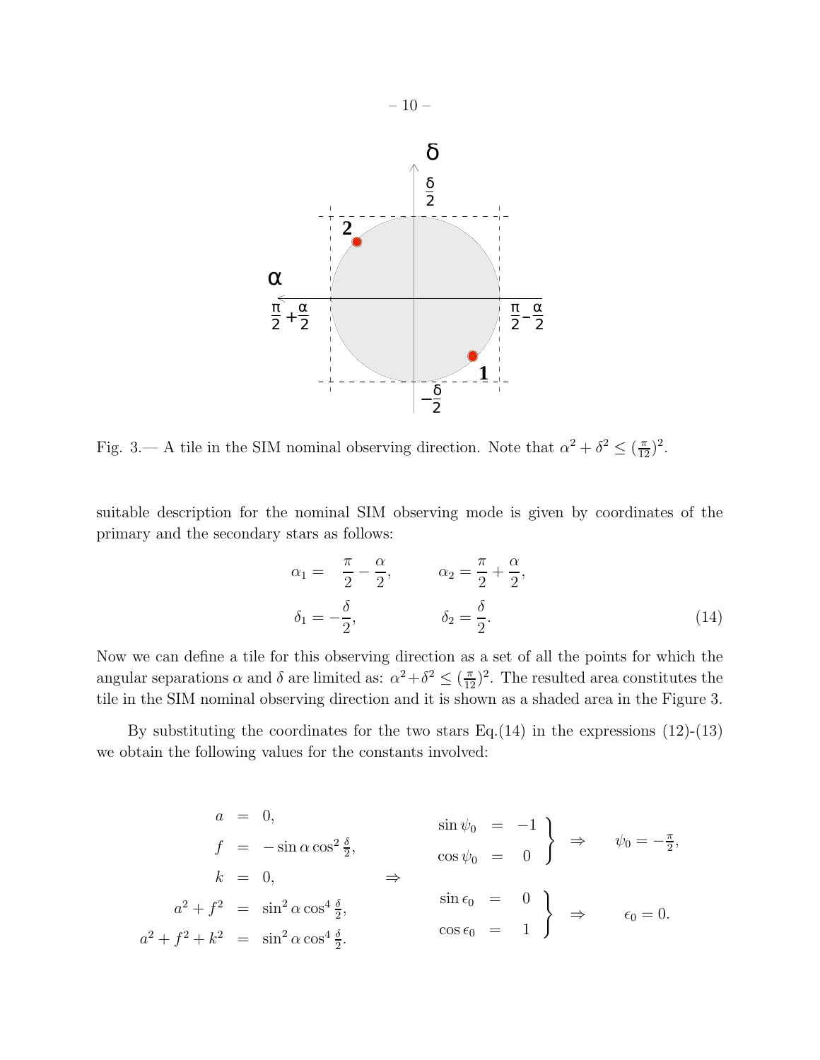Fig. 3.— A tile in the SIM nominal observing direction. Note that $\alpha^2 + \delta^2 \leq (\frac{\pi}{12})^2$.

suitable description for the nominal SIM observing mode is given by coordinates of the primary and the secondary stars as follows:

$$
\begin{aligned}
\alpha_1 &= \frac{\pi}{2} - \frac{\alpha}{2}, \qquad & \alpha_2 &= \frac{\pi}{2} + \frac{\alpha}{2}, \\
\delta_1 &= -\frac{\delta}{2}, \qquad & \delta_2 &= \frac{\delta}{2}.
\end{aligned}
\tag{14}
$$

Now we can define a tile for this observing direction as a set of all the points for which the angular separations $\alpha$ and $\delta$ are limited as: $\alpha^2 + \delta^2 \leq (\frac{\pi}{12})^2$. The resulted area constitutes the tile in the SIM nominal observing direction and it is shown as a shaded area in the Figure 3.

By substituting the coordinates for the two stars Eq.(14) in the expressions (12)-(13) we obtain the following values for the constants involved:

$$
\begin{aligned}
a &= 0, \\
f &= -\sin\alpha\cos^2\tfrac{\delta}{2}, \\
k &= 0, \\
a^2 + f^2 &= \sin^2\alpha\cos^4\tfrac{\delta}{2}, \\
a^2 + f^2 + k^2 &= \sin^2\alpha\cos^4\tfrac{\delta}{2}.
\end{aligned}
\quad \Rightarrow \quad
\begin{aligned}
&\left.\begin{aligned}
\sin\psi_0 &= -1 \\
\cos\psi_0 &= 0
\end{aligned}\right\} \Rightarrow \quad \psi_0 = -\tfrac{\pi}{2}, \\
&\left.\begin{aligned}
\sin\epsilon_0 &= 0 \\
\cos\epsilon_0 &= 1
\end{aligned}\right\} \Rightarrow \quad \epsilon_0 = 0.
\end{aligned}
$$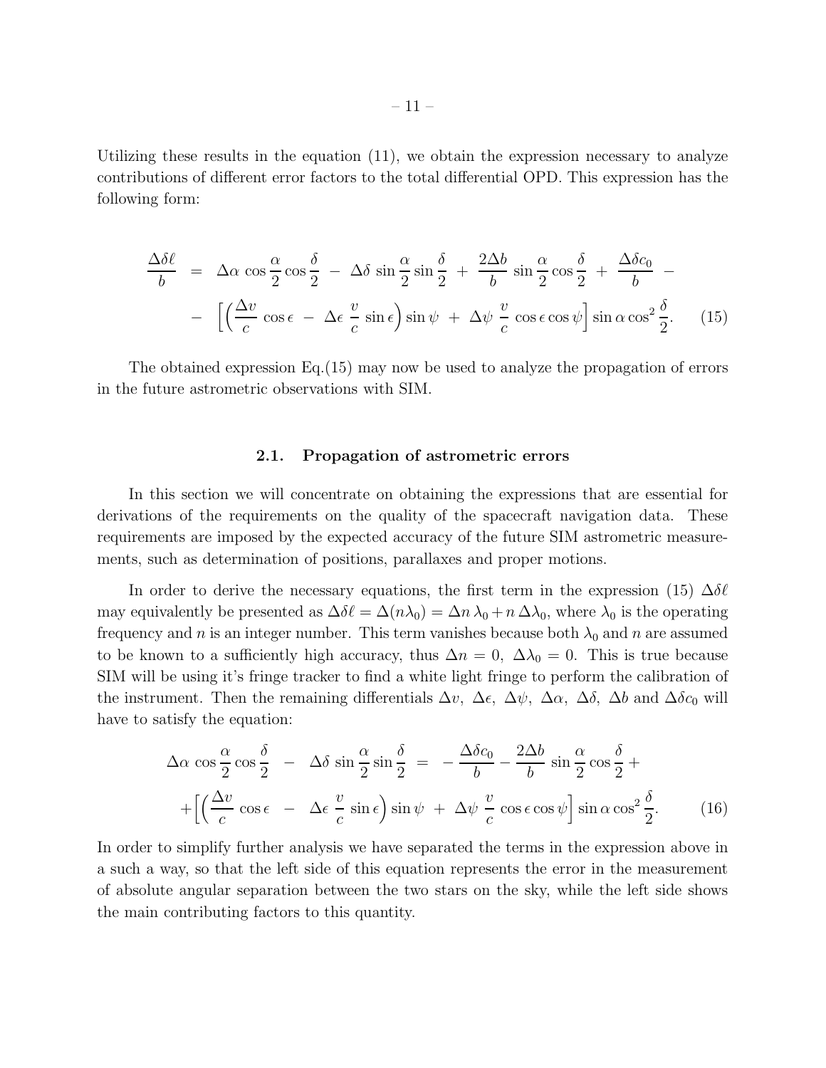Utilizing these results in the equation (11), we obtain the expression necessary to analyze contributions of different error factors to the total differential OPD. This expression has the following form:

$$
\begin{aligned}
\frac{\Delta\delta\ell}{b} \;&=\; \Delta\alpha\,\cos\frac{\alpha}{2}\cos\frac{\delta}{2} \;-\; \Delta\delta\,\sin\frac{\alpha}{2}\sin\frac{\delta}{2} \;+\; \frac{2\Delta b}{b}\,\sin\frac{\alpha}{2}\cos\frac{\delta}{2} \;+\; \frac{\Delta\delta c_0}{b} \;- \\
&-\; \Big[\Big(\frac{\Delta v}{c}\,\cos\epsilon \;-\; \Delta\epsilon\,\frac{v}{c}\,\sin\epsilon\Big)\sin\psi \;+\; \Delta\psi\,\frac{v}{c}\,\cos\epsilon\cos\psi\Big]\sin\alpha\cos^2\frac{\delta}{2}. \qquad (15)
\end{aligned}
$$

The obtained expression Eq.(15) may now be used to analyze the propagation of errors in the future astrometric observations with SIM.

### 2.1. Propagation of astrometric errors

In this section we will concentrate on obtaining the expressions that are essential for derivations of the requirements on the quality of the spacecraft navigation data. These requirements are imposed by the expected accuracy of the future SIM astrometric measurements, such as determination of positions, parallaxes and proper motions.

In order to derive the necessary equations, the first term in the expression (15) $\Delta\delta\ell$ may equivalently be presented as $\Delta\delta\ell = \Delta(n\lambda_0) = \Delta n\,\lambda_0 + n\,\Delta\lambda_0$, where $\lambda_0$ is the operating frequency and $n$ is an integer number. This term vanishes because both $\lambda_0$ and $n$ are assumed to be known to a sufficiently high accuracy, thus $\Delta n = 0,\ \Delta\lambda_0 = 0$. This is true because SIM will be using it's fringe tracker to find a white light fringe to perform the calibration of the instrument. Then the remaining differentials $\Delta v,\ \Delta\epsilon,\ \Delta\psi,\ \Delta\alpha,\ \Delta\delta,\ \Delta b$ and $\Delta\delta c_0$ will have to satisfy the equation:

$$
\begin{aligned}
\Delta\alpha\,\cos\frac{\alpha}{2}\cos\frac{\delta}{2} \;-\; \Delta\delta\,\sin\frac{\alpha}{2}\sin\frac{\delta}{2} \;&=\; -\frac{\Delta\delta c_0}{b} - \frac{2\Delta b}{b}\,\sin\frac{\alpha}{2}\cos\frac{\delta}{2} + \\
+\Big[\Big(\frac{\Delta v}{c}\,\cos\epsilon \;-\; \Delta\epsilon\,\frac{v}{c}\,\sin\epsilon\Big)\sin\psi \;&+\; \Delta\psi\,\frac{v}{c}\,\cos\epsilon\cos\psi\Big]\sin\alpha\cos^2\frac{\delta}{2}. \qquad (16)
\end{aligned}
$$

In order to simplify further analysis we have separated the terms in the expression above in a such a way, so that the left side of this equation represents the error in the measurement of absolute angular separation between the two stars on the sky, while the left side shows the main contributing factors to this quantity.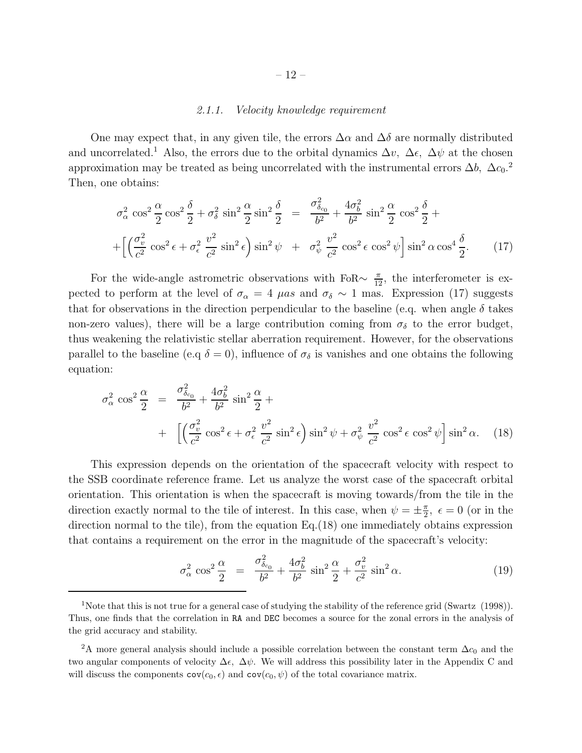### 2.1.1. Velocity knowledge requirement

One may expect that, in any given tile, the errors $\Delta\alpha$ and $\Delta\delta$ are normally distributed and uncorrelated.[1] Also, the errors due to the orbital dynamics $\Delta v,\ \Delta\epsilon,\ \Delta\psi$ at the chosen approximation may be treated as being uncorrelated with the instrumental errors $\Delta b,\ \Delta c_0$.[2] Then, one obtains:

$$
\begin{aligned}
\sigma^2_\alpha \cos^2\frac{\alpha}{2}\cos^2\frac{\delta}{2} + \sigma^2_\delta \sin^2\frac{\alpha}{2}\sin^2\frac{\delta}{2} \ &= \ \frac{\sigma^2_{\delta_{c_0}}}{b^2} + \frac{4\sigma^2_b}{b^2}\sin^2\frac{\alpha}{2}\cos^2\frac{\delta}{2} + \\
+\Big[\Big(\frac{\sigma^2_v}{c^2}\cos^2\epsilon + \sigma^2_\epsilon\,\frac{v^2}{c^2}\sin^2\epsilon\Big)\sin^2\psi \ &+ \ \sigma^2_\psi\,\frac{v^2}{c^2}\cos^2\epsilon\,\cos^2\psi\Big]\sin^2\alpha\cos^4\frac{\delta}{2}. \qquad (17)
\end{aligned}
$$

For the wide-angle astrometric observations with FoR$\sim\frac{\pi}{12}$, the interferometer is expected to perform at the level of $\sigma_\alpha = 4\ \mu as$ and $\sigma_\delta \sim 1$ mas. Expression (17) suggests that for observations in the direction perpendicular to the baseline (e.g. when angle $\delta$ takes non-zero values), there will be a large contribution coming from $\sigma_\delta$ to the error budget, thus weakening the relativistic stellar aberration requirement. However, for the observations parallel to the baseline (e.q $\delta = 0$), influence of $\sigma_\delta$ is vanishes and one obtains the following equation:

$$
\begin{aligned}
\sigma^2_\alpha \cos^2\frac{\alpha}{2} \ &= \ \frac{\sigma^2_{\delta_{c_0}}}{b^2} + \frac{4\sigma^2_b}{b^2}\sin^2\frac{\alpha}{2} + \\
&+ \ \Big[\Big(\frac{\sigma^2_v}{c^2}\cos^2\epsilon + \sigma^2_\epsilon\,\frac{v^2}{c^2}\sin^2\epsilon\Big)\sin^2\psi + \sigma^2_\psi\,\frac{v^2}{c^2}\cos^2\epsilon\,\cos^2\psi\Big]\sin^2\alpha. \qquad (18)
\end{aligned}
$$

This expression depends on the orientation of the spacecraft velocity with respect to the SSB coordinate reference frame. Let us analyze the worst case of the spacecraft orbital orientation. This orientation is when the spacecraft is moving towards/from the tile in the direction exactly normal to the tile of interest. In this case, when $\psi = \pm\frac{\pi}{2},\ \epsilon = 0$ (or in the direction normal to the tile), from the equation Eq.(18) one immediately obtains expression that contains a requirement on the error in the magnitude of the spacecraft's velocity:

$$
\sigma^2_\alpha \cos^2\frac{\alpha}{2} \ = \ \frac{\sigma^2_{\delta_{c_0}}}{b^2} + \frac{4\sigma^2_b}{b^2}\sin^2\frac{\alpha}{2} + \frac{\sigma^2_v}{c^2}\sin^2\alpha. \qquad (19)
$$

---

[1] Note that this is not true for a general case of studying the stability of the reference grid (Swartz (1998)). Thus, one finds that the correlation in RA and DEC becomes a source for the zonal errors in the analysis of the grid accuracy and stability.

[2] A more general analysis should include a possible correlation between the constant term $\Delta c_0$ and the two angular components of velocity $\Delta\epsilon,\ \Delta\psi$. We will address this possibility later in the Appendix C and will discuss the components $\mathtt{cov}(c_0,\epsilon)$ and $\mathtt{cov}(c_0,\psi)$ of the total covariance matrix.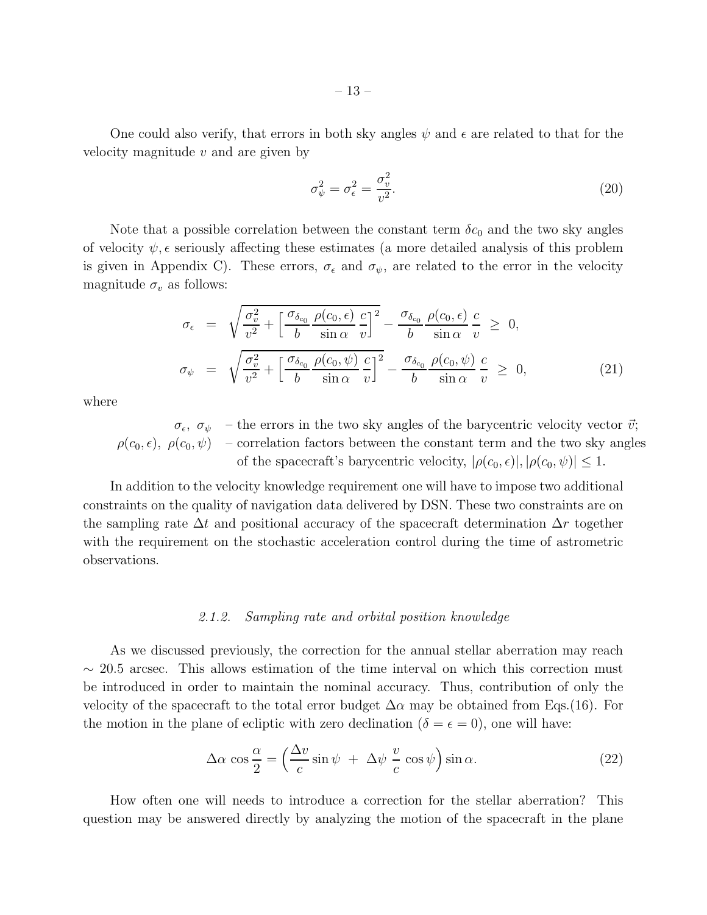One could also verify, that errors in both sky angles $\psi$ and $\epsilon$ are related to that for the velocity magnitude $v$ and are given by

$$\sigma_\psi^2 = \sigma_\epsilon^2 = \frac{\sigma_v^2}{v^2}. \tag{20}$$

Note that a possible correlation between the constant term $\delta c_0$ and the two sky angles of velocity $\psi, \epsilon$ seriously affecting these estimates (a more detailed analysis of this problem is given in Appendix C). These errors, $\sigma_\epsilon$ and $\sigma_\psi$, are related to the error in the velocity magnitude $\sigma_v$ as follows:

$$\begin{aligned}
\sigma_\epsilon &= \sqrt{\frac{\sigma_v^2}{v^2} + \Big[\frac{\sigma_{\delta_{c_0}}}{b}\frac{\rho(c_0,\epsilon)}{\sin\alpha}\frac{c}{v}\Big]^2} - \frac{\sigma_{\delta_{c_0}}}{b}\frac{\rho(c_0,\epsilon)}{\sin\alpha}\frac{c}{v} \;\geq\; 0, \\
\sigma_\psi &= \sqrt{\frac{\sigma_v^2}{v^2} + \Big[\frac{\sigma_{\delta_{c_0}}}{b}\frac{\rho(c_0,\psi)}{\sin\alpha}\frac{c}{v}\Big]^2} - \frac{\sigma_{\delta_{c_0}}}{b}\frac{\rho(c_0,\psi)}{\sin\alpha}\frac{c}{v} \;\geq\; 0,
\end{aligned} \tag{21}$$

where

$\sigma_\epsilon,\ \sigma_\psi$ – the errors in the two sky angles of the barycentric velocity vector $\vec{v}$;
$\rho(c_0,\epsilon),\ \rho(c_0,\psi)$ – correlation factors between the constant term and the two sky angles of the spacecraft's barycentric velocity, $|\rho(c_0,\epsilon)|, |\rho(c_0,\psi)| \leq 1$.

In addition to the velocity knowledge requirement one will have to impose two additional constraints on the quality of navigation data delivered by DSN. These two constraints are on the sampling rate $\Delta t$ and positional accuracy of the spacecraft determination $\Delta r$ together with the requirement on the stochastic acceleration control during the time of astrometric observations.

#### *2.1.2. Sampling rate and orbital position knowledge*

As we discussed previously, the correction for the annual stellar aberration may reach $\sim 20.5$ arcsec. This allows estimation of the time interval on which this correction must be introduced in order to maintain the nominal accuracy. Thus, contribution of only the velocity of the spacecraft to the total error budget $\Delta\alpha$ may be obtained from Eqs.(16). For the motion in the plane of ecliptic with zero declination ($\delta = \epsilon = 0$), one will have:

$$\Delta\alpha\,\cos\frac{\alpha}{2} = \Big(\frac{\Delta v}{c}\sin\psi \;+\; \Delta\psi\;\frac{v}{c}\,\cos\psi\Big)\sin\alpha. \tag{22}$$

How often one will needs to introduce a correction for the stellar aberration? This question may be answered directly by analyzing the motion of the spacecraft in the plane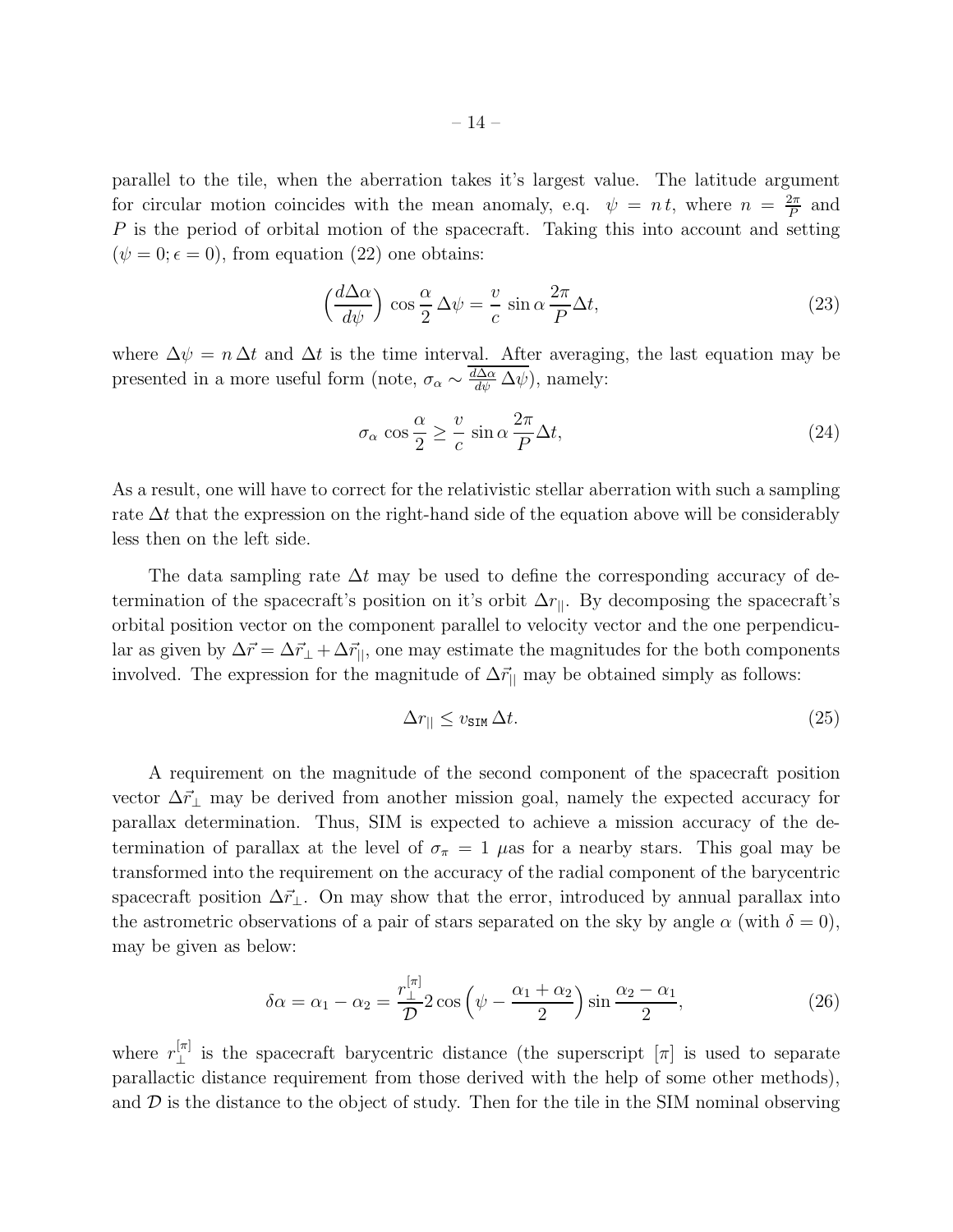parallel to the tile, when the aberration takes it's largest value. The latitude argument for circular motion coincides with the mean anomaly, e.g. $\psi = n\,t$, where $n = \frac{2\pi}{P}$ and $P$ is the period of orbital motion of the spacecraft. Taking this into account and setting $(\psi = 0; \epsilon = 0)$, from equation (22) one obtains:

$$\Big(\frac{d\Delta\alpha}{d\psi}\Big)\, \cos\frac{\alpha}{2}\, \Delta\psi = \frac{v}{c}\, \sin\alpha\, \frac{2\pi}{P}\Delta t, \tag{23}$$

where $\Delta\psi = n\,\Delta t$ and $\Delta t$ is the time interval. After averaging, the last equation may be presented in a more useful form (note, $\sigma_\alpha \sim \overline{\frac{d\Delta\alpha}{d\psi}\,\Delta\psi}$), namely:

$$\sigma_\alpha\, \cos\frac{\alpha}{2} \geq \frac{v}{c}\, \sin\alpha\, \frac{2\pi}{P}\Delta t, \tag{24}$$

As a result, one will have to correct for the relativistic stellar aberration with such a sampling rate $\Delta t$ that the expression on the right-hand side of the equation above will be considerably less then on the left side.

The data sampling rate $\Delta t$ may be used to define the corresponding accuracy of determination of the spacecraft's position on it's orbit $\Delta r_{||}$. By decomposing the spacecraft's orbital position vector on the component parallel to velocity vector and the one perpendicular as given by $\Delta\vec{r} = \Delta\vec{r}_\perp + \Delta\vec{r}_{||}$, one may estimate the magnitudes for the both components involved. The expression for the magnitude of $\Delta\vec{r}_{||}$ may be obtained simply as follows:

$$\Delta r_{||} \leq v_{\tt SIM}\, \Delta t. \tag{25}$$

A requirement on the magnitude of the second component of the spacecraft position vector $\Delta\vec{r}_\perp$ may be derived from another mission goal, namely the expected accuracy for parallax determination. Thus, SIM is expected to achieve a mission accuracy of the determination of parallax at the level of $\sigma_\pi = 1$ $\mu$as for a nearby stars. This goal may be transformed into the requirement on the accuracy of the radial component of the barycentric spacecraft position $\Delta\vec{r}_\perp$. On may show that the error, introduced by annual parallax into the astrometric observations of a pair of stars separated on the sky by angle $\alpha$ (with $\delta = 0$), may be given as below:

$$\delta\alpha = \alpha_1 - \alpha_2 = \frac{r^{[\pi]}_\perp}{\mathcal{D}} 2\cos\Big(\psi - \frac{\alpha_1 + \alpha_2}{2}\Big)\sin\frac{\alpha_2 - \alpha_1}{2}, \tag{26}$$

where $r^{[\pi]}_\perp$ is the spacecraft barycentric distance (the superscript $[\pi]$ is used to separate parallactic distance requirement from those derived with the help of some other methods), and $\mathcal{D}$ is the distance to the object of study. Then for the tile in the SIM nominal observing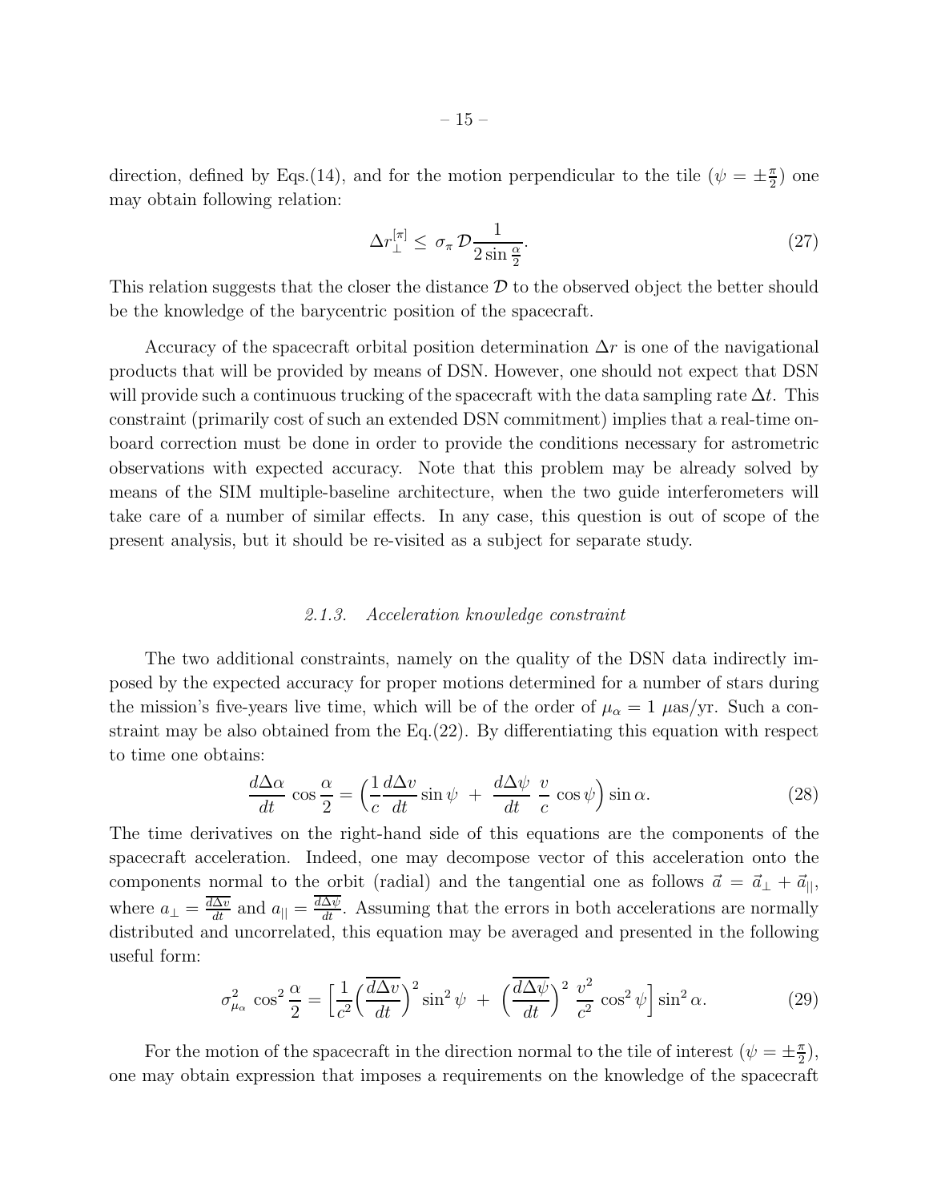direction, defined by Eqs.(14), and for the motion perpendicular to the tile ($\psi = \pm\frac{\pi}{2}$) one may obtain following relation:

$$\Delta r_{\perp}^{[\pi]} \leq \sigma_{\pi}\, \mathcal{D} \frac{1}{2\sin\frac{\alpha}{2}}. \tag{27}$$

This relation suggests that the closer the distance $\mathcal{D}$ to the observed object the better should be the knowledge of the barycentric position of the spacecraft.

Accuracy of the spacecraft orbital position determination $\Delta r$ is one of the navigational products that will be provided by means of DSN. However, one should not expect that DSN will provide such a continuous trucking of the spacecraft with the data sampling rate $\Delta t$. This constraint (primarily cost of such an extended DSN commitment) implies that a real-time onboard correction must be done in order to provide the conditions necessary for astrometric observations with expected accuracy. Note that this problem may be already solved by means of the SIM multiple-baseline architecture, when the two guide interferometers will take care of a number of similar effects. In any case, this question is out of scope of the present analysis, but it should be re-visited as a subject for separate study.

### *2.1.3. Acceleration knowledge constraint*

The two additional constraints, namely on the quality of the DSN data indirectly imposed by the expected accuracy for proper motions determined for a number of stars during the mission's five-years live time, which will be of the order of $\mu_\alpha = 1$ $\mu$as/yr. Such a constraint may be also obtained from the Eq.(22). By differentiating this equation with respect to time one obtains:

$$\frac{d\Delta\alpha}{dt}\cos\frac{\alpha}{2} = \Big(\frac{1}{c}\frac{d\Delta v}{dt}\sin\psi \;+\; \frac{d\Delta\psi}{dt}\;\frac{v}{c}\cos\psi\Big)\sin\alpha. \tag{28}$$

The time derivatives on the right-hand side of this equations are the components of the spacecraft acceleration. Indeed, one may decompose vector of this acceleration onto the components normal to the orbit (radial) and the tangential one as follows $\vec{a} = \vec{a}_\perp + \vec{a}_{||}$, where $a_\perp = \frac{\overline{d\Delta v}}{dt}$ and $a_{||} = \frac{\overline{d\Delta\psi}}{dt}$. Assuming that the errors in both accelerations are normally distributed and uncorrelated, this equation may be averaged and presented in the following useful form:

$$\sigma^2_{\mu_\alpha}\,\cos^2\frac{\alpha}{2} = \Big[\frac{1}{c^2}\Big(\frac{\overline{d\Delta v}}{dt}\Big)^2\sin^2\psi \;+\; \Big(\frac{\overline{d\Delta\psi}}{dt}\Big)^2\,\frac{v^2}{c^2}\,\cos^2\psi\Big]\sin^2\alpha. \tag{29}$$

For the motion of the spacecraft in the direction normal to the tile of interest ($\psi = \pm\frac{\pi}{2}$), one may obtain expression that imposes a requirements on the knowledge of the spacecraft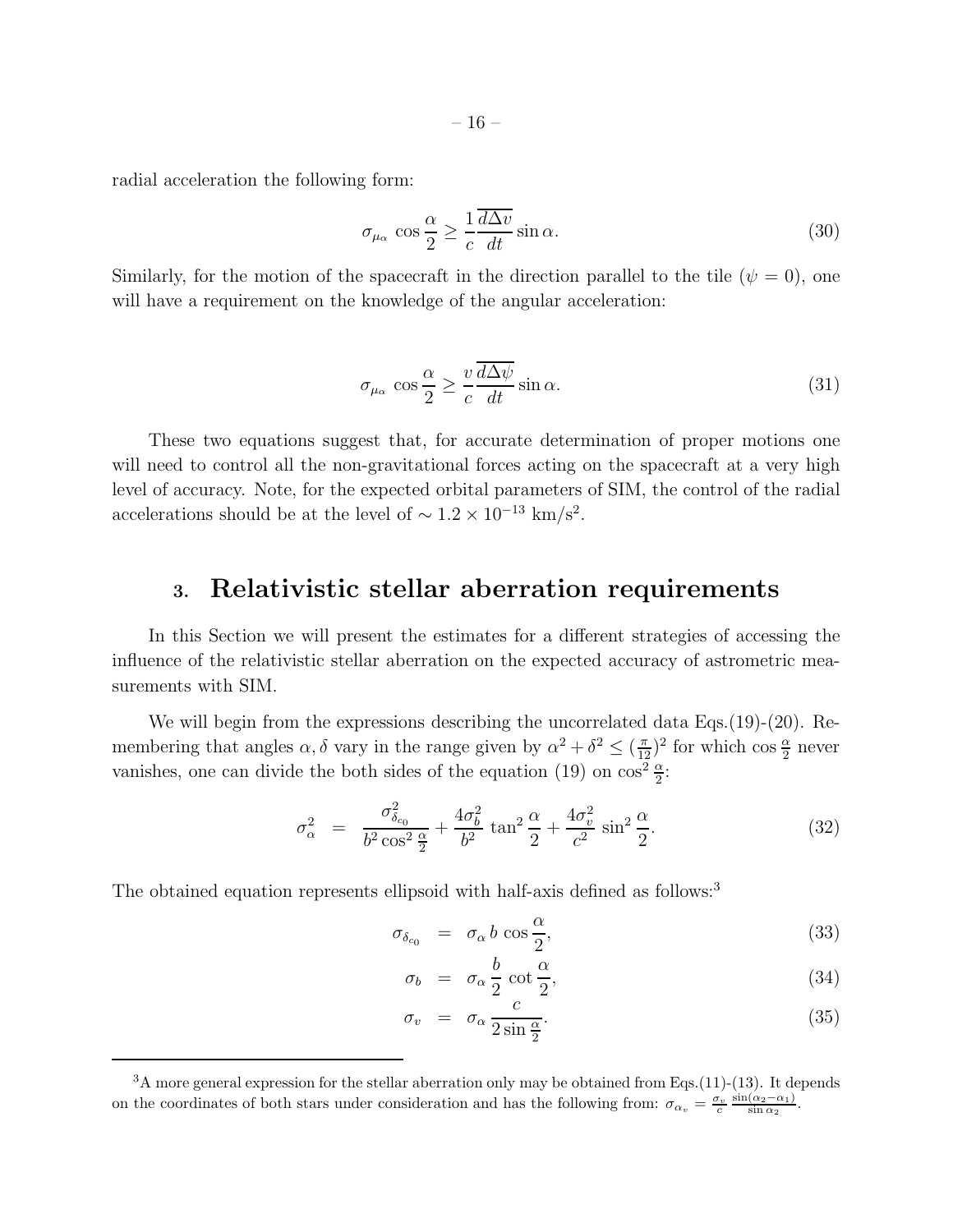radial acceleration the following form:

$$\sigma_{\mu_\alpha} \cos\frac{\alpha}{2} \geq \frac{1}{c}\overline{\frac{d\Delta v}{dt}} \sin\alpha. \tag{30}$$

Similarly, for the motion of the spacecraft in the direction parallel to the tile ($\psi = 0$), one will have a requirement on the knowledge of the angular acceleration:

$$\sigma_{\mu_\alpha} \cos\frac{\alpha}{2} \geq \frac{v}{c}\overline{\frac{d\Delta\psi}{dt}} \sin\alpha. \tag{31}$$

These two equations suggest that, for accurate determination of proper motions one will need to control all the non-gravitational forces acting on the spacecraft at a very high level of accuracy. Note, for the expected orbital parameters of SIM, the control of the radial accelerations should be at the level of $\sim 1.2 \times 10^{-13}$ km/s$^2$.

## 3. Relativistic stellar aberration requirements

In this Section we will present the estimates for a different strategies of accessing the influence of the relativistic stellar aberration on the expected accuracy of astrometric measurements with SIM.

We will begin from the expressions describing the uncorrelated data Eqs.(19)-(20). Remembering that angles $\alpha, \delta$ vary in the range given by $\alpha^2 + \delta^2 \leq (\frac{\pi}{12})^2$ for which $\cos\frac{\alpha}{2}$ never vanishes, one can divide the both sides of the equation (19) on $\cos^2\frac{\alpha}{2}$:

$$\sigma^2_\alpha \;\; = \;\; \frac{\sigma^2_{\delta_{c0}}}{b^2\cos^2\frac{\alpha}{2}} + \frac{4\sigma^2_b}{b^2}\tan^2\frac{\alpha}{2} + \frac{4\sigma^2_v}{c^2}\sin^2\frac{\alpha}{2}. \tag{32}$$

The obtained equation represents ellipsoid with half-axis defined as follows:[3]

$$\sigma_{\delta_{c0}} \;\; = \;\; \sigma_\alpha\, b\, \cos\frac{\alpha}{2}, \tag{33}$$

$$\sigma_b \;\; = \;\; \sigma_\alpha \frac{b}{2}\cot\frac{\alpha}{2}, \tag{34}$$

$$\sigma_v \;\; = \;\; \sigma_\alpha \frac{c}{2\sin\frac{\alpha}{2}}. \tag{35}$$

---

[3] A more general expression for the stellar aberration only may be obtained from Eqs.(11)-(13). It depends on the coordinates of both stars under consideration and has the following from: $\sigma_{\alpha_v} = \frac{\sigma_v}{c}\frac{\sin(\alpha_2-\alpha_1)}{\sin\alpha_2}$.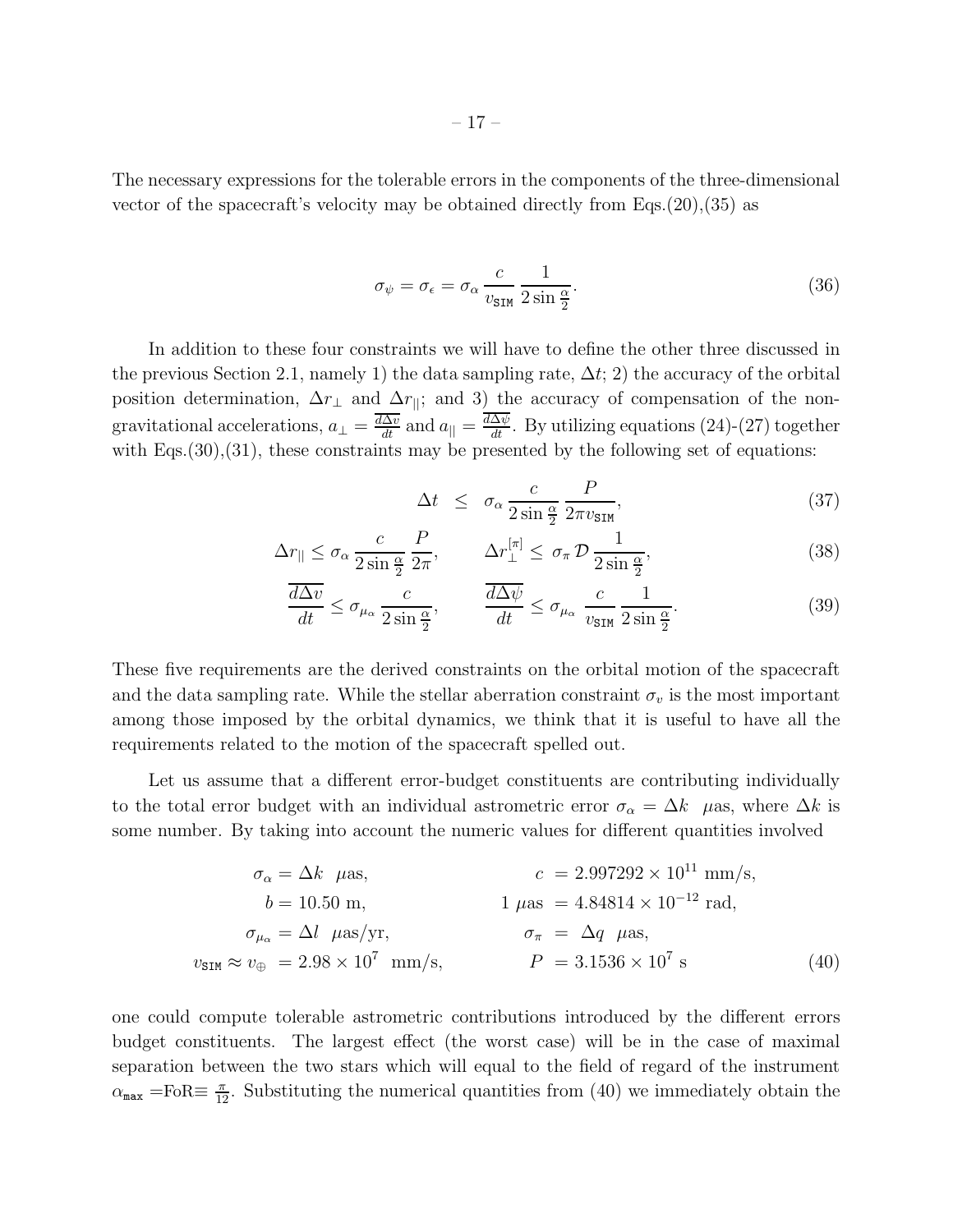The necessary expressions for the tolerable errors in the components of the three-dimensional vector of the spacecraft's velocity may be obtained directly from Eqs.(20),(35) as

$$\sigma_\psi = \sigma_\epsilon = \sigma_\alpha \, \frac{c}{v_{\tt SIM}} \, \frac{1}{2\sin\frac{\alpha}{2}}. \tag{36}$$

In addition to these four constraints we will have to define the other three discussed in the previous Section 2.1, namely 1) the data sampling rate, $\Delta t$; 2) the accuracy of the orbital position determination, $\Delta r_\perp$ and $\Delta r_{||}$; and 3) the accuracy of compensation of the non-gravitational accelerations, $a_\perp = \frac{\overline{d\Delta v}}{dt}$ and $a_{||} = \frac{\overline{d\Delta \psi}}{dt}$. By utilizing equations (24)-(27) together with Eqs.(30),(31), these constraints may be presented by the following set of equations:

$$\Delta t \;\; \leq \;\; \sigma_\alpha \, \frac{c}{2\sin\frac{\alpha}{2}} \, \frac{P}{2\pi v_{\tt SIM}}, \tag{37}$$

$$\Delta r_{||} \leq \sigma_\alpha \, \frac{c}{2\sin\frac{\alpha}{2}} \, \frac{P}{2\pi}, \qquad \Delta r^{[\pi]}_{\perp} \leq \, \sigma_\pi \, \mathcal{D} \, \frac{1}{2\sin\frac{\alpha}{2}}, \tag{38}$$

$$\frac{\overline{d\Delta v}}{dt} \leq \sigma_{\mu_\alpha} \, \frac{c}{2\sin\frac{\alpha}{2}}, \qquad \frac{\overline{d\Delta \psi}}{dt} \leq \sigma_{\mu_\alpha} \, \frac{c}{v_{\tt SIM}} \, \frac{1}{2\sin\frac{\alpha}{2}}. \tag{39}$$

These five requirements are the derived constraints on the orbital motion of the spacecraft and the data sampling rate. While the stellar aberration constraint $\sigma_v$ is the most important among those imposed by the orbital dynamics, we think that it is useful to have all the requirements related to the motion of the spacecraft spelled out.

Let us assume that a different error-budget constituents are contributing individually to the total error budget with an individual astrometric error $\sigma_\alpha = \Delta k \;\; \mu$as, where $\Delta k$ is some number. By taking into account the numeric values for different quantities involved

$$\begin{aligned} \sigma_\alpha &= \Delta k \;\; \mu\text{as}, & c \; &= 2.997292 \times 10^{11} \text{ mm/s}, \\ b &= 10.50 \text{ m}, & 1 \; \mu\text{as} \; &= 4.84814 \times 10^{-12} \text{ rad}, \\ \sigma_{\mu_\alpha} &= \Delta l \;\; \mu\text{as/yr}, & \sigma_\pi \; &= \; \Delta q \;\; \mu\text{as}, \\ v_{\tt SIM} \approx v_\oplus \; &= 2.98 \times 10^7 \;\; \text{mm/s}, & P \; &= 3.1536 \times 10^7 \text{ s} \end{aligned} \tag{40}$$

one could compute tolerable astrometric contributions introduced by the different errors budget constituents. The largest effect (the worst case) will be in the case of maximal separation between the two stars which will equal to the field of regard of the instrument $\alpha_{\tt max}$ =FoR$\equiv \frac{\pi}{12}$. Substituting the numerical quantities from (40) we immediately obtain the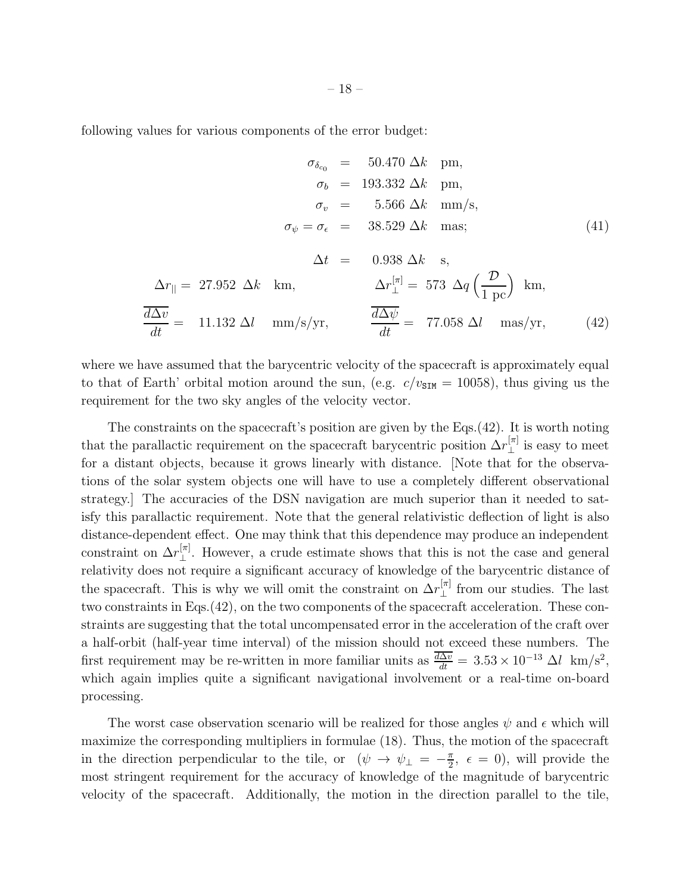following values for various components of the error budget:

$$
\begin{aligned}
\sigma_{\delta_{c_0}} &= \quad 50.470\ \Delta k \quad \text{pm}, \\
\sigma_b &= \ 193.332\ \Delta k \quad \text{pm}, \\
\sigma_v &= \quad\ 5.566\ \Delta k \quad \text{mm/s}, \\
\sigma_\psi = \sigma_\epsilon &= \quad 38.529\ \Delta k \quad \text{mas};
\end{aligned} \tag{41}
$$

$$
\begin{aligned}
& \qquad\qquad\qquad\qquad \Delta t \ = \ 0.938\ \Delta k \quad \text{s}, \\
& \Delta r_{||} = \ 27.952\ \ \Delta k \quad \text{km}, \qquad\qquad \Delta r_\perp^{[\pi]} = \ 573\ \ \Delta q \left(\frac{\mathcal{D}}{1\ \text{pc}}\right)\ \ \text{km}, \\
& \overline{\frac{d\Delta v}{dt}} = \quad 11.132\ \Delta l \quad\ \text{mm/s/yr}, \qquad\quad \overline{\frac{d\Delta \psi}{dt}} = \ \ 77.058\ \Delta l \quad\ \text{mas/yr},
\end{aligned} \tag{42}
$$

where we have assumed that the barycentric velocity of the spacecraft is approximately equal to that of Earth' orbital motion around the sun, (e.g. $c/v_{\tt SIM} = 10058$), thus giving us the requirement for the two sky angles of the velocity vector.

The constraints on the spacecraft's position are given by the Eqs.(42). It is worth noting that the parallactic requirement on the spacecraft barycentric position $\Delta r_\perp^{[\pi]}$ is easy to meet for a distant objects, because it grows linearly with distance. [Note that for the observations of the solar system objects one will have to use a completely different observational strategy.] The accuracies of the DSN navigation are much superior than it needed to satisfy this parallactic requirement. Note that the general relativistic deflection of light is also distance-dependent effect. One may think that this dependence may produce an independent constraint on $\Delta r_\perp^{[\pi]}$. However, a crude estimate shows that this is not the case and general relativity does not require a significant accuracy of knowledge of the barycentric distance of the spacecraft. This is why we will omit the constraint on $\Delta r_\perp^{[\pi]}$ from our studies. The last two constraints in Eqs.(42), on the two components of the spacecraft acceleration. These constraints are suggesting that the total uncompensated error in the acceleration of the craft over a half-orbit (half-year time interval) of the mission should not exceed these numbers. The first requirement may be re-written in more familiar units as $\overline{\frac{d\Delta v}{dt}} = 3.53 \times 10^{-13}\ \Delta l\ \ \text{km/s}^2$, which again implies quite a significant navigational involvement or a real-time on-board processing.

The worst case observation scenario will be realized for those angles $\psi$ and $\epsilon$ which will maximize the corresponding multipliers in formulae (18). Thus, the motion of the spacecraft in the direction perpendicular to the tile, or $(\psi \to \psi_\perp = -\frac{\pi}{2},\ \epsilon = 0)$, will provide the most stringent requirement for the accuracy of knowledge of the magnitude of barycentric velocity of the spacecraft. Additionally, the motion in the direction parallel to the tile,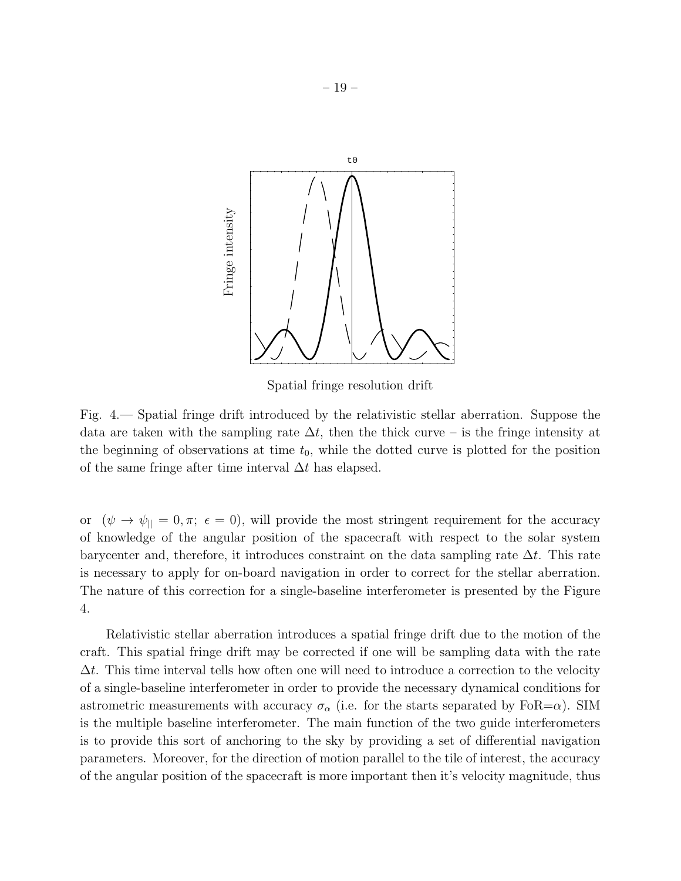Fig. 4.— Spatial fringe drift introduced by the relativistic stellar aberration. Suppose the data are taken with the sampling rate $\Delta t$, then the thick curve – is the fringe intensity at the beginning of observations at time $t_0$, while the dotted curve is plotted for the position of the same fringe after time interval $\Delta t$ has elapsed.

or $(\psi \to \psi_{||} = 0, \pi;\ \epsilon = 0)$, will provide the most stringent requirement for the accuracy of knowledge of the angular position of the spacecraft with respect to the solar system barycenter and, therefore, it introduces constraint on the data sampling rate $\Delta t$. This rate is necessary to apply for on-board navigation in order to correct for the stellar aberration. The nature of this correction for a single-baseline interferometer is presented by the Figure 4.

Relativistic stellar aberration introduces a spatial fringe drift due to the motion of the craft. This spatial fringe drift may be corrected if one will be sampling data with the rate $\Delta t$. This time interval tells how often one will need to introduce a correction to the velocity of a single-baseline interferometer in order to provide the necessary dynamical conditions for astrometric measurements with accuracy $\sigma_\alpha$ (i.e. for the starts separated by FoR=$\alpha$). SIM is the multiple baseline interferometer. The main function of the two guide interferometers is to provide this sort of anchoring to the sky by providing a set of differential navigation parameters. Moreover, for the direction of motion parallel to the tile of interest, the accuracy of the angular position of the spacecraft is more important then it's velocity magnitude, thus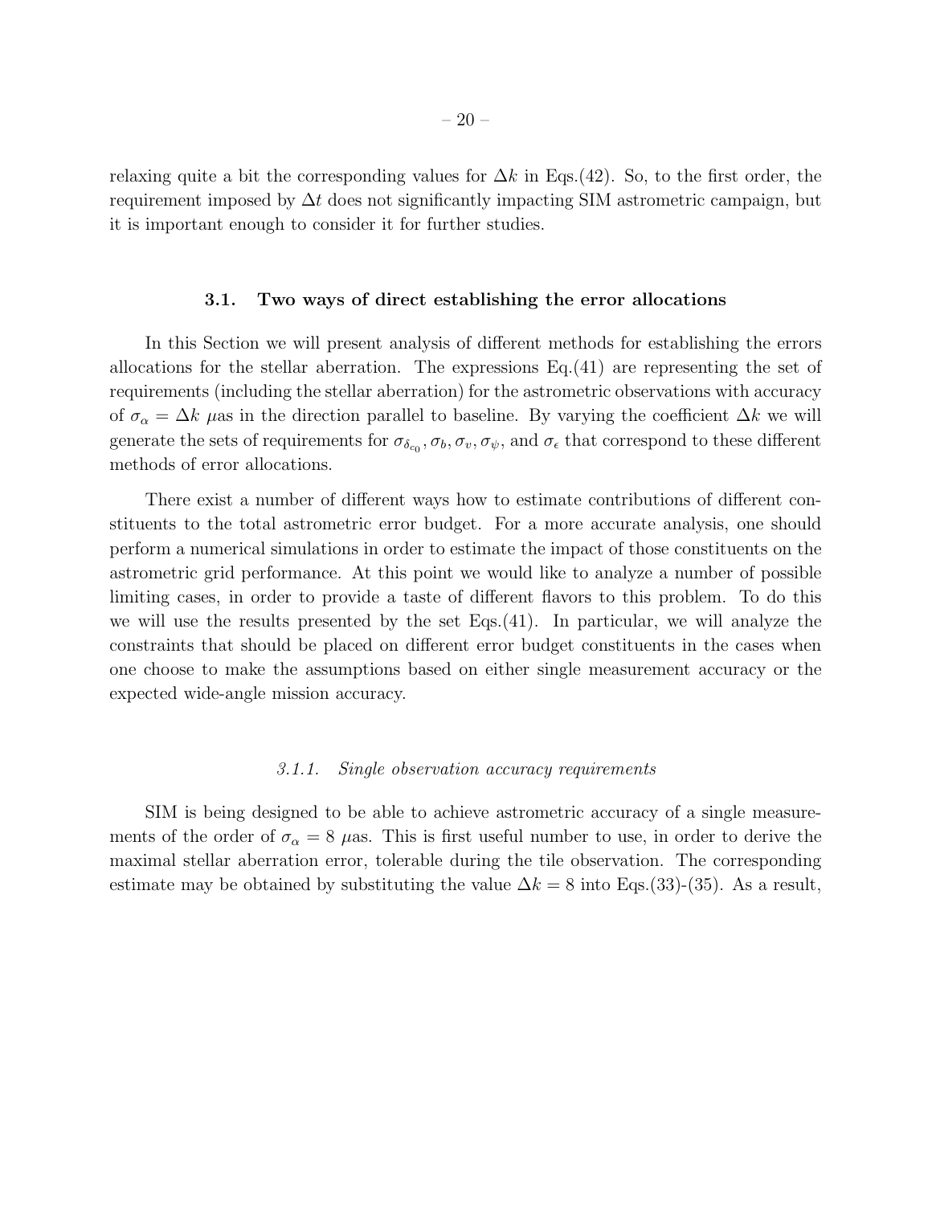relaxing quite a bit the corresponding values for $\Delta k$ in Eqs.(42). So, to the first order, the requirement imposed by $\Delta t$ does not significantly impacting SIM astrometric campaign, but it is important enough to consider it for further studies.

### 3.1. Two ways of direct establishing the error allocations

In this Section we will present analysis of different methods for establishing the errors allocations for the stellar aberration. The expressions Eq.(41) are representing the set of requirements (including the stellar aberration) for the astrometric observations with accuracy of $\sigma_\alpha = \Delta k$ $\mu$as in the direction parallel to baseline. By varying the coefficient $\Delta k$ we will generate the sets of requirements for $\sigma_{\delta_{c_0}}, \sigma_b, \sigma_v, \sigma_\psi$, and $\sigma_\epsilon$ that correspond to these different methods of error allocations.

There exist a number of different ways how to estimate contributions of different constituents to the total astrometric error budget. For a more accurate analysis, one should perform a numerical simulations in order to estimate the impact of those constituents on the astrometric grid performance. At this point we would like to analyze a number of possible limiting cases, in order to provide a taste of different flavors to this problem. To do this we will use the results presented by the set Eqs.(41). In particular, we will analyze the constraints that should be placed on different error budget constituents in the cases when one choose to make the assumptions based on either single measurement accuracy or the expected wide-angle mission accuracy.

#### *3.1.1. Single observation accuracy requirements*

SIM is being designed to be able to achieve astrometric accuracy of a single measurements of the order of $\sigma_\alpha = 8$ $\mu$as. This is first useful number to use, in order to derive the maximal stellar aberration error, tolerable during the tile observation. The corresponding estimate may be obtained by substituting the value $\Delta k = 8$ into Eqs.(33)-(35). As a result,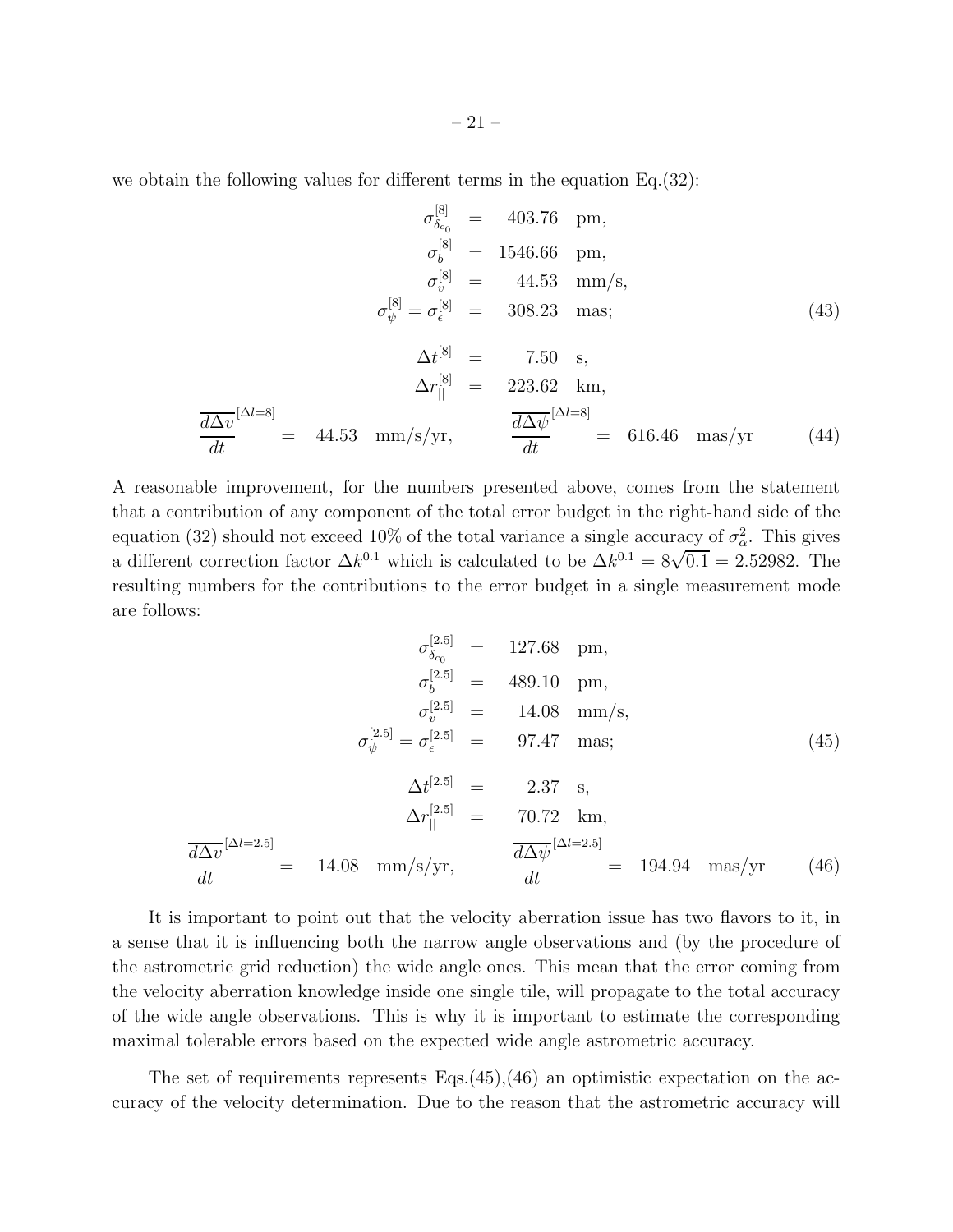we obtain the following values for different terms in the equation Eq.(32):

$$
\begin{aligned}
\sigma^{[8]}_{\delta_{c_0}} &= 403.76 \quad \text{pm}, \\
\sigma^{[8]}_{b} &= 1546.66 \quad \text{pm}, \\
\sigma^{[8]}_{v} &= 44.53 \quad \text{mm/s}, \\
\sigma^{[8]}_{\psi} = \sigma^{[8]}_{\epsilon} &= 308.23 \quad \text{mas};
\end{aligned}
\tag{43}
$$

$$
\begin{aligned}
\Delta t^{[8]} &= 7.50 \quad \text{s}, \\
\Delta r^{[8]}_{||} &= 223.62 \quad \text{km},
\end{aligned}
$$

$$
\overline{\frac{d\Delta v}{dt}}^{[\Delta l=8]} = 44.53 \quad \text{mm/s/yr}, \qquad \overline{\frac{d\Delta \psi}{dt}}^{[\Delta l=8]} = 616.46 \quad \text{mas/yr} \tag{44}
$$

A reasonable improvement, for the numbers presented above, comes from the statement that a contribution of any component of the total error budget in the right-hand side of the equation (32) should not exceed 10% of the total variance a single accuracy of $\sigma^2_\alpha$. This gives a different correction factor $\Delta k^{0.1}$ which is calculated to be $\Delta k^{0.1} = 8\sqrt{0.1} = 2.52982$. The resulting numbers for the contributions to the error budget in a single measurement mode are follows:

$$
\begin{aligned}
\sigma^{[2.5]}_{\delta_{c_0}} &= 127.68 \quad \text{pm}, \\
\sigma^{[2.5]}_{b} &= 489.10 \quad \text{pm}, \\
\sigma^{[2.5]}_{v} &= 14.08 \quad \text{mm/s}, \\
\sigma^{[2.5]}_{\psi} = \sigma^{[2.5]}_{\epsilon} &= 97.47 \quad \text{mas};
\end{aligned}
\tag{45}
$$

$$
\begin{aligned}
\Delta t^{[2.5]} &= 2.37 \quad \text{s}, \\
\Delta r^{[2.5]}_{||} &= 70.72 \quad \text{km},
\end{aligned}
$$

$$
\overline{\frac{d\Delta v}{dt}}^{[\Delta l=2.5]} = 14.08 \quad \text{mm/s/yr}, \qquad \overline{\frac{d\Delta \psi}{dt}}^{[\Delta l=2.5]} = 194.94 \quad \text{mas/yr} \tag{46}
$$

It is important to point out that the velocity aberration issue has two flavors to it, in a sense that it is influencing both the narrow angle observations and (by the procedure of the astrometric grid reduction) the wide angle ones. This mean that the error coming from the velocity aberration knowledge inside one single tile, will propagate to the total accuracy of the wide angle observations. This is why it is important to estimate the corresponding maximal tolerable errors based on the expected wide angle astrometric accuracy.

The set of requirements represents Eqs.(45),(46) an optimistic expectation on the accuracy of the velocity determination. Due to the reason that the astrometric accuracy will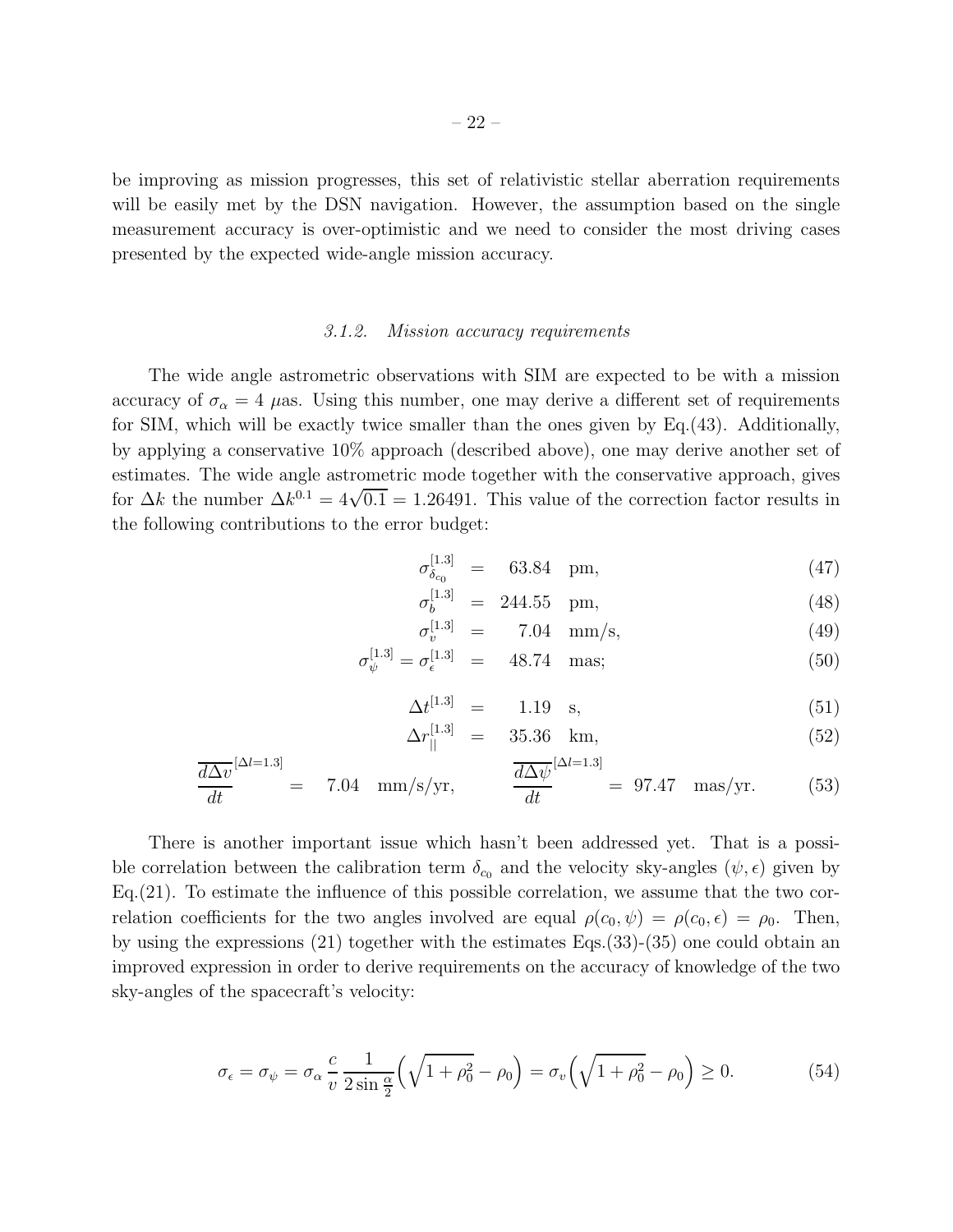be improving as mission progresses, this set of relativistic stellar aberration requirements will be easily met by the DSN navigation. However, the assumption based on the single measurement accuracy is over-optimistic and we need to consider the most driving cases presented by the expected wide-angle mission accuracy.

### *3.1.2. Mission accuracy requirements*

The wide angle astrometric observations with SIM are expected to be with a mission accuracy of $\sigma_\alpha = 4\ \mu$as. Using this number, one may derive a different set of requirements for SIM, which will be exactly twice smaller than the ones given by Eq.(43). Additionally, by applying a conservative 10% approach (described above), one may derive another set of estimates. The wide angle astrometric mode together with the conservative approach, gives for $\Delta k$ the number $\Delta k^{0.1} = 4\sqrt{0.1} = 1.26491$. This value of the correction factor results in the following contributions to the error budget:

$$\sigma^{[1.3]}_{\delta_{c_0}} = 63.84 \quad \text{pm}, \tag{47}$$

$$\sigma^{[1.3]}_{b} = 244.55 \quad \text{pm}, \tag{48}$$

$$\sigma^{[1.3]}_{v} = 7.04 \quad \text{mm/s}, \tag{49}$$

$$\sigma^{[1.3]}_{\psi} = \sigma^{[1.3]}_{\epsilon} = 48.74 \quad \text{mas}; \tag{50}$$

$$\Delta t^{[1.3]} = 1.19 \quad \text{s}, \tag{51}$$

$$\Delta r^{[1.3]}_{||} = 35.36 \quad \text{km}, \tag{52}$$

$$\overline{\frac{d\Delta v}{dt}}^{[\Delta l=1.3]} = 7.04 \quad \text{mm/s/yr}, \qquad \overline{\frac{d\Delta \psi}{dt}}^{[\Delta l=1.3]} = 97.47 \quad \text{mas/yr}. \tag{53}$$

There is another important issue which hasn't been addressed yet. That is a possible correlation between the calibration term $\delta_{c_0}$ and the velocity sky-angles $(\psi, \epsilon)$ given by Eq.(21). To estimate the influence of this possible correlation, we assume that the two correlation coefficients for the two angles involved are equal $\rho(c_0, \psi) = \rho(c_0, \epsilon) = \rho_0$. Then, by using the expressions (21) together with the estimates Eqs.(33)-(35) one could obtain an improved expression in order to derive requirements on the accuracy of knowledge of the two sky-angles of the spacecraft's velocity:

$$\sigma_\epsilon = \sigma_\psi = \sigma_\alpha \, \frac{c}{v} \, \frac{1}{2\sin\frac{\alpha}{2}} \Big(\sqrt{1+\rho_0^2} - \rho_0\Big) = \sigma_v \Big(\sqrt{1+\rho_0^2} - \rho_0\Big) \geq 0. \tag{54}$$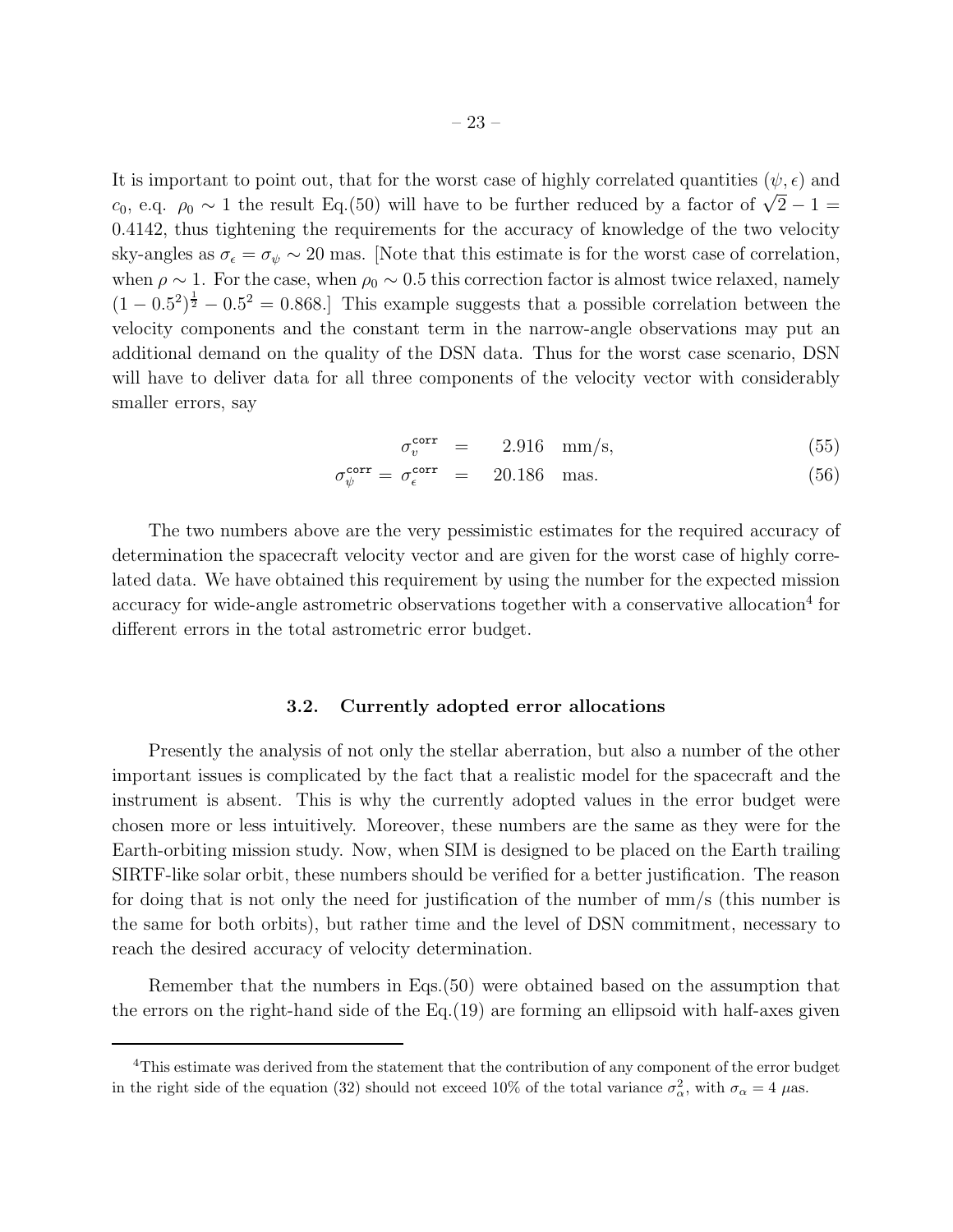It is important to point out, that for the worst case of highly correlated quantities $(\psi, \epsilon)$ and $c_0$, e.g. $\rho_0 \sim 1$ the result Eq.(50) will have to be further reduced by a factor of $\sqrt{2} - 1 = 0.4142$, thus tightening the requirements for the accuracy of knowledge of the two velocity sky-angles as $\sigma_\epsilon = \sigma_\psi \sim 20$ mas. [Note that this estimate is for the worst case of correlation, when $\rho \sim 1$. For the case, when $\rho_0 \sim 0.5$ this correction factor is almost twice relaxed, namely $(1 - 0.5^2)^{\frac{1}{2}} - 0.5^2 = 0.868$.] This example suggests that a possible correlation between the velocity components and the constant term in the narrow-angle observations may put an additional demand on the quality of the DSN data. Thus for the worst case scenario, DSN will have to deliver data for all three components of the velocity vector with considerably smaller errors, say

$$\sigma_v^{\tt corr} = 2.916 \quad \text{mm/s}, \tag{55}$$

$$\sigma_\psi^{\tt corr} = \sigma_\epsilon^{\tt corr} = 20.186 \quad \text{mas}. \tag{56}$$

The two numbers above are the very pessimistic estimates for the required accuracy of determination the spacecraft velocity vector and are given for the worst case of highly correlated data. We have obtained this requirement by using the number for the expected mission accuracy for wide-angle astrometric observations together with a conservative allocation[4] for different errors in the total astrometric error budget.

### 3.2. Currently adopted error allocations

Presently the analysis of not only the stellar aberration, but also a number of the other important issues is complicated by the fact that a realistic model for the spacecraft and the instrument is absent. This is why the currently adopted values in the error budget were chosen more or less intuitively. Moreover, these numbers are the same as they were for the Earth-orbiting mission study. Now, when SIM is designed to be placed on the Earth trailing SIRTF-like solar orbit, these numbers should be verified for a better justification. The reason for doing that is not only the need for justification of the number of mm/s (this number is the same for both orbits), but rather time and the level of DSN commitment, necessary to reach the desired accuracy of velocity determination.

Remember that the numbers in Eqs.(50) were obtained based on the assumption that the errors on the right-hand side of the Eq.(19) are forming an ellipsoid with half-axes given

---

[4]This estimate was derived from the statement that the contribution of any component of the error budget in the right side of the equation (32) should not exceed 10% of the total variance $\sigma_\alpha^2$, with $\sigma_\alpha = 4$ $\mu$as.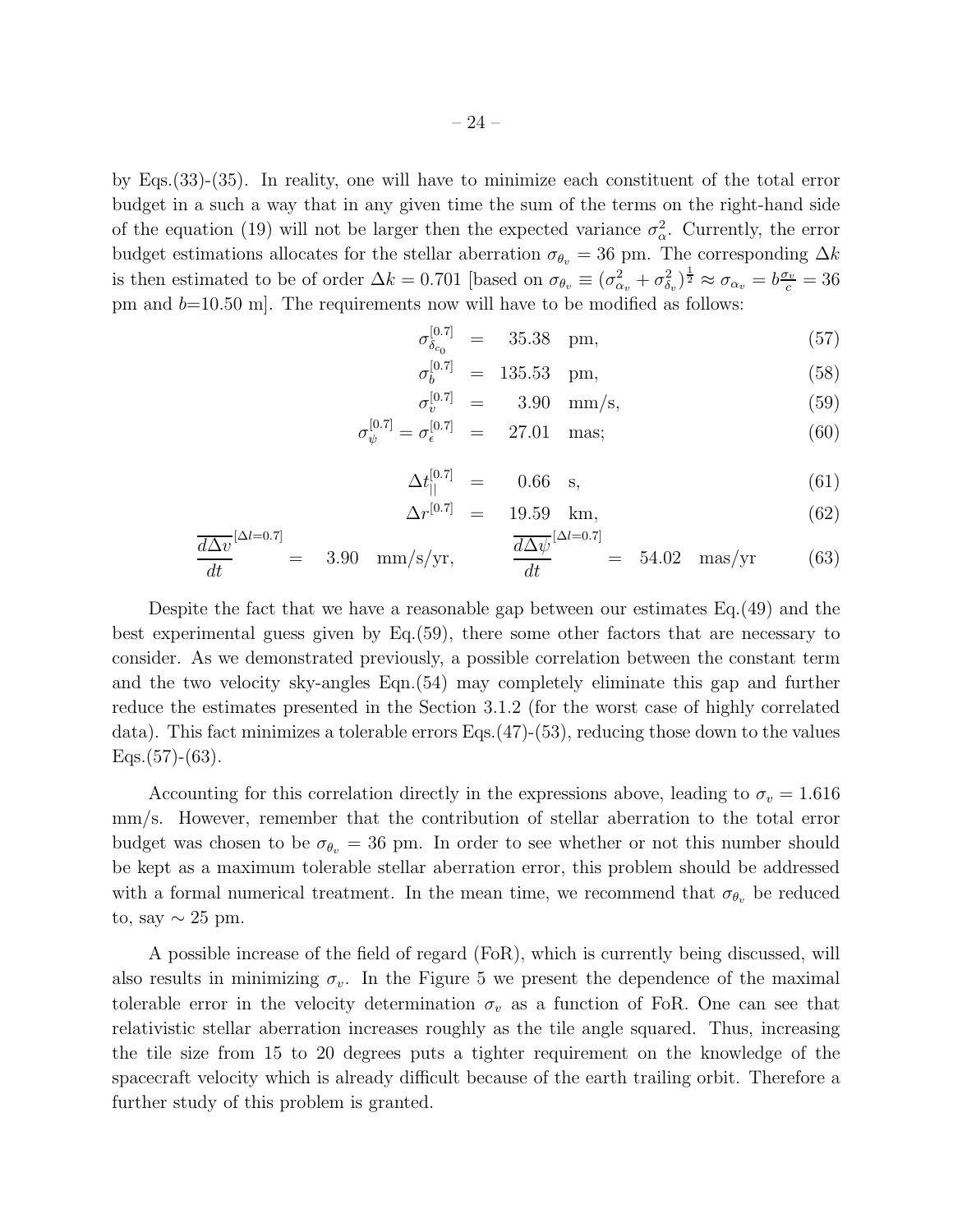by Eqs.(33)-(35). In reality, one will have to minimize each constituent of the total error budget in a such a way that in any given time the sum of the terms on the right-hand side of the equation (19) will not be larger then the expected variance $\sigma_\alpha^2$. Currently, the error budget estimations allocates for the stellar aberration $\sigma_{\theta_v} = 36$ pm. The corresponding $\Delta k$ is then estimated to be of order $\Delta k = 0.701$ [based on $\sigma_{\theta_v} \equiv (\sigma^2_{\alpha_v} + \sigma^2_{\delta_v})^{\frac{1}{2}} \approx \sigma_{\alpha_v} = b\frac{\sigma_v}{c} = 36$ pm and $b$=10.50 m]. The requirements now will have to be modified as follows:

$$
\sigma^{[0.7]}_{\delta_{c_0}} = 35.38 \quad \text{pm}, \tag{57}
$$

$$
\sigma^{[0.7]}_{b} = 135.53 \quad \text{pm}, \tag{58}
$$

$$
\sigma^{[0.7]}_{v} = 3.90 \quad \text{mm/s}, \tag{59}
$$

$$
\sigma^{[0.7]}_{\psi} = \sigma^{[0.7]}_{\epsilon} = 27.01 \quad \text{mas}; \tag{60}
$$

$$
\Delta t^{[0.7]}_{||} = 0.66 \quad \text{s}, \tag{61}
$$

$$
\Delta r^{[0.7]} = 19.59 \quad \text{km}, \tag{62}
$$

$$
\overline{\frac{d\Delta v}{dt}}^{[\Delta l = 0.7]} = 3.90 \quad \text{mm/s/yr}, \qquad \overline{\frac{d\Delta \psi}{dt}}^{[\Delta l = 0.7]} = 54.02 \quad \text{mas/yr} \tag{63}
$$

Despite the fact that we have a reasonable gap between our estimates Eq.(49) and the best experimental guess given by Eq.(59), there some other factors that are necessary to consider. As we demonstrated previously, a possible correlation between the constant term and the two velocity sky-angles Eqn.(54) may completely eliminate this gap and further reduce the estimates presented in the Section 3.1.2 (for the worst case of highly correlated data). This fact minimizes a tolerable errors Eqs.(47)-(53), reducing those down to the values Eqs.(57)-(63).

Accounting for this correlation directly in the expressions above, leading to $\sigma_v = 1.616$ mm/s. However, remember that the contribution of stellar aberration to the total error budget was chosen to be $\sigma_{\theta_v} = 36$ pm. In order to see whether or not this number should be kept as a maximum tolerable stellar aberration error, this problem should be addressed with a formal numerical treatment. In the mean time, we recommend that $\sigma_{\theta_v}$ be reduced to, say $\sim 25$ pm.

A possible increase of the field of regard (FoR), which is currently being discussed, will also results in minimizing $\sigma_v$. In the Figure 5 we present the dependence of the maximal tolerable error in the velocity determination $\sigma_v$ as a function of FoR. One can see that relativistic stellar aberration increases roughly as the tile angle squared. Thus, increasing the tile size from 15 to 20 degrees puts a tighter requirement on the knowledge of the spacecraft velocity which is already difficult because of the earth trailing orbit. Therefore a further study of this problem is granted.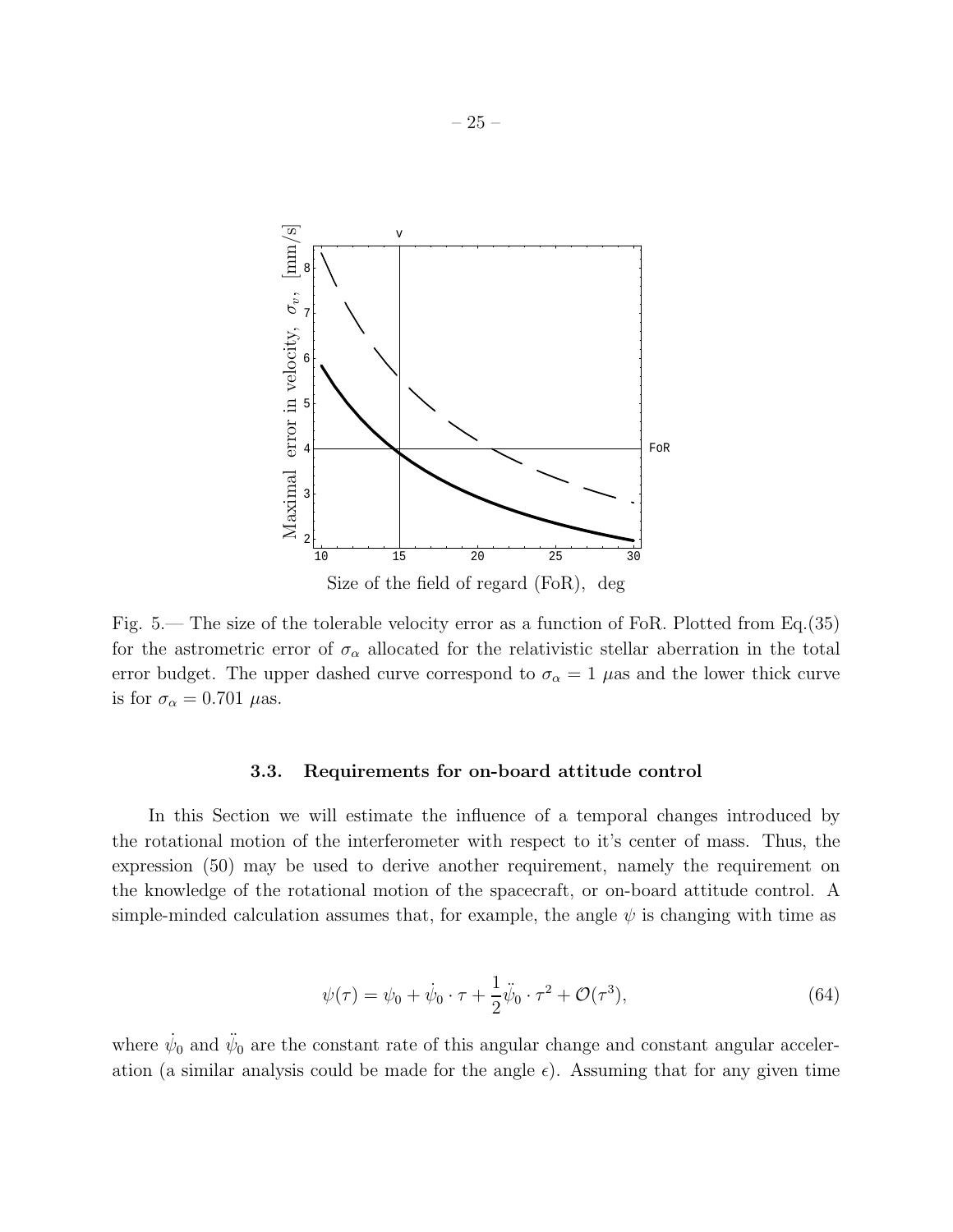Fig. 5.— The size of the tolerable velocity error as a function of FoR. Plotted from Eq.(35) for the astrometric error of $\sigma_\alpha$ allocated for the relativistic stellar aberration in the total error budget. The upper dashed curve correspond to $\sigma_\alpha = 1$ $\mu$as and the lower thick curve is for $\sigma_\alpha = 0.701$ $\mu$as.

### 3.3. Requirements for on-board attitude control

In this Section we will estimate the influence of a temporal changes introduced by the rotational motion of the interferometer with respect to it's center of mass. Thus, the expression (50) may be used to derive another requirement, namely the requirement on the knowledge of the rotational motion of the spacecraft, or on-board attitude control. A simple-minded calculation assumes that, for example, the angle $\psi$ is changing with time as

$$\psi(\tau) = \psi_0 + \dot{\psi}_0 \cdot \tau + \frac{1}{2}\ddot{\psi}_0 \cdot \tau^2 + \mathcal{O}(\tau^3), \tag{64}$$

where $\dot{\psi}_0$ and $\ddot{\psi}_0$ are the constant rate of this angular change and constant angular acceleration (a similar analysis could be made for the angle $\epsilon$). Assuming that for any given time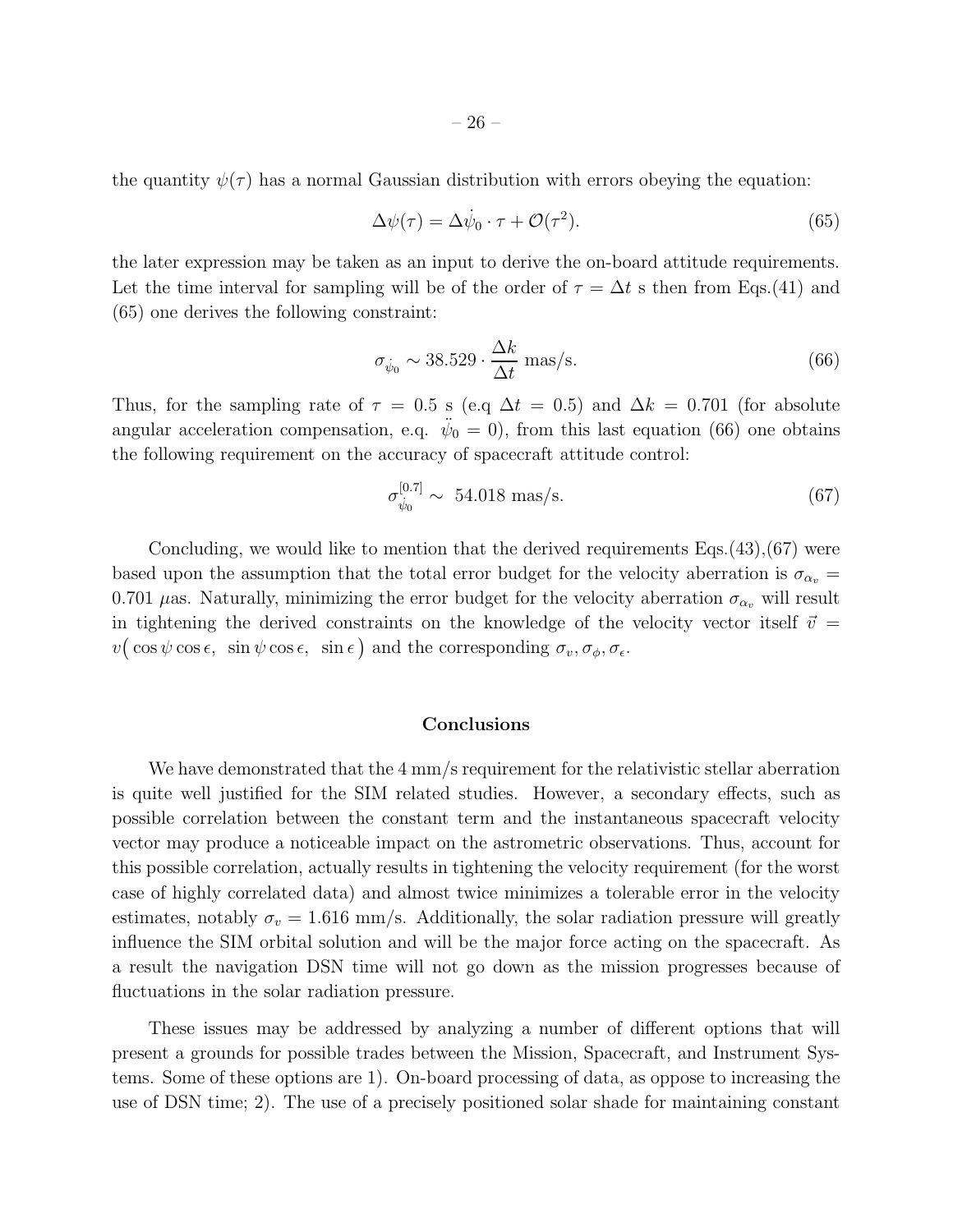the quantity $\psi(\tau)$ has a normal Gaussian distribution with errors obeying the equation:

$$\Delta\psi(\tau) = \Delta\dot{\psi}_0 \cdot \tau + \mathcal{O}(\tau^2). \tag{65}$$

the later expression may be taken as an input to derive the on-board attitude requirements. Let the time interval for sampling will be of the order of $\tau = \Delta t$ s then from Eqs.(41) and (65) one derives the following constraint:

$$\sigma_{\dot{\psi}_0} \sim 38.529 \cdot \frac{\Delta k}{\Delta t} \text{ mas/s}. \tag{66}$$

Thus, for the sampling rate of $\tau = 0.5$ s (e.q $\Delta t = 0.5$) and $\Delta k = 0.701$ (for absolute angular acceleration compensation, e.q. $\ddot{\psi}_0 = 0$), from this last equation (66) one obtains the following requirement on the accuracy of spacecraft attitude control:

$$\sigma^{[0.7]}_{\dot{\psi}_0} \sim \; 54.018 \text{ mas/s}. \tag{67}$$

Concluding, we would like to mention that the derived requirements Eqs.(43),(67) were based upon the assumption that the total error budget for the velocity aberration is $\sigma_{\alpha_v} = 0.701$ $\mu$as. Naturally, minimizing the error budget for the velocity aberration $\sigma_{\alpha_v}$ will result in tightening the derived constraints on the knowledge of the velocity vector itself $\vec{v} = v\big(\cos\psi\cos\epsilon, \;\sin\psi\cos\epsilon, \;\sin\epsilon\big)$ and the corresponding $\sigma_v, \sigma_\phi, \sigma_\epsilon$.

## Conclusions

We have demonstrated that the 4 mm/s requirement for the relativistic stellar aberration is quite well justified for the SIM related studies. However, a secondary effects, such as possible correlation between the constant term and the instantaneous spacecraft velocity vector may produce a noticeable impact on the astrometric observations. Thus, account for this possible correlation, actually results in tightening the velocity requirement (for the worst case of highly correlated data) and almost twice minimizes a tolerable error in the velocity estimates, notably $\sigma_v = 1.616$ mm/s. Additionally, the solar radiation pressure will greatly influence the SIM orbital solution and will be the major force acting on the spacecraft. As a result the navigation DSN time will not go down as the mission progresses because of fluctuations in the solar radiation pressure.

These issues may be addressed by analyzing a number of different options that will present a grounds for possible trades between the Mission, Spacecraft, and Instrument Systems. Some of these options are 1). On-board processing of data, as oppose to increasing the use of DSN time; 2). The use of a precisely positioned solar shade for maintaining constant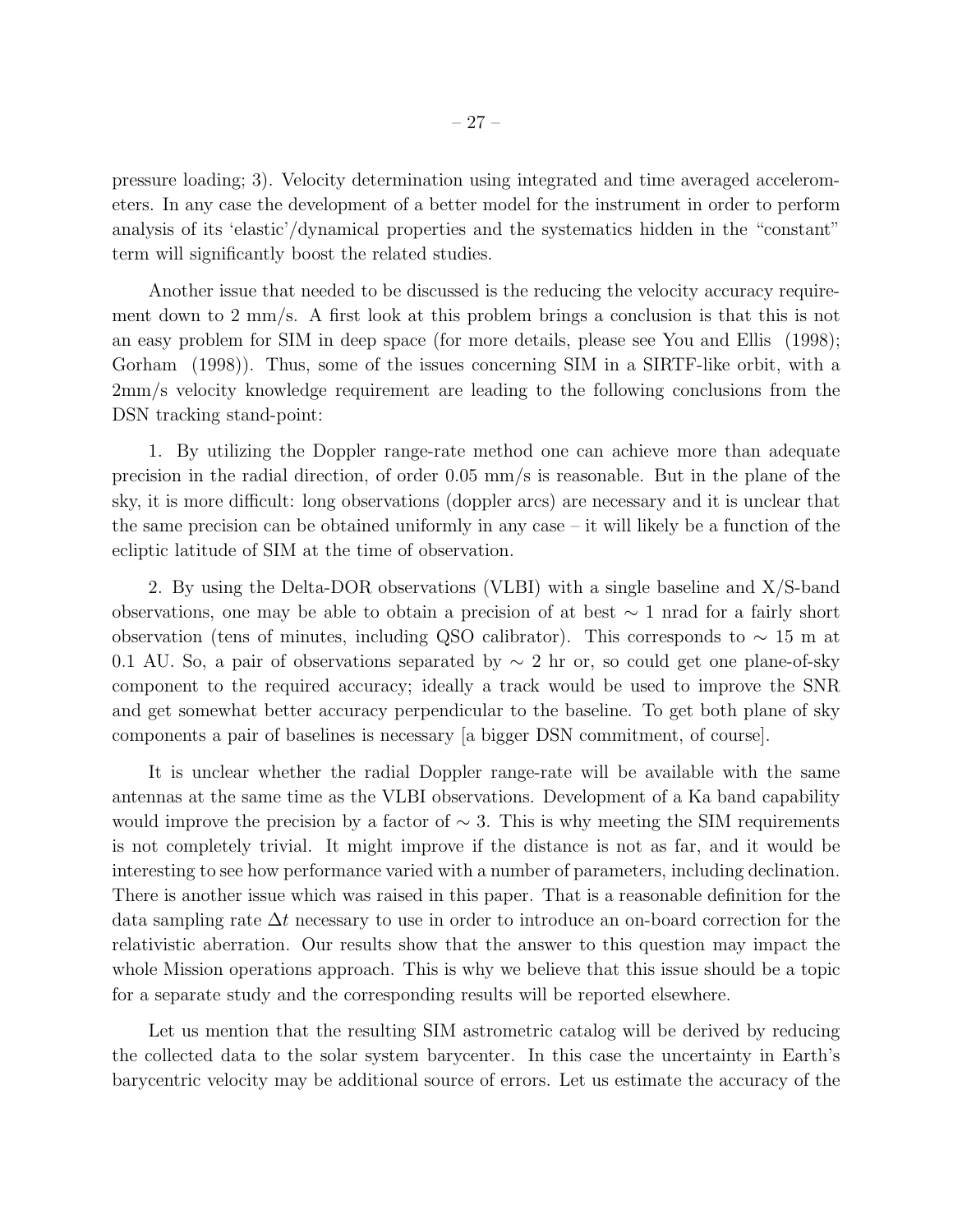pressure loading; 3). Velocity determination using integrated and time averaged accelerometers. In any case the development of a better model for the instrument in order to perform analysis of its 'elastic'/dynamical properties and the systematics hidden in the "constant" term will significantly boost the related studies.

Another issue that needed to be discussed is the reducing the velocity accuracy requirement down to 2 mm/s. A first look at this problem brings a conclusion is that this is not an easy problem for SIM in deep space (for more details, please see You and Ellis (1998); Gorham (1998)). Thus, some of the issues concerning SIM in a SIRTF-like orbit, with a 2mm/s velocity knowledge requirement are leading to the following conclusions from the DSN tracking stand-point:

1. By utilizing the Doppler range-rate method one can achieve more than adequate precision in the radial direction, of order 0.05 mm/s is reasonable. But in the plane of the sky, it is more difficult: long observations (doppler arcs) are necessary and it is unclear that the same precision can be obtained uniformly in any case – it will likely be a function of the ecliptic latitude of SIM at the time of observation.

2. By using the Delta-DOR observations (VLBI) with a single baseline and X/S-band observations, one may be able to obtain a precision of at best $\sim 1$ nrad for a fairly short observation (tens of minutes, including QSO calibrator). This corresponds to $\sim 15$ m at 0.1 AU. So, a pair of observations separated by $\sim 2$ hr or, so could get one plane-of-sky component to the required accuracy; ideally a track would be used to improve the SNR and get somewhat better accuracy perpendicular to the baseline. To get both plane of sky components a pair of baselines is necessary [a bigger DSN commitment, of course].

It is unclear whether the radial Doppler range-rate will be available with the same antennas at the same time as the VLBI observations. Development of a Ka band capability would improve the precision by a factor of $\sim 3$. This is why meeting the SIM requirements is not completely trivial. It might improve if the distance is not as far, and it would be interesting to see how performance varied with a number of parameters, including declination. There is another issue which was raised in this paper. That is a reasonable definition for the data sampling rate $\Delta t$ necessary to use in order to introduce an on-board correction for the relativistic aberration. Our results show that the answer to this question may impact the whole Mission operations approach. This is why we believe that this issue should be a topic for a separate study and the corresponding results will be reported elsewhere.

Let us mention that the resulting SIM astrometric catalog will be derived by reducing the collected data to the solar system barycenter. In this case the uncertainty in Earth's barycentric velocity may be additional source of errors. Let us estimate the accuracy of the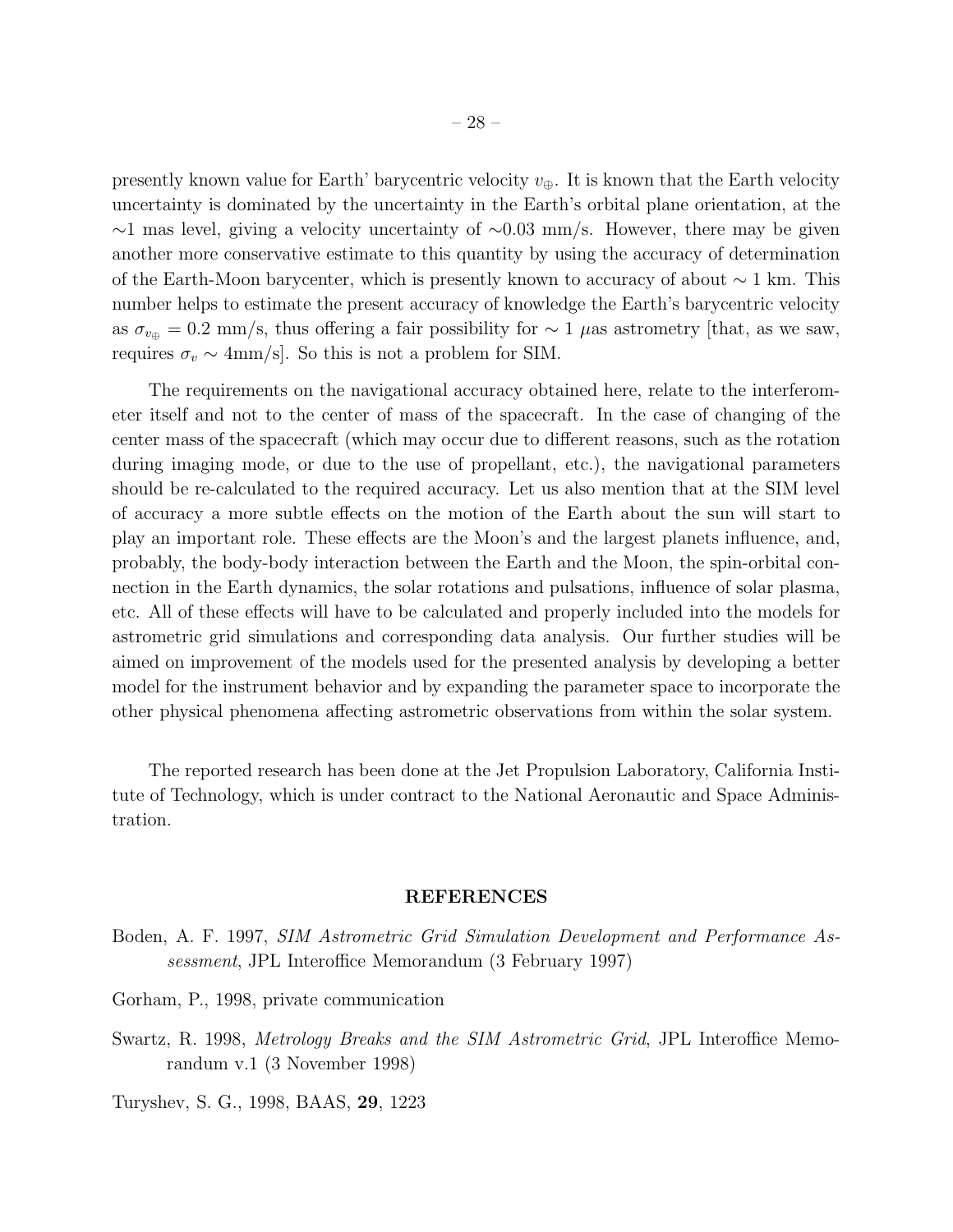presently known value for Earth' barycentric velocity $v_\oplus$. It is known that the Earth velocity uncertainty is dominated by the uncertainty in the Earth's orbital plane orientation, at the $\sim$1 mas level, giving a velocity uncertainty of $\sim$0.03 mm/s. However, there may be given another more conservative estimate to this quantity by using the accuracy of determination of the Earth-Moon barycenter, which is presently known to accuracy of about $\sim 1$ km. This number helps to estimate the present accuracy of knowledge the Earth's barycentric velocity as $\sigma_{v_\oplus} = 0.2$ mm/s, thus offering a fair possibility for $\sim 1$ $\mu$as astrometry [that, as we saw, requires $\sigma_v \sim 4$mm/s]. So this is not a problem for SIM.

The requirements on the navigational accuracy obtained here, relate to the interferometer itself and not to the center of mass of the spacecraft. In the case of changing of the center mass of the spacecraft (which may occur due to different reasons, such as the rotation during imaging mode, or due to the use of propellant, etc.), the navigational parameters should be re-calculated to the required accuracy. Let us also mention that at the SIM level of accuracy a more subtle effects on the motion of the Earth about the sun will start to play an important role. These effects are the Moon's and the largest planets influence, and, probably, the body-body interaction between the Earth and the Moon, the spin-orbital connection in the Earth dynamics, the solar rotations and pulsations, influence of solar plasma, etc. All of these effects will have to be calculated and properly included into the models for astrometric grid simulations and corresponding data analysis. Our further studies will be aimed on improvement of the models used for the presented analysis by developing a better model for the instrument behavior and by expanding the parameter space to incorporate the other physical phenomena affecting astrometric observations from within the solar system.

The reported research has been done at the Jet Propulsion Laboratory, California Institute of Technology, which is under contract to the National Aeronautic and Space Administration.

## REFERENCES

Boden, A. F. 1997, *SIM Astrometric Grid Simulation Development and Performance Assessment*, JPL Interoffice Memorandum (3 February 1997)

Gorham, P., 1998, private communication

Swartz, R. 1998, *Metrology Breaks and the SIM Astrometric Grid*, JPL Interoffice Memorandum v.1 (3 November 1998)

Turyshev, S. G., 1998, BAAS, **29**, 1223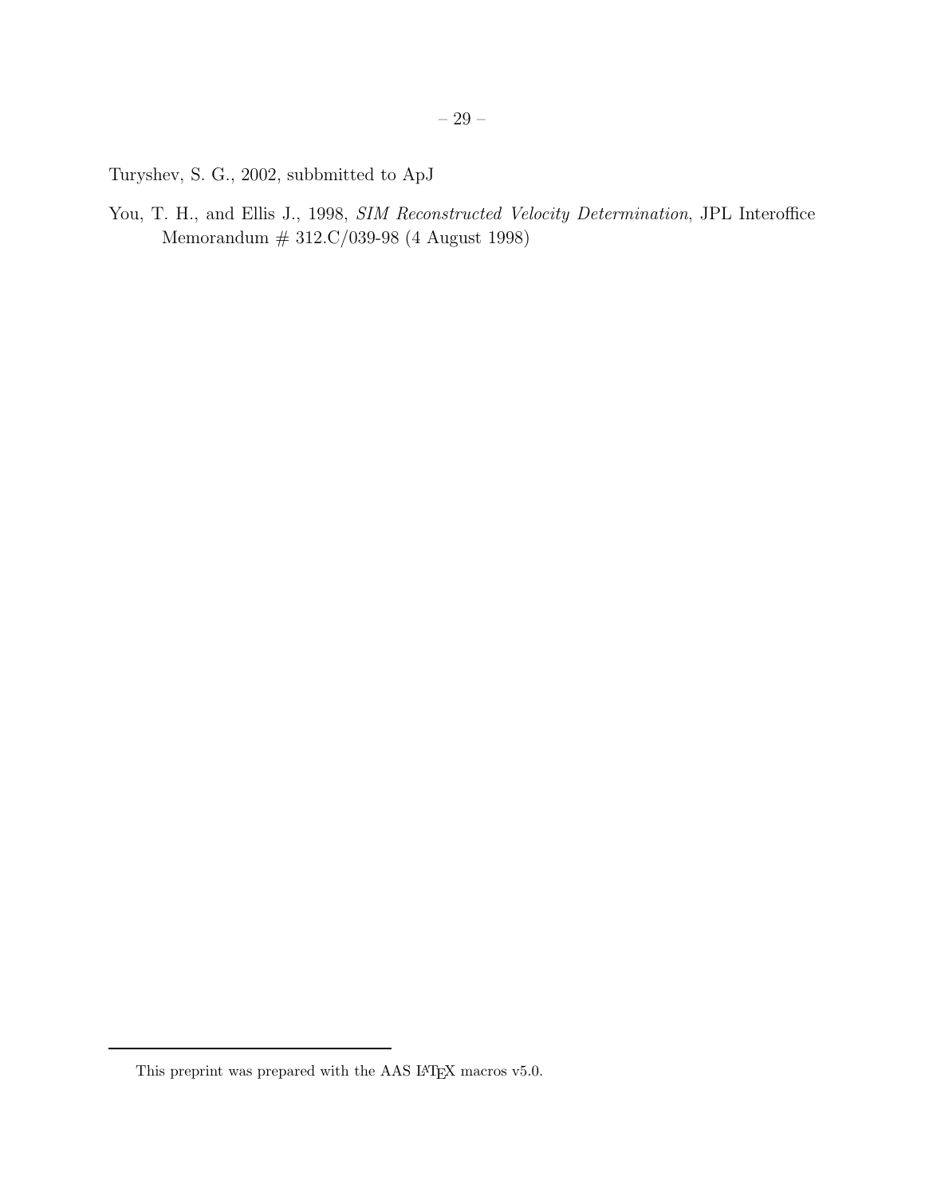Turyshev, S. G., 2002, subbmitted to ApJ

You, T. H., and Ellis J., 1998, *SIM Reconstructed Velocity Determination*, JPL Interoffice Memorandum # 312.C/039-98 (4 August 1998)

---

This preprint was prepared with the AAS LaTeX macros v5.0.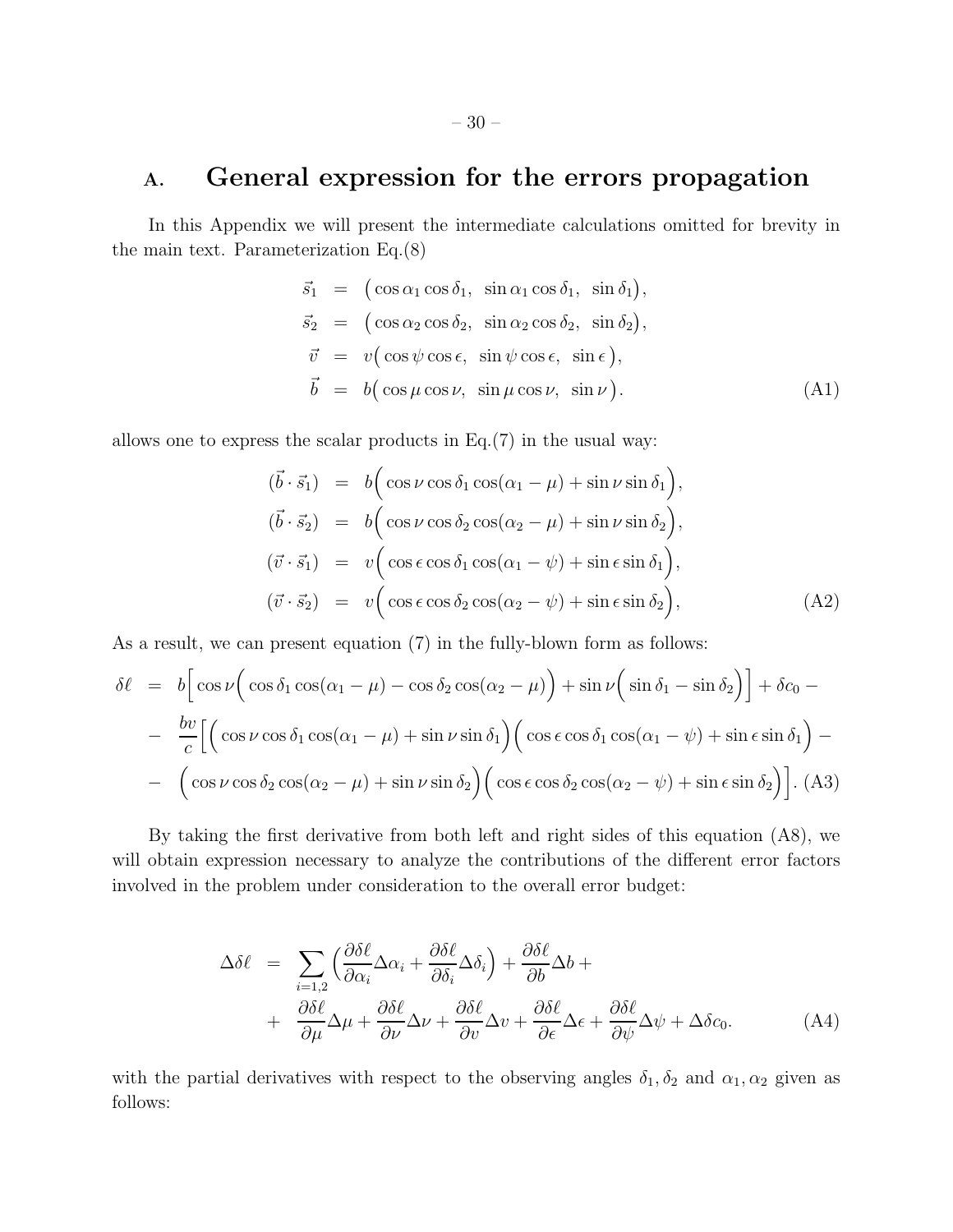## A. General expression for the errors propagation

In this Appendix we will present the intermediate calculations omitted for brevity in the main text. Parameterization Eq.(8)

$$
\begin{aligned}
\vec{s}_1 &= \big(\cos\alpha_1\cos\delta_1,\ \ \sin\alpha_1\cos\delta_1,\ \ \sin\delta_1\big),\\
\vec{s}_2 &= \big(\cos\alpha_2\cos\delta_2,\ \ \sin\alpha_2\cos\delta_2,\ \ \sin\delta_2\big),\\
\vec{v} &= v\big(\cos\psi\cos\epsilon,\ \ \sin\psi\cos\epsilon,\ \ \sin\epsilon\,\big),\\
\vec{b} &= b\big(\cos\mu\cos\nu,\ \ \sin\mu\cos\nu,\ \ \sin\nu\,\big).
\end{aligned}
\tag{A1}
$$

allows one to express the scalar products in Eq.(7) in the usual way:

$$
\begin{aligned}
(\vec{b}\cdot\vec{s}_1) &= b\Big(\cos\nu\cos\delta_1\cos(\alpha_1-\mu)+\sin\nu\sin\delta_1\Big),\\
(\vec{b}\cdot\vec{s}_2) &= b\Big(\cos\nu\cos\delta_2\cos(\alpha_2-\mu)+\sin\nu\sin\delta_2\Big),\\
(\vec{v}\cdot\vec{s}_1) &= v\Big(\cos\epsilon\cos\delta_1\cos(\alpha_1-\psi)+\sin\epsilon\sin\delta_1\Big),\\
(\vec{v}\cdot\vec{s}_2) &= v\Big(\cos\epsilon\cos\delta_2\cos(\alpha_2-\psi)+\sin\epsilon\sin\delta_2\Big),
\end{aligned}
\tag{A2}
$$

As a result, we can present equation (7) in the fully-blown form as follows:

$$
\begin{aligned}
\delta\ell &= b\Big[\cos\nu\Big(\cos\delta_1\cos(\alpha_1-\mu)-\cos\delta_2\cos(\alpha_2-\mu)\Big)+\sin\nu\Big(\sin\delta_1-\sin\delta_2\Big)\Big]+\delta c_0-\\
&- \frac{bv}{c}\Big[\Big(\cos\nu\cos\delta_1\cos(\alpha_1-\mu)+\sin\nu\sin\delta_1\Big)\Big(\cos\epsilon\cos\delta_1\cos(\alpha_1-\psi)+\sin\epsilon\sin\delta_1\Big)-\\
&- \Big(\cos\nu\cos\delta_2\cos(\alpha_2-\mu)+\sin\nu\sin\delta_2\Big)\Big(\cos\epsilon\cos\delta_2\cos(\alpha_2-\psi)+\sin\epsilon\sin\delta_2\Big)\Big].
\end{aligned}
\tag{A3}
$$

By taking the first derivative from both left and right sides of this equation (A8), we will obtain expression necessary to analyze the contributions of the different error factors involved in the problem under consideration to the overall error budget:

$$
\begin{aligned}
\Delta\delta\ell &= \sum_{i=1,2}\Big(\frac{\partial\delta\ell}{\partial\alpha_i}\Delta\alpha_i+\frac{\partial\delta\ell}{\partial\delta_i}\Delta\delta_i\Big)+\frac{\partial\delta\ell}{\partial b}\Delta b+\\
&+ \frac{\partial\delta\ell}{\partial\mu}\Delta\mu+\frac{\partial\delta\ell}{\partial\nu}\Delta\nu+\frac{\partial\delta\ell}{\partial v}\Delta v+\frac{\partial\delta\ell}{\partial\epsilon}\Delta\epsilon+\frac{\partial\delta\ell}{\partial\psi}\Delta\psi+\Delta\delta c_0.
\end{aligned}
\tag{A4}
$$

with the partial derivatives with respect to the observing angles $\delta_1, \delta_2$ and $\alpha_1, \alpha_2$ given as follows: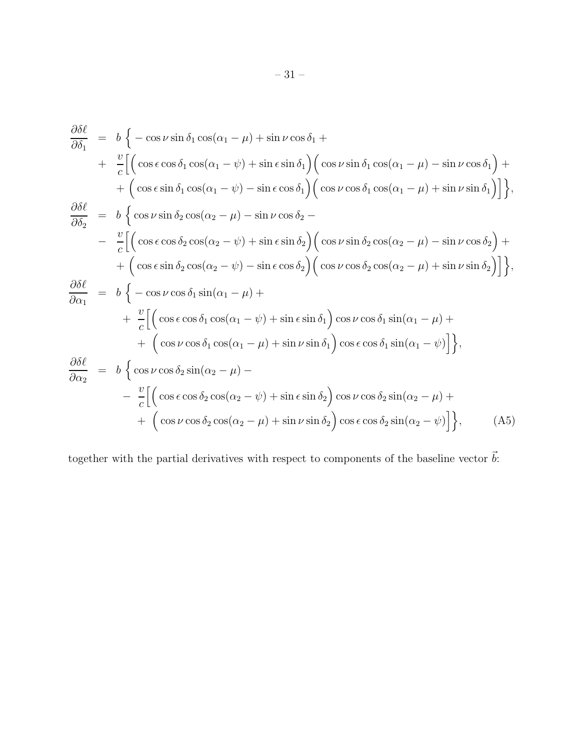$$
\begin{aligned}
\frac{\partial \delta\ell}{\partial \delta_1} &= b \Big\{ -\cos\nu \sin\delta_1 \cos(\alpha_1 - \mu) + \sin\nu \cos\delta_1 + \\
&+ \frac{v}{c}\Big[ \Big( \cos\epsilon \cos\delta_1 \cos(\alpha_1 - \psi) + \sin\epsilon \sin\delta_1 \Big) \Big( \cos\nu \sin\delta_1 \cos(\alpha_1 - \mu) - \sin\nu \cos\delta_1 \Big) + \\
&\quad + \Big( \cos\epsilon \sin\delta_1 \cos(\alpha_1 - \psi) - \sin\epsilon \cos\delta_1 \Big) \Big( \cos\nu \cos\delta_1 \cos(\alpha_1 - \mu) + \sin\nu \sin\delta_1 \Big) \Big] \Big\}, \\
\frac{\partial \delta\ell}{\partial \delta_2} &= b \Big\{ \cos\nu \sin\delta_2 \cos(\alpha_2 - \mu) - \sin\nu \cos\delta_2 - \\
&- \frac{v}{c}\Big[ \Big( \cos\epsilon \cos\delta_2 \cos(\alpha_2 - \psi) + \sin\epsilon \sin\delta_2 \Big) \Big( \cos\nu \sin\delta_2 \cos(\alpha_2 - \mu) - \sin\nu \cos\delta_2 \Big) + \\
&\quad + \Big( \cos\epsilon \sin\delta_2 \cos(\alpha_2 - \psi) - \sin\epsilon \cos\delta_2 \Big) \Big( \cos\nu \cos\delta_2 \cos(\alpha_2 - \mu) + \sin\nu \sin\delta_2 \Big) \Big] \Big\}, \\
\frac{\partial \delta\ell}{\partial \alpha_1} &= b \Big\{ -\cos\nu \cos\delta_1 \sin(\alpha_1 - \mu) + \\
&\quad + \frac{v}{c}\Big[ \Big( \cos\epsilon \cos\delta_1 \cos(\alpha_1 - \psi) + \sin\epsilon \sin\delta_1 \Big) \cos\nu \cos\delta_1 \sin(\alpha_1 - \mu) + \\
&\quad\quad + \Big( \cos\nu \cos\delta_1 \cos(\alpha_1 - \mu) + \sin\nu \sin\delta_1 \Big) \cos\epsilon \cos\delta_1 \sin(\alpha_1 - \psi) \Big] \Big\}, \\
\frac{\partial \delta\ell}{\partial \alpha_2} &= b \Big\{ \cos\nu \cos\delta_2 \sin(\alpha_2 - \mu) - \\
&\quad - \frac{v}{c}\Big[ \Big( \cos\epsilon \cos\delta_2 \cos(\alpha_2 - \psi) + \sin\epsilon \sin\delta_2 \Big) \cos\nu \cos\delta_2 \sin(\alpha_2 - \mu) + \\
&\quad\quad + \Big( \cos\nu \cos\delta_2 \cos(\alpha_2 - \mu) + \sin\nu \sin\delta_2 \Big) \cos\epsilon \cos\delta_2 \sin(\alpha_2 - \psi) \Big] \Big\}, \qquad \text{(A5)}
\end{aligned}
$$

together with the partial derivatives with respect to components of the baseline vector $\vec{b}$: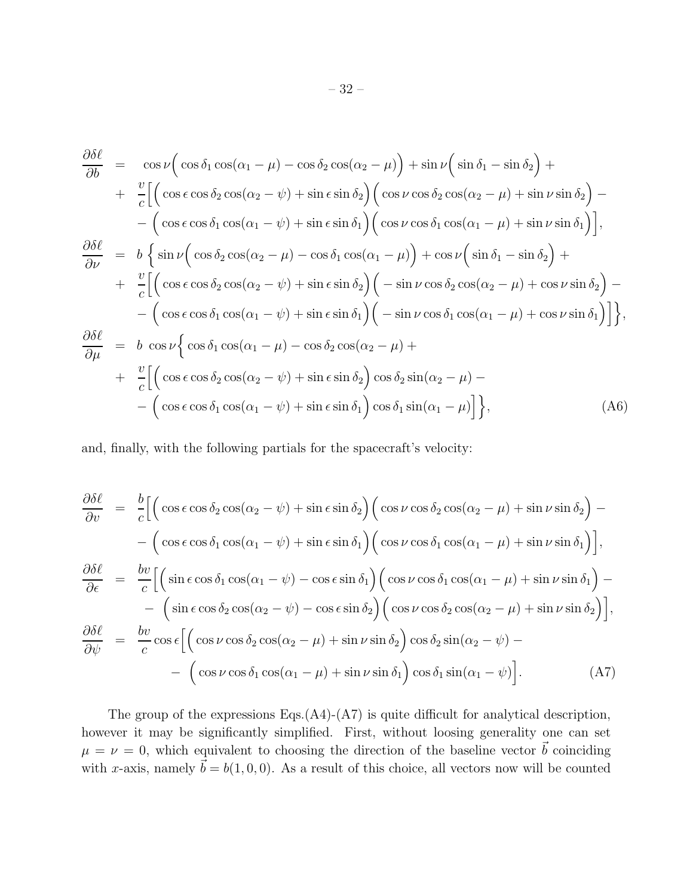$$
\begin{aligned}
\frac{\partial \delta\ell}{\partial b} &= \cos\nu\Big(\cos\delta_1\cos(\alpha_1-\mu)-\cos\delta_2\cos(\alpha_2-\mu)\Big)+\sin\nu\Big(\sin\delta_1-\sin\delta_2\Big)+ \\
&+ \frac{v}{c}\Big[\Big(\cos\epsilon\cos\delta_2\cos(\alpha_2-\psi)+\sin\epsilon\sin\delta_2\Big)\Big(\cos\nu\cos\delta_2\cos(\alpha_2-\mu)+\sin\nu\sin\delta_2\Big)- \\
&- \Big(\cos\epsilon\cos\delta_1\cos(\alpha_1-\psi)+\sin\epsilon\sin\delta_1\Big)\Big(\cos\nu\cos\delta_1\cos(\alpha_1-\mu)+\sin\nu\sin\delta_1\Big)\Big], \\
\frac{\partial \delta\ell}{\partial \nu} &= b\,\Big\{\sin\nu\Big(\cos\delta_2\cos(\alpha_2-\mu)-\cos\delta_1\cos(\alpha_1-\mu)\Big)+\cos\nu\Big(\sin\delta_1-\sin\delta_2\Big)+ \\
&+ \frac{v}{c}\Big[\Big(\cos\epsilon\cos\delta_2\cos(\alpha_2-\psi)+\sin\epsilon\sin\delta_2\Big)\Big(-\sin\nu\cos\delta_2\cos(\alpha_2-\mu)+\cos\nu\sin\delta_2\Big)- \\
&- \Big(\cos\epsilon\cos\delta_1\cos(\alpha_1-\psi)+\sin\epsilon\sin\delta_1\Big)\Big(-\sin\nu\cos\delta_1\cos(\alpha_1-\mu)+\cos\nu\sin\delta_1\Big)\Big]\Big\}, \\
\frac{\partial \delta\ell}{\partial \mu} &= b\;\cos\nu\Big\{\cos\delta_1\cos(\alpha_1-\mu)-\cos\delta_2\cos(\alpha_2-\mu)+ \\
&+ \frac{v}{c}\Big[\Big(\cos\epsilon\cos\delta_2\cos(\alpha_2-\psi)+\sin\epsilon\sin\delta_2\Big)\cos\delta_2\sin(\alpha_2-\mu)- \\
&- \Big(\cos\epsilon\cos\delta_1\cos(\alpha_1-\psi)+\sin\epsilon\sin\delta_1\Big)\cos\delta_1\sin(\alpha_1-\mu)\Big]\Big\}, \qquad \text{(A6)}
\end{aligned}
$$

and, finally, with the following partials for the spacecraft's velocity:

$$
\begin{aligned}
\frac{\partial \delta\ell}{\partial v} &= \frac{b}{c}\Big[\Big(\cos\epsilon\cos\delta_2\cos(\alpha_2-\psi)+\sin\epsilon\sin\delta_2\Big)\Big(\cos\nu\cos\delta_2\cos(\alpha_2-\mu)+\sin\nu\sin\delta_2\Big)- \\
&- \Big(\cos\epsilon\cos\delta_1\cos(\alpha_1-\psi)+\sin\epsilon\sin\delta_1\Big)\Big(\cos\nu\cos\delta_1\cos(\alpha_1-\mu)+\sin\nu\sin\delta_1\Big)\Big], \\
\frac{\partial \delta\ell}{\partial \epsilon} &= \frac{bv}{c}\Big[\Big(\sin\epsilon\cos\delta_1\cos(\alpha_1-\psi)-\cos\epsilon\sin\delta_1\Big)\Big(\cos\nu\cos\delta_1\cos(\alpha_1-\mu)+\sin\nu\sin\delta_1\Big)- \\
&- \Big(\sin\epsilon\cos\delta_2\cos(\alpha_2-\psi)-\cos\epsilon\sin\delta_2\Big)\Big(\cos\nu\cos\delta_2\cos(\alpha_2-\mu)+\sin\nu\sin\delta_2\Big)\Big], \\
\frac{\partial \delta\ell}{\partial \psi} &= \frac{bv}{c}\cos\epsilon\Big[\Big(\cos\nu\cos\delta_2\cos(\alpha_2-\mu)+\sin\nu\sin\delta_2\Big)\cos\delta_2\sin(\alpha_2-\psi)- \\
&- \Big(\cos\nu\cos\delta_1\cos(\alpha_1-\mu)+\sin\nu\sin\delta_1\Big)\cos\delta_1\sin(\alpha_1-\psi)\Big]. \qquad \text{(A7)}
\end{aligned}
$$

The group of the expressions Eqs.(A4)-(A7) is quite difficult for analytical description, however it may be significantly simplified. First, without loosing generality one can set $\mu = \nu = 0$, which equivalent to choosing the direction of the baseline vector $\vec{b}$ coinciding with $x$-axis, namely $\vec{b} = b(1,0,0)$. As a result of this choice, all vectors now will be counted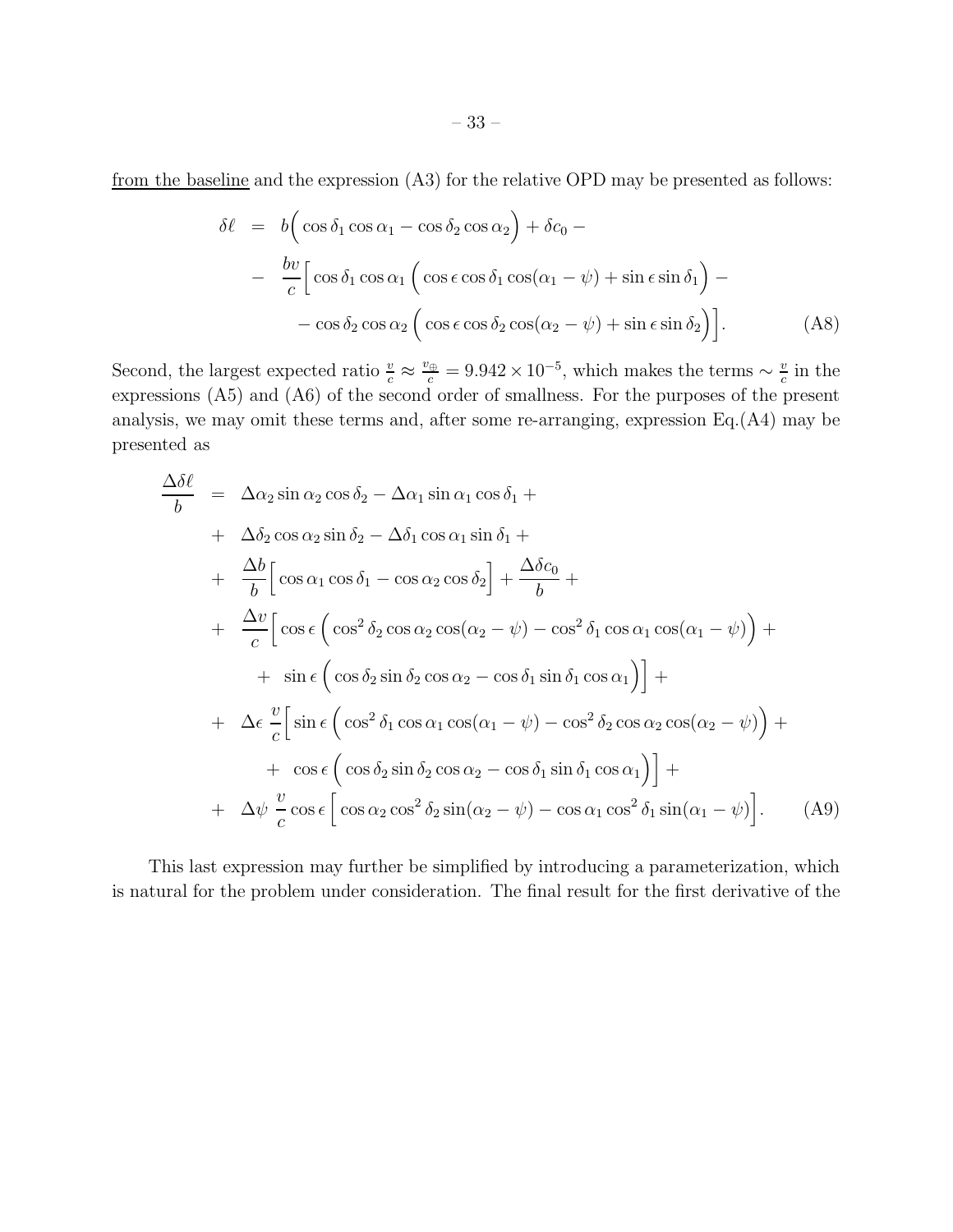from the baseline and the expression (A3) for the relative OPD may be presented as follows:

$$
\begin{aligned}
\delta\ell &= b\Big(\cos\delta_1\cos\alpha_1 - \cos\delta_2\cos\alpha_2\Big) + \delta c_0 - \\
&- \frac{bv}{c}\Big[\cos\delta_1\cos\alpha_1\Big(\cos\epsilon\cos\delta_1\cos(\alpha_1-\psi) + \sin\epsilon\sin\delta_1\Big) - \\
&\qquad - \cos\delta_2\cos\alpha_2\Big(\cos\epsilon\cos\delta_2\cos(\alpha_2-\psi) + \sin\epsilon\sin\delta_2\Big)\Big]. \qquad \text{(A8)}
\end{aligned}
$$

Second, the largest expected ratio $\frac{v}{c} \approx \frac{v_\oplus}{c} = 9.942 \times 10^{-5}$, which makes the terms $\sim \frac{v}{c}$ in the expressions (A5) and (A6) of the second order of smallness. For the purposes of the present analysis, we may omit these terms and, after some re-arranging, expression Eq.(A4) may be presented as

$$
\begin{aligned}
\frac{\Delta\delta\ell}{b} &= \Delta\alpha_2\sin\alpha_2\cos\delta_2 - \Delta\alpha_1\sin\alpha_1\cos\delta_1 + \\
&+ \Delta\delta_2\cos\alpha_2\sin\delta_2 - \Delta\delta_1\cos\alpha_1\sin\delta_1 + \\
&+ \frac{\Delta b}{b}\Big[\cos\alpha_1\cos\delta_1 - \cos\alpha_2\cos\delta_2\Big] + \frac{\Delta\delta c_0}{b} + \\
&+ \frac{\Delta v}{c}\Big[\cos\epsilon\Big(\cos^2\delta_2\cos\alpha_2\cos(\alpha_2-\psi) - \cos^2\delta_1\cos\alpha_1\cos(\alpha_1-\psi)\Big) + \\
&\qquad + \sin\epsilon\Big(\cos\delta_2\sin\delta_2\cos\alpha_2 - \cos\delta_1\sin\delta_1\cos\alpha_1\Big)\Big] + \\
&+ \Delta\epsilon\,\frac{v}{c}\Big[\sin\epsilon\Big(\cos^2\delta_1\cos\alpha_1\cos(\alpha_1-\psi) - \cos^2\delta_2\cos\alpha_2\cos(\alpha_2-\psi)\Big) + \\
&\qquad + \cos\epsilon\Big(\cos\delta_2\sin\delta_2\cos\alpha_2 - \cos\delta_1\sin\delta_1\cos\alpha_1\Big)\Big] + \\
&+ \Delta\psi\,\frac{v}{c}\cos\epsilon\Big[\cos\alpha_2\cos^2\delta_2\sin(\alpha_2-\psi) - \cos\alpha_1\cos^2\delta_1\sin(\alpha_1-\psi)\Big]. \qquad \text{(A9)}
\end{aligned}
$$

This last expression may further be simplified by introducing a parameterization, which is natural for the problem under consideration. The final result for the first derivative of the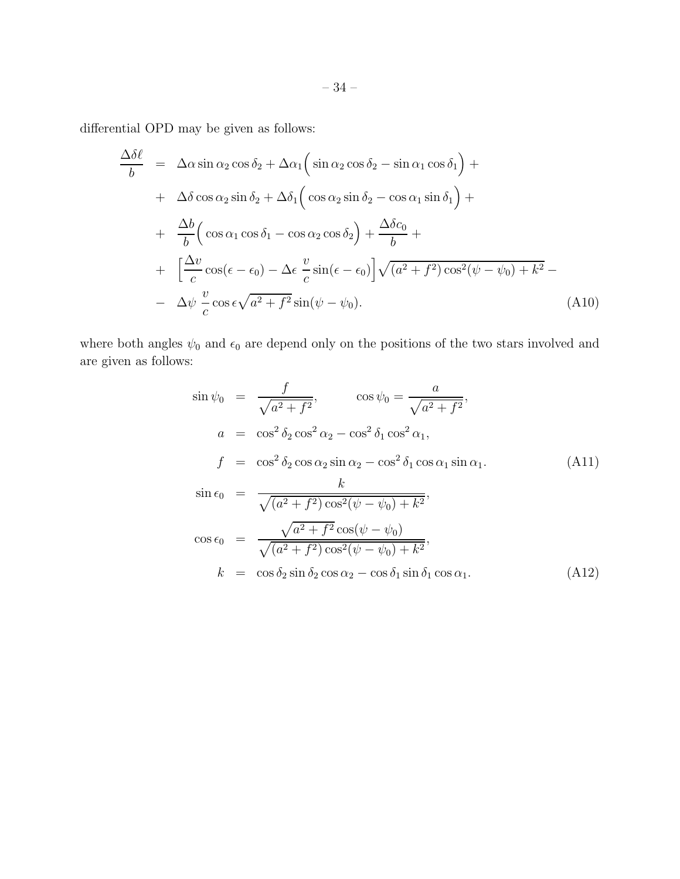differential OPD may be given as follows:

$$
\begin{aligned}
\frac{\Delta\delta\ell}{b} &= \Delta\alpha \sin\alpha_2 \cos\delta_2 + \Delta\alpha_1\Big(\sin\alpha_2\cos\delta_2 - \sin\alpha_1\cos\delta_1\Big) + \\
&+ \Delta\delta \cos\alpha_2 \sin\delta_2 + \Delta\delta_1\Big(\cos\alpha_2\sin\delta_2 - \cos\alpha_1\sin\delta_1\Big) + \\
&+ \frac{\Delta b}{b}\Big(\cos\alpha_1\cos\delta_1 - \cos\alpha_2\cos\delta_2\Big) + \frac{\Delta\delta c_0}{b} + \\
&+ \Big[\frac{\Delta v}{c}\cos(\epsilon-\epsilon_0) - \Delta\epsilon\ \frac{v}{c}\sin(\epsilon-\epsilon_0)\Big]\sqrt{(a^2+f^2)\cos^2(\psi-\psi_0)+k^2} - \\
&- \Delta\psi\ \frac{v}{c}\cos\epsilon\sqrt{a^2+f^2}\sin(\psi-\psi_0).
\end{aligned}
\tag{A10}
$$

where both angles $\psi_0$ and $\epsilon_0$ are depend only on the positions of the two stars involved and are given as follows:

$$
\begin{aligned}
\sin\psi_0 &= \frac{f}{\sqrt{a^2+f^2}}, \qquad \cos\psi_0 = \frac{a}{\sqrt{a^2+f^2}}, \\
a &= \cos^2\delta_2\cos^2\alpha_2 - \cos^2\delta_1\cos^2\alpha_1, \\
f &= \cos^2\delta_2\cos\alpha_2\sin\alpha_2 - \cos^2\delta_1\cos\alpha_1\sin\alpha_1.
\end{aligned}
\tag{A11}
$$

$$
\begin{aligned}
\sin\epsilon_0 &= \frac{k}{\sqrt{(a^2+f^2)\cos^2(\psi-\psi_0)+k^2}}, \\
\cos\epsilon_0 &= \frac{\sqrt{a^2+f^2}\cos(\psi-\psi_0)}{\sqrt{(a^2+f^2)\cos^2(\psi-\psi_0)+k^2}}, \\
k &= \cos\delta_2\sin\delta_2\cos\alpha_2 - \cos\delta_1\sin\delta_1\cos\alpha_1.
\end{aligned}
\tag{A12}
$$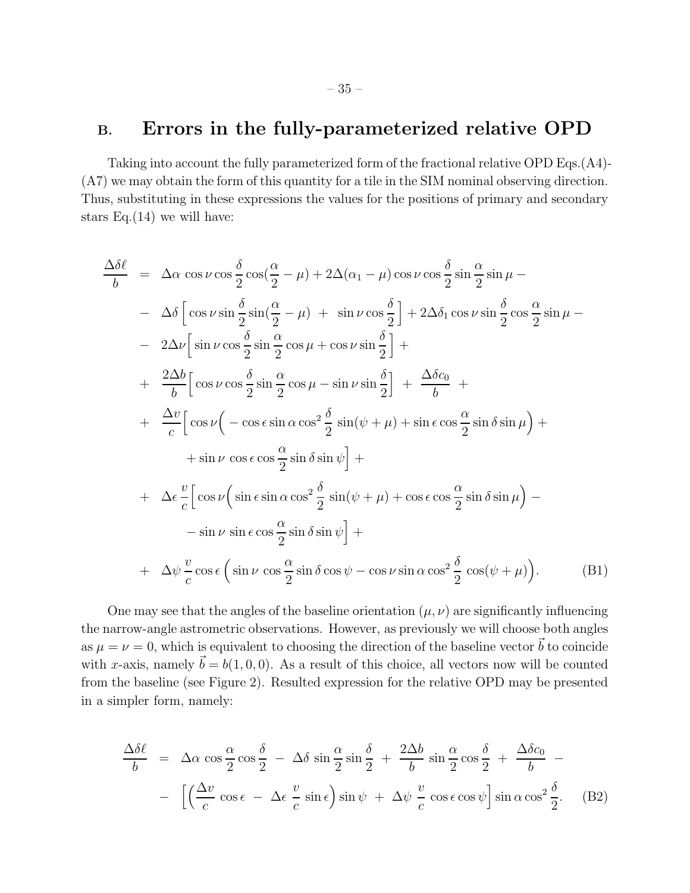# B. Errors in the fully-parameterized relative OPD

Taking into account the fully parameterized form of the fractional relative OPD Eqs.(A4)-(A7) we may obtain the form of this quantity for a tile in the SIM nominal observing direction. Thus, substituting in these expressions the values for the positions of primary and secondary stars Eq.(14) we will have:

$$
\begin{aligned}
\frac{\Delta\delta\ell}{b} &= \Delta\alpha\,\cos\nu\cos\frac{\delta}{2}\cos(\frac{\alpha}{2}-\mu) + 2\Delta(\alpha_1-\mu)\cos\nu\cos\frac{\delta}{2}\sin\frac{\alpha}{2}\sin\mu - \\
&- \Delta\delta\Big[\cos\nu\sin\frac{\delta}{2}\sin(\frac{\alpha}{2}-\mu) \;+\; \sin\nu\cos\frac{\delta}{2}\Big] + 2\Delta\delta_1\cos\nu\sin\frac{\delta}{2}\cos\frac{\alpha}{2}\sin\mu - \\
&- 2\Delta\nu\Big[\sin\nu\cos\frac{\delta}{2}\sin\frac{\alpha}{2}\cos\mu + \cos\nu\sin\frac{\delta}{2}\Big] + \\
&+ \frac{2\Delta b}{b}\Big[\cos\nu\cos\frac{\delta}{2}\sin\frac{\alpha}{2}\cos\mu - \sin\nu\sin\frac{\delta}{2}\Big] \;+\; \frac{\Delta\delta c_0}{b} \;+ \\
&+ \frac{\Delta v}{c}\Big[\cos\nu\Big(-\cos\epsilon\sin\alpha\cos^2\frac{\delta}{2}\,\sin(\psi+\mu) + \sin\epsilon\cos\frac{\alpha}{2}\sin\delta\sin\mu\Big) + \\
&\qquad + \sin\nu\,\cos\epsilon\cos\frac{\alpha}{2}\sin\delta\sin\psi\Big] + \\
&+ \Delta\epsilon\,\frac{v}{c}\Big[\cos\nu\Big(\sin\epsilon\sin\alpha\cos^2\frac{\delta}{2}\,\sin(\psi+\mu) + \cos\epsilon\cos\frac{\alpha}{2}\sin\delta\sin\mu\Big) - \\
&\qquad - \sin\nu\,\sin\epsilon\cos\frac{\alpha}{2}\sin\delta\sin\psi\Big] + \\
&+ \Delta\psi\,\frac{v}{c}\cos\epsilon\,\Big(\sin\nu\,\cos\frac{\alpha}{2}\sin\delta\cos\psi - \cos\nu\sin\alpha\cos^2\frac{\delta}{2}\,\cos(\psi+\mu)\Big).
\end{aligned}
\tag{B1}
$$

One may see that the angles of the baseline orientation $(\mu,\nu)$ are significantly influencing the narrow-angle astrometric observations. However, as previously we will choose both angles as $\mu=\nu=0$, which is equivalent to choosing the direction of the baseline vector $\vec{b}$ to coincide with $x$-axis, namely $\vec{b}=b(1,0,0)$. As a result of this choice, all vectors now will be counted from the baseline (see Figure 2). Resulted expression for the relative OPD may be presented in a simpler form, namely:

$$
\begin{aligned}
\frac{\Delta\delta\ell}{b} &= \Delta\alpha\,\cos\frac{\alpha}{2}\cos\frac{\delta}{2} \;-\; \Delta\delta\,\sin\frac{\alpha}{2}\sin\frac{\delta}{2} \;+\; \frac{2\Delta b}{b}\,\sin\frac{\alpha}{2}\cos\frac{\delta}{2} \;+\; \frac{\Delta\delta c_0}{b} \;- \\
&- \Big[\Big(\frac{\Delta v}{c}\,\cos\epsilon \;-\; \Delta\epsilon\,\frac{v}{c}\,\sin\epsilon\Big)\sin\psi \;+\; \Delta\psi\,\frac{v}{c}\,\cos\epsilon\cos\psi\Big]\sin\alpha\cos^2\frac{\delta}{2}.
\end{aligned}
\tag{B2}
$$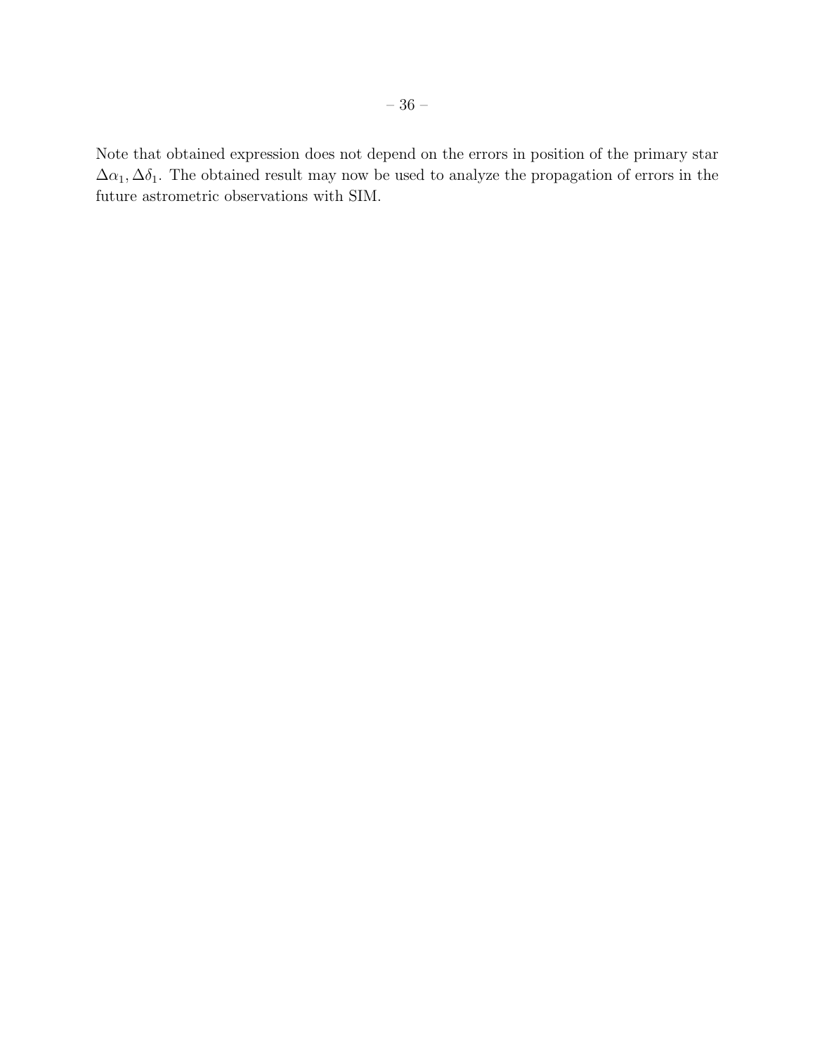Note that obtained expression does not depend on the errors in position of the primary star $\Delta\alpha_1, \Delta\delta_1$. The obtained result may now be used to analyze the propagation of errors in the future astrometric observations with SIM.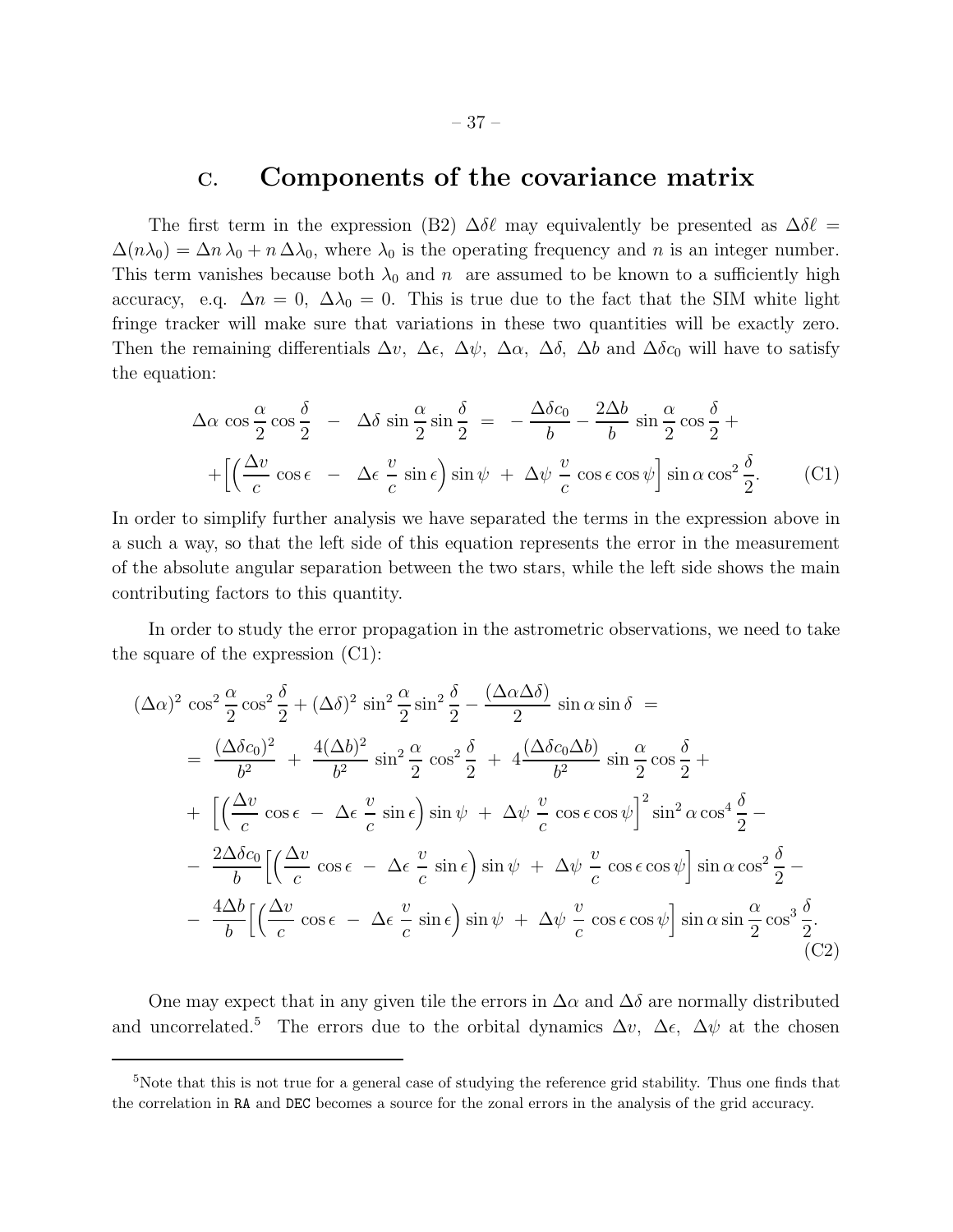## C. Components of the covariance matrix

The first term in the expression (B2) $\Delta\delta\ell$ may equivalently be presented as $\Delta\delta\ell = \Delta(n\lambda_0) = \Delta n\,\lambda_0 + n\,\Delta\lambda_0$, where $\lambda_0$ is the operating frequency and $n$ is an integer number. This term vanishes because both $\lambda_0$ and $n$ are assumed to be known to a sufficiently high accuracy, e.g. $\Delta n = 0$, $\Delta\lambda_0 = 0$. This is true due to the fact that the SIM white light fringe tracker will make sure that variations in these two quantities will be exactly zero. Then the remaining differentials $\Delta v$, $\Delta\epsilon$, $\Delta\psi$, $\Delta\alpha$, $\Delta\delta$, $\Delta b$ and $\Delta\delta c_0$ will have to satisfy the equation:

$$
\begin{aligned}
\Delta\alpha\,\cos\frac{\alpha}{2}\cos\frac{\delta}{2} \;-\; \Delta\delta\,\sin\frac{\alpha}{2}\sin\frac{\delta}{2} \;=\; -\frac{\Delta\delta c_0}{b} - \frac{2\Delta b}{b}\,\sin\frac{\alpha}{2}\cos\frac{\delta}{2} + \\
+\Big[\Big(\frac{\Delta v}{c}\,\cos\epsilon \;-\; \Delta\epsilon\,\frac{v}{c}\,\sin\epsilon\Big)\sin\psi \;+\; \Delta\psi\,\frac{v}{c}\,\cos\epsilon\cos\psi\Big]\sin\alpha\cos^2\frac{\delta}{2}. \qquad \text{(C1)}
\end{aligned}
$$

In order to simplify further analysis we have separated the terms in the expression above in a such a way, so that the left side of this equation represents the error in the measurement of the absolute angular separation between the two stars, while the left side shows the main contributing factors to this quantity.

In order to study the error propagation in the astrometric observations, we need to take the square of the expression (C1):

$$
\begin{aligned}
&(\Delta\alpha)^2\,\cos^2\frac{\alpha}{2}\cos^2\frac{\delta}{2} + (\Delta\delta)^2\,\sin^2\frac{\alpha}{2}\sin^2\frac{\delta}{2} - \frac{(\Delta\alpha\Delta\delta)}{2}\,\sin\alpha\sin\delta \;= \\
&=\; \frac{(\Delta\delta c_0)^2}{b^2} \;+\; \frac{4(\Delta b)^2}{b^2}\,\sin^2\frac{\alpha}{2}\,\cos^2\frac{\delta}{2} \;+\; 4\frac{(\Delta\delta c_0\Delta b)}{b^2}\,\sin\frac{\alpha}{2}\cos\frac{\delta}{2} + \\
&+\; \Big[\Big(\frac{\Delta v}{c}\,\cos\epsilon \;-\; \Delta\epsilon\,\frac{v}{c}\,\sin\epsilon\Big)\sin\psi \;+\; \Delta\psi\,\frac{v}{c}\,\cos\epsilon\cos\psi\Big]^2\sin^2\alpha\cos^4\frac{\delta}{2} - \\
&-\; \frac{2\Delta\delta c_0}{b}\Big[\Big(\frac{\Delta v}{c}\,\cos\epsilon \;-\; \Delta\epsilon\,\frac{v}{c}\,\sin\epsilon\Big)\sin\psi \;+\; \Delta\psi\,\frac{v}{c}\,\cos\epsilon\cos\psi\Big]\sin\alpha\cos^2\frac{\delta}{2} - \\
&-\; \frac{4\Delta b}{b}\Big[\Big(\frac{\Delta v}{c}\,\cos\epsilon \;-\; \Delta\epsilon\,\frac{v}{c}\,\sin\epsilon\Big)\sin\psi \;+\; \Delta\psi\,\frac{v}{c}\,\cos\epsilon\cos\psi\Big]\sin\alpha\sin\frac{\alpha}{2}\cos^3\frac{\delta}{2}. \qquad \text{(C2)}
\end{aligned}
$$

One may expect that in any given tile the errors in $\Delta\alpha$ and $\Delta\delta$ are normally distributed and uncorrelated.[5] The errors due to the orbital dynamics $\Delta v$, $\Delta\epsilon$, $\Delta\psi$ at the chosen

[5] Note that this is not true for a general case of studying the reference grid stability. Thus one finds that the correlation in RA and DEC becomes a source for the zonal errors in the analysis of the grid accuracy.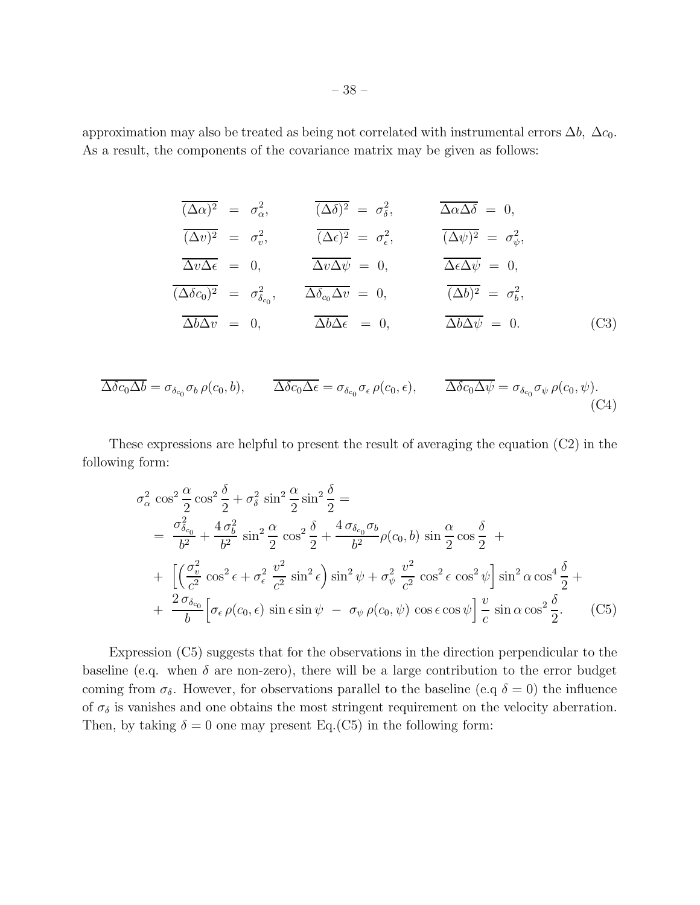approximation may also be treated as being not correlated with instrumental errors $\Delta b,\ \Delta c_0$. As a result, the components of the covariance matrix may be given as follows:

$$
\begin{array}{lll}
\overline{(\Delta\alpha)^2} \;=\; \sigma^2_\alpha, & \overline{(\Delta\delta)^2} \;=\; \sigma^2_\delta, & \overline{\Delta\alpha\Delta\delta} \;=\; 0, \\
\overline{(\Delta v)^2} \;=\; \sigma^2_v, & \overline{(\Delta\epsilon)^2} \;=\; \sigma^2_\epsilon, & \overline{(\Delta\psi)^2} \;=\; \sigma^2_\psi, \\
\overline{\Delta v\Delta\epsilon} \;=\; 0, & \overline{\Delta v\Delta\psi} \;=\; 0, & \overline{\Delta\epsilon\Delta\psi} \;=\; 0, \\
\overline{(\Delta\delta c_0)^2} \;=\; \sigma^2_{\delta_{c_0}}, & \overline{\Delta\delta_{c_0}\Delta v} \;=\; 0, & \overline{(\Delta b)^2} \;=\; \sigma^2_b, \\
\overline{\Delta b\Delta v} \;=\; 0, & \overline{\Delta b\Delta\epsilon} \;=\; 0, & \overline{\Delta b\Delta\psi} \;=\; 0.
\end{array} \tag{C3}
$$

$$
\overline{\Delta\delta c_0\Delta b} = \sigma_{\delta_{c_0}}\sigma_b\,\rho(c_0,b), \qquad \overline{\Delta\delta c_0\Delta\epsilon} = \sigma_{\delta_{c_0}}\sigma_\epsilon\,\rho(c_0,\epsilon), \qquad \overline{\Delta\delta c_0\Delta\psi} = \sigma_{\delta_{c_0}}\sigma_\psi\,\rho(c_0,\psi). \tag{C4}
$$

These expressions are helpful to present the result of averaging the equation (C2) in the following form:

$$
\begin{aligned}
&\sigma^2_\alpha\,\cos^2\frac{\alpha}{2}\cos^2\frac{\delta}{2} + \sigma^2_\delta\,\sin^2\frac{\alpha}{2}\sin^2\frac{\delta}{2} = \\
&= \; \frac{\sigma^2_{\delta_{c_0}}}{b^2} + \frac{4\,\sigma^2_b}{b^2}\,\sin^2\frac{\alpha}{2}\,\cos^2\frac{\delta}{2} + \frac{4\,\sigma_{\delta_{c_0}}\sigma_b}{b^2}\rho(c_0,b)\,\sin\frac{\alpha}{2}\cos\frac{\delta}{2} \; + \\
&+ \; \Big[\Big(\frac{\sigma^2_v}{c^2}\,\cos^2\epsilon + \sigma^2_\epsilon\,\frac{v^2}{c^2}\,\sin^2\epsilon\Big)\sin^2\psi + \sigma^2_\psi\,\frac{v^2}{c^2}\,\cos^2\epsilon\,\cos^2\psi\Big]\sin^2\alpha\cos^4\frac{\delta}{2} + \\
&+ \; \frac{2\,\sigma_{\delta_{c_0}}}{b}\Big[\sigma_\epsilon\,\rho(c_0,\epsilon)\,\sin\epsilon\sin\psi \;-\; \sigma_\psi\,\rho(c_0,\psi)\,\cos\epsilon\cos\psi\Big]\,\frac{v}{c}\,\sin\alpha\cos^2\frac{\delta}{2}.
\end{aligned} \tag{C5}
$$

Expression (C5) suggests that for the observations in the direction perpendicular to the baseline (e.g. when $\delta$ are non-zero), there will be a large contribution to the error budget coming from $\sigma_\delta$. However, for observations parallel to the baseline (e.q $\delta = 0$) the influence of $\sigma_\delta$ is vanishes and one obtains the most stringent requirement on the velocity aberration. Then, by taking $\delta = 0$ one may present Eq.(C5) in the following form: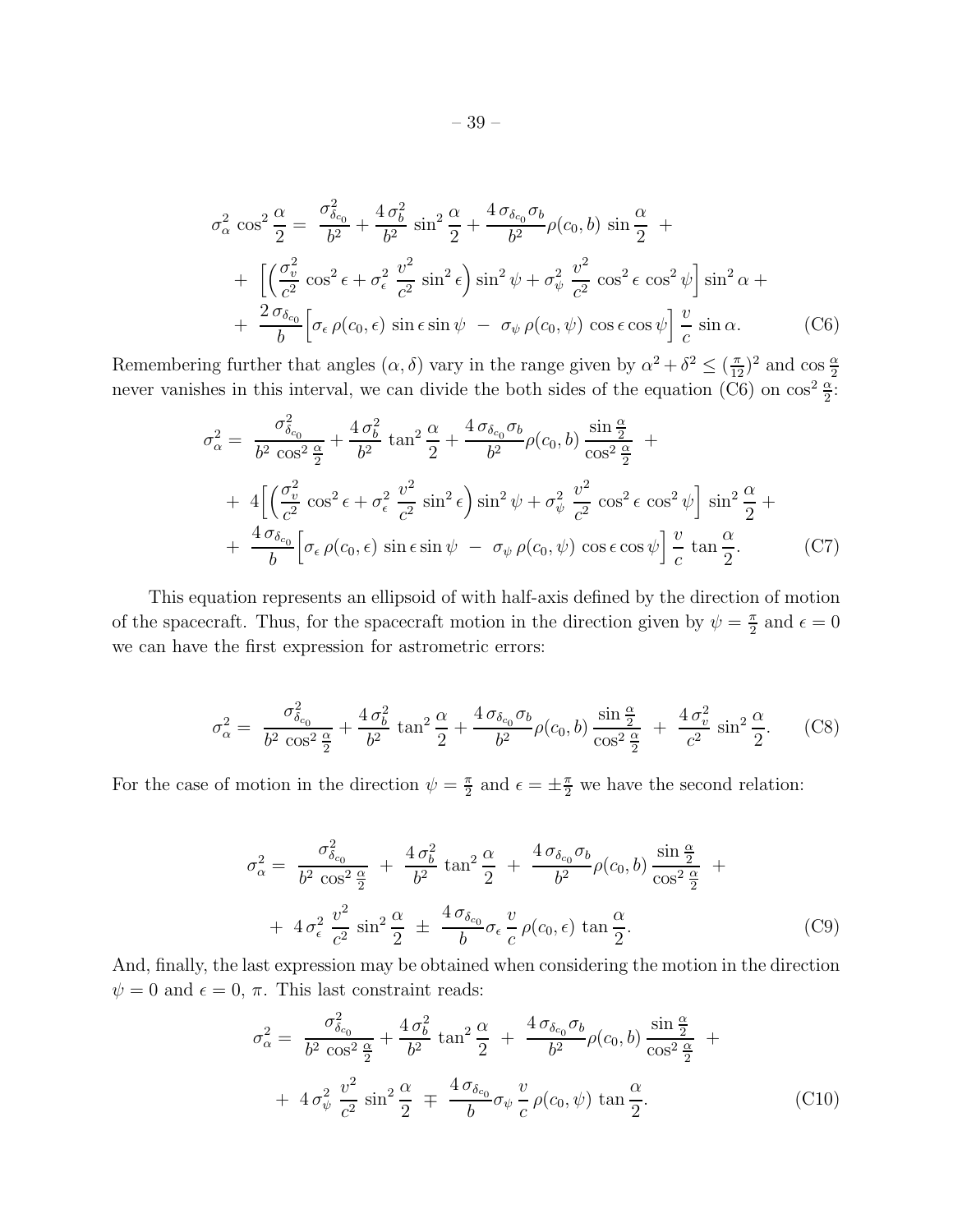$$
\begin{aligned}
\sigma_\alpha^2 \cos^2\frac{\alpha}{2} = & \ \frac{\sigma_{\delta_{c_0}}^2}{b^2} + \frac{4\,\sigma_b^2}{b^2}\sin^2\frac{\alpha}{2} + \frac{4\,\sigma_{\delta_{c_0}}\sigma_b}{b^2}\rho(c_0,b)\,\sin\frac{\alpha}{2} \ + \\
& + \ \Big[\Big(\frac{\sigma_v^2}{c^2}\cos^2\epsilon + \sigma_\epsilon^2\,\frac{v^2}{c^2}\sin^2\epsilon\Big)\sin^2\psi + \sigma_\psi^2\,\frac{v^2}{c^2}\cos^2\epsilon\,\cos^2\psi\Big]\sin^2\alpha \ + \\
& + \ \frac{2\,\sigma_{\delta_{c_0}}}{b}\Big[\sigma_\epsilon\,\rho(c_0,\epsilon)\,\sin\epsilon\sin\psi \ - \ \sigma_\psi\,\rho(c_0,\psi)\,\cos\epsilon\cos\psi\Big]\,\frac{v}{c}\,\sin\alpha. \qquad \text{(C6)}
\end{aligned}
$$

Remembering further that angles $(\alpha,\delta)$ vary in the range given by $\alpha^2+\delta^2 \le (\frac{\pi}{12})^2$ and $\cos\frac{\alpha}{2}$ never vanishes in this interval, we can divide the both sides of the equation (C6) on $\cos^2\frac{\alpha}{2}$:

$$
\begin{aligned}
\sigma_\alpha^2 = & \ \frac{\sigma_{\delta_{c_0}}^2}{b^2\,\cos^2\frac{\alpha}{2}} + \frac{4\,\sigma_b^2}{b^2}\tan^2\frac{\alpha}{2} + \frac{4\,\sigma_{\delta_{c_0}}\sigma_b}{b^2}\rho(c_0,b)\,\frac{\sin\frac{\alpha}{2}}{\cos^2\frac{\alpha}{2}} \ + \\
& + \ 4\Big[\Big(\frac{\sigma_v^2}{c^2}\cos^2\epsilon + \sigma_\epsilon^2\,\frac{v^2}{c^2}\sin^2\epsilon\Big)\sin^2\psi + \sigma_\psi^2\,\frac{v^2}{c^2}\cos^2\epsilon\,\cos^2\psi\Big]\,\sin^2\frac{\alpha}{2} \ + \\
& + \ \frac{4\,\sigma_{\delta_{c_0}}}{b}\Big[\sigma_\epsilon\,\rho(c_0,\epsilon)\,\sin\epsilon\sin\psi \ - \ \sigma_\psi\,\rho(c_0,\psi)\,\cos\epsilon\cos\psi\Big]\,\frac{v}{c}\,\tan\frac{\alpha}{2}. \qquad \text{(C7)}
\end{aligned}
$$

This equation represents an ellipsoid of with half-axis defined by the direction of motion of the spacecraft. Thus, for the spacecraft motion in the direction given by $\psi = \frac{\pi}{2}$ and $\epsilon = 0$ we can have the first expression for astrometric errors:

$$
\sigma_\alpha^2 = \ \frac{\sigma_{\delta_{c_0}}^2}{b^2\,\cos^2\frac{\alpha}{2}} + \frac{4\,\sigma_b^2}{b^2}\tan^2\frac{\alpha}{2} + \frac{4\,\sigma_{\delta_{c_0}}\sigma_b}{b^2}\rho(c_0,b)\,\frac{\sin\frac{\alpha}{2}}{\cos^2\frac{\alpha}{2}} \ + \ \frac{4\,\sigma_v^2}{c^2}\sin^2\frac{\alpha}{2}. \qquad \text{(C8)}
$$

For the case of motion in the direction $\psi = \frac{\pi}{2}$ and $\epsilon = \pm\frac{\pi}{2}$ we have the second relation:

$$
\begin{aligned}
\sigma_\alpha^2 = & \ \frac{\sigma_{\delta_{c_0}}^2}{b^2\,\cos^2\frac{\alpha}{2}} \ + \ \frac{4\,\sigma_b^2}{b^2}\tan^2\frac{\alpha}{2} \ + \ \frac{4\,\sigma_{\delta_{c_0}}\sigma_b}{b^2}\rho(c_0,b)\,\frac{\sin\frac{\alpha}{2}}{\cos^2\frac{\alpha}{2}} \ + \\
& + \ 4\,\sigma_\epsilon^2\,\frac{v^2}{c^2}\sin^2\frac{\alpha}{2} \ \pm \ \frac{4\,\sigma_{\delta_{c_0}}}{b}\sigma_\epsilon\,\frac{v}{c}\,\rho(c_0,\epsilon)\,\tan\frac{\alpha}{2}. \qquad \text{(C9)}
\end{aligned}
$$

And, finally, the last expression may be obtained when considering the motion in the direction $\psi = 0$ and $\epsilon = 0,\ \pi$. This last constraint reads:

$$
\begin{aligned}
\sigma_\alpha^2 = & \ \frac{\sigma_{\delta_{c_0}}^2}{b^2\,\cos^2\frac{\alpha}{2}} + \frac{4\,\sigma_b^2}{b^2}\tan^2\frac{\alpha}{2} \ + \ \frac{4\,\sigma_{\delta_{c_0}}\sigma_b}{b^2}\rho(c_0,b)\,\frac{\sin\frac{\alpha}{2}}{\cos^2\frac{\alpha}{2}} \ + \\
& + \ 4\,\sigma_\psi^2\,\frac{v^2}{c^2}\sin^2\frac{\alpha}{2} \ \mp \ \frac{4\,\sigma_{\delta_{c_0}}}{b}\sigma_\psi\,\frac{v}{c}\,\rho(c_0,\psi)\,\tan\frac{\alpha}{2}. \qquad \text{(C10)}
\end{aligned}
$$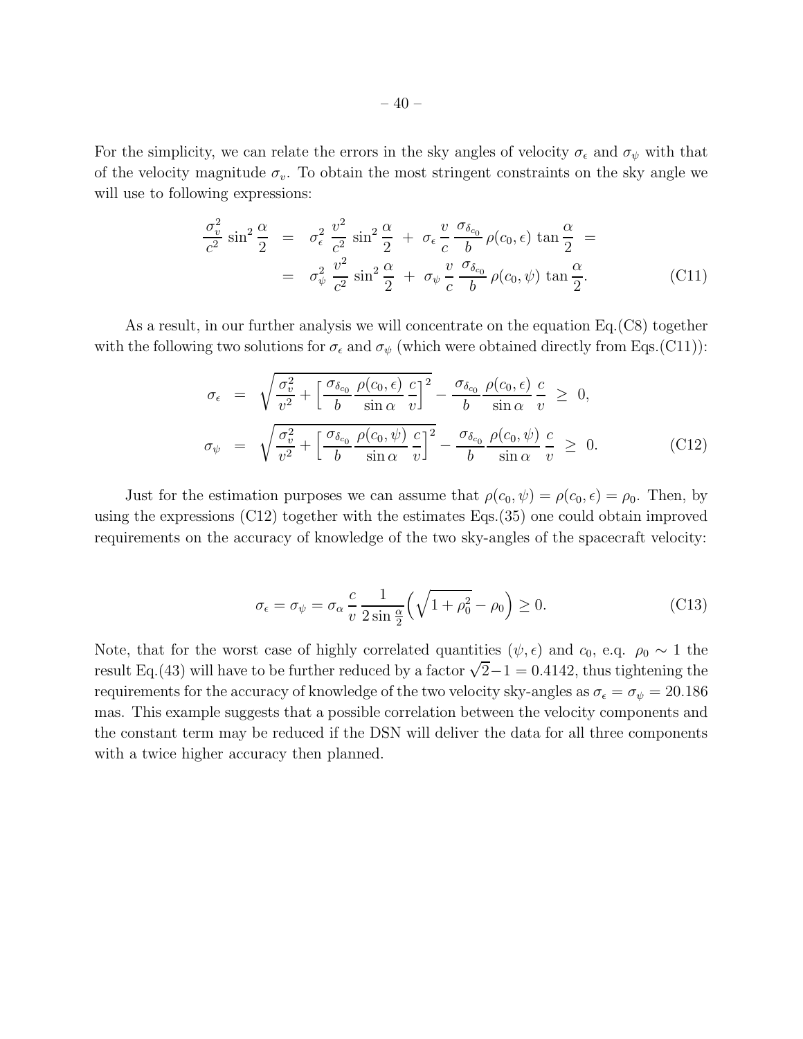For the simplicity, we can relate the errors in the sky angles of velocity $\sigma_\epsilon$ and $\sigma_\psi$ with that of the velocity magnitude $\sigma_v$. To obtain the most stringent constraints on the sky angle we will use to following expressions:

$$
\begin{aligned}
\frac{\sigma_v^2}{c^2}\sin^2\frac{\alpha}{2} &= \sigma_\epsilon^2\,\frac{v^2}{c^2}\sin^2\frac{\alpha}{2} + \sigma_\epsilon\,\frac{v}{c}\,\frac{\sigma_{\delta_{c_0}}}{b}\,\rho(c_0,\epsilon)\,\tan\frac{\alpha}{2} = \\
&= \sigma_\psi^2\,\frac{v^2}{c^2}\sin^2\frac{\alpha}{2} + \sigma_\psi\,\frac{v}{c}\,\frac{\sigma_{\delta_{c_0}}}{b}\,\rho(c_0,\psi)\,\tan\frac{\alpha}{2}.
\end{aligned}
\tag{C11}
$$

As a result, in our further analysis we will concentrate on the equation Eq.(C8) together with the following two solutions for $\sigma_\epsilon$ and $\sigma_\psi$ (which were obtained directly from Eqs.(C11)):

$$
\begin{aligned}
\sigma_\epsilon &= \sqrt{\frac{\sigma_v^2}{v^2} + \Big[\frac{\sigma_{\delta_{c_0}}}{b}\,\frac{\rho(c_0,\epsilon)}{\sin\alpha}\,\frac{c}{v}\Big]^2} - \frac{\sigma_{\delta_{c_0}}}{b}\,\frac{\rho(c_0,\epsilon)}{\sin\alpha}\,\frac{c}{v} \geq 0, \\
\sigma_\psi &= \sqrt{\frac{\sigma_v^2}{v^2} + \Big[\frac{\sigma_{\delta_{c_0}}}{b}\,\frac{\rho(c_0,\psi)}{\sin\alpha}\,\frac{c}{v}\Big]^2} - \frac{\sigma_{\delta_{c_0}}}{b}\,\frac{\rho(c_0,\psi)}{\sin\alpha}\,\frac{c}{v} \geq 0.
\end{aligned}
\tag{C12}
$$

Just for the estimation purposes we can assume that $\rho(c_0,\psi) = \rho(c_0,\epsilon) = \rho_0$. Then, by using the expressions (C12) together with the estimates Eqs.(35) one could obtain improved requirements on the accuracy of knowledge of the two sky-angles of the spacecraft velocity:

$$
\sigma_\epsilon = \sigma_\psi = \sigma_\alpha\,\frac{c}{v}\,\frac{1}{2\sin\frac{\alpha}{2}}\Big(\sqrt{1+\rho_0^2} - \rho_0\Big) \geq 0.
\tag{C13}
$$

Note, that for the worst case of highly correlated quantities $(\psi,\epsilon)$ and $c_0$, e.q. $\rho_0 \sim 1$ the result Eq.(43) will have to be further reduced by a factor $\sqrt{2}-1 = 0.4142$, thus tightening the requirements for the accuracy of knowledge of the two velocity sky-angles as $\sigma_\epsilon = \sigma_\psi = 20.186$ mas. This example suggests that a possible correlation between the velocity components and the constant term may be reduced if the DSN will deliver the data for all three components with a twice higher accuracy then planned.